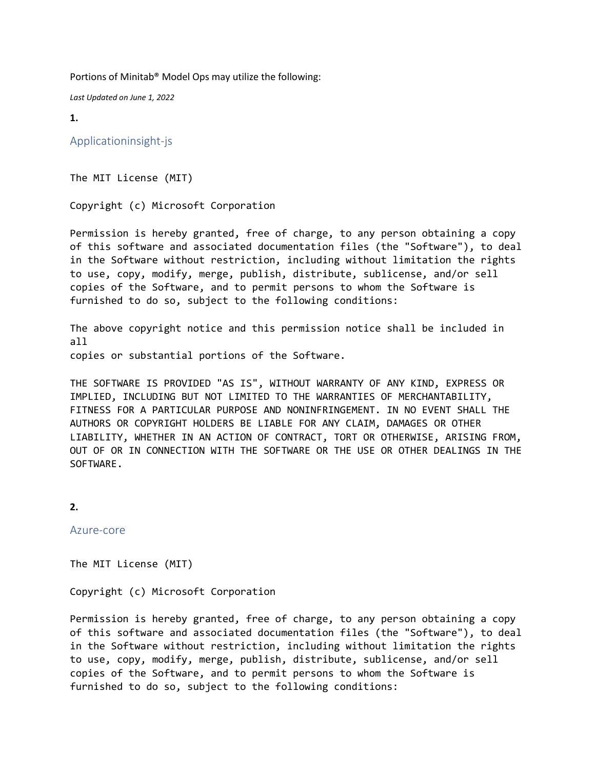Portions of Minitab® Model Ops may utilize the following:

*Last Updated on June 1, 2022*

**1.**

## Applicationinsight-js

```
The MIT License (MIT)

Copyright (c) Microsoft Corporation

Permission is hereby granted, free of charge, to any person obtaining a copy
of this software and associated documentation files (the "Software"), to deal
in the Software without restriction, including without limitation the rights
to use, copy, modify, merge, publish, distribute, sublicense, and/or sell
copies of the Software, and to permit persons to whom the Software is
furnished to do so, subject to the following conditions:

The above copyright notice and this permission notice shall be included in
all
copies or substantial portions of the Software.

THE SOFTWARE IS PROVIDED "AS IS", WITHOUT WARRANTY OF ANY KIND, EXPRESS OR
IMPLIED, INCLUDING BUT NOT LIMITED TO THE WARRANTIES OF MERCHANTABILITY,
FITNESS FOR A PARTICULAR PURPOSE AND NONINFRINGEMENT. IN NO EVENT SHALL THE
AUTHORS OR COPYRIGHT HOLDERS BE LIABLE FOR ANY CLAIM, DAMAGES OR OTHER
LIABILITY, WHETHER IN AN ACTION OF CONTRACT, TORT OR OTHERWISE, ARISING FROM,
OUT OF OR IN CONNECTION WITH THE SOFTWARE OR THE USE OR OTHER DEALINGS IN THE
SOFTWARE.
```

**2.**

## Azure-core

```
The MIT License (MIT)

Copyright (c) Microsoft Corporation

Permission is hereby granted, free of charge, to any person obtaining a copy
of this software and associated documentation files (the "Software"), to deal
in the Software without restriction, including without limitation the rights
to use, copy, modify, merge, publish, distribute, sublicense, and/or sell
copies of the Software, and to permit persons to whom the Software is
furnished to do so, subject to the following conditions:
```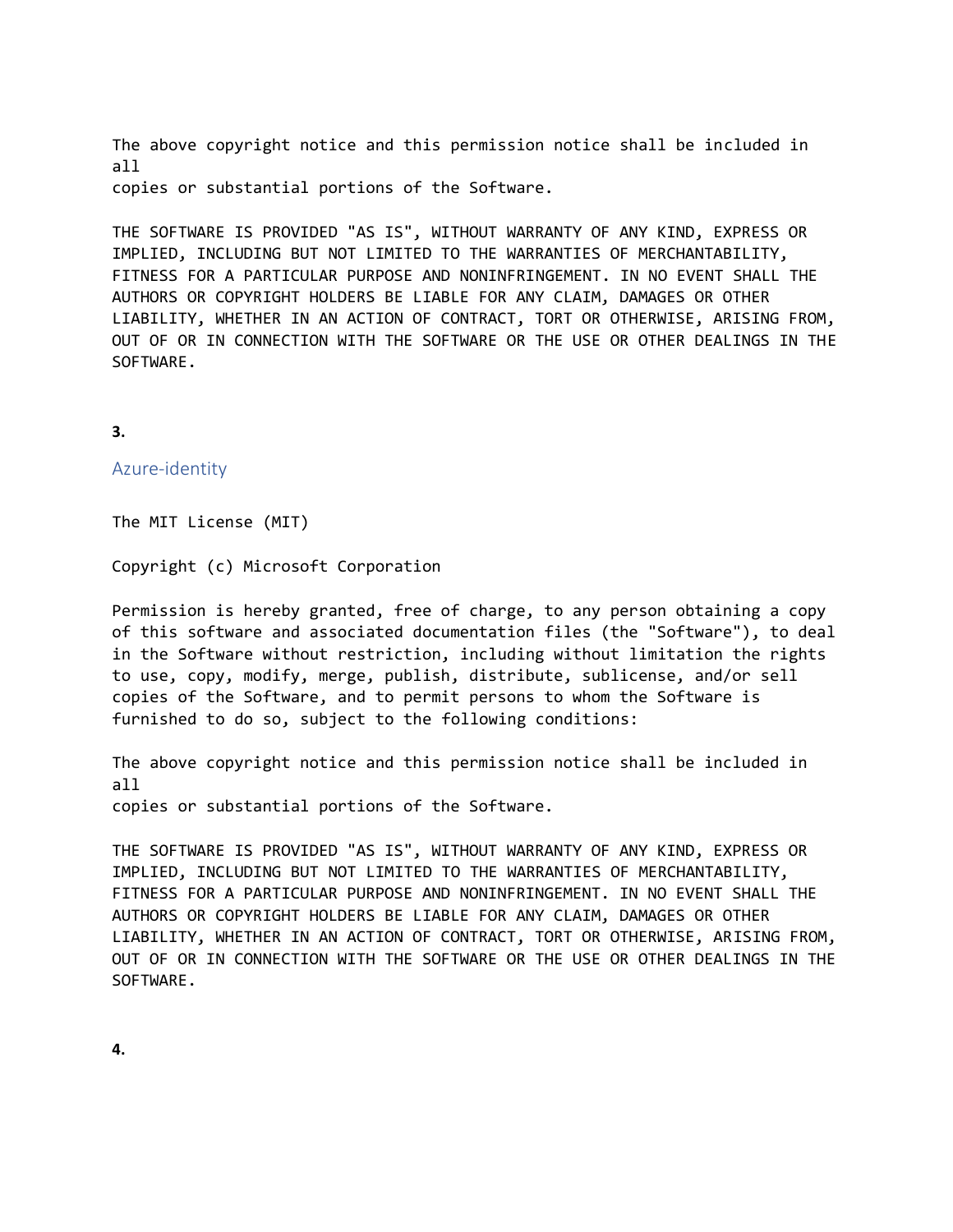The above copyright notice and this permission notice shall be included in all
copies or substantial portions of the Software.

THE SOFTWARE IS PROVIDED "AS IS", WITHOUT WARRANTY OF ANY KIND, EXPRESS OR IMPLIED, INCLUDING BUT NOT LIMITED TO THE WARRANTIES OF MERCHANTABILITY, FITNESS FOR A PARTICULAR PURPOSE AND NONINFRINGEMENT. IN NO EVENT SHALL THE AUTHORS OR COPYRIGHT HOLDERS BE LIABLE FOR ANY CLAIM, DAMAGES OR OTHER LIABILITY, WHETHER IN AN ACTION OF CONTRACT, TORT OR OTHERWISE, ARISING FROM, OUT OF OR IN CONNECTION WITH THE SOFTWARE OR THE USE OR OTHER DEALINGS IN THE SOFTWARE.

**3.**

## Azure-identity

The MIT License (MIT)

Copyright (c) Microsoft Corporation

Permission is hereby granted, free of charge, to any person obtaining a copy of this software and associated documentation files (the "Software"), to deal in the Software without restriction, including without limitation the rights to use, copy, modify, merge, publish, distribute, sublicense, and/or sell copies of the Software, and to permit persons to whom the Software is furnished to do so, subject to the following conditions:

The above copyright notice and this permission notice shall be included in all
copies or substantial portions of the Software.

THE SOFTWARE IS PROVIDED "AS IS", WITHOUT WARRANTY OF ANY KIND, EXPRESS OR IMPLIED, INCLUDING BUT NOT LIMITED TO THE WARRANTIES OF MERCHANTABILITY, FITNESS FOR A PARTICULAR PURPOSE AND NONINFRINGEMENT. IN NO EVENT SHALL THE AUTHORS OR COPYRIGHT HOLDERS BE LIABLE FOR ANY CLAIM, DAMAGES OR OTHER LIABILITY, WHETHER IN AN ACTION OF CONTRACT, TORT OR OTHERWISE, ARISING FROM, OUT OF OR IN CONNECTION WITH THE SOFTWARE OR THE USE OR OTHER DEALINGS IN THE SOFTWARE.

**4.**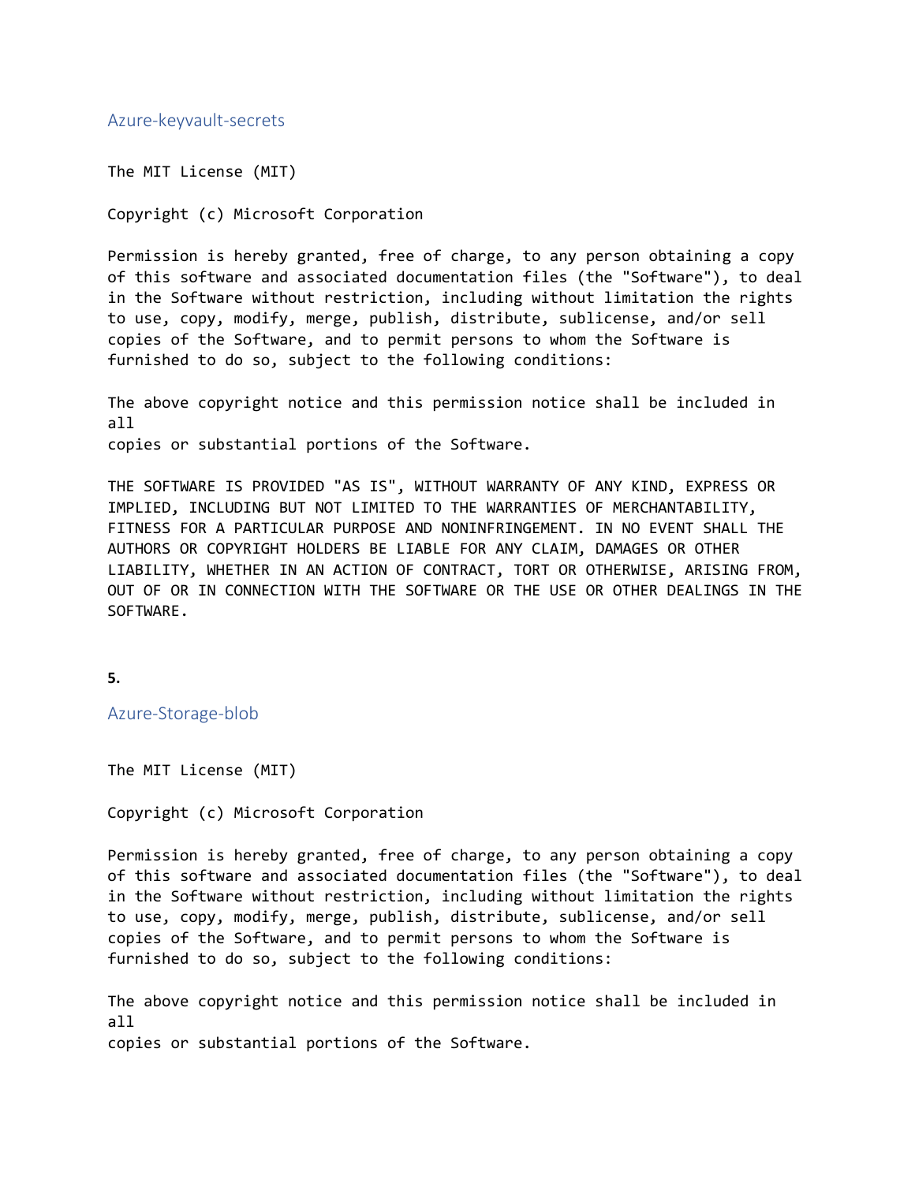## Azure-keyvault-secrets

```
The MIT License (MIT)

Copyright (c) Microsoft Corporation

Permission is hereby granted, free of charge, to any person obtaining a copy
of this software and associated documentation files (the "Software"), to deal
in the Software without restriction, including without limitation the rights
to use, copy, modify, merge, publish, distribute, sublicense, and/or sell
copies of the Software, and to permit persons to whom the Software is
furnished to do so, subject to the following conditions:

The above copyright notice and this permission notice shall be included in
all
copies or substantial portions of the Software.

THE SOFTWARE IS PROVIDED "AS IS", WITHOUT WARRANTY OF ANY KIND, EXPRESS OR
IMPLIED, INCLUDING BUT NOT LIMITED TO THE WARRANTIES OF MERCHANTABILITY,
FITNESS FOR A PARTICULAR PURPOSE AND NONINFRINGEMENT. IN NO EVENT SHALL THE
AUTHORS OR COPYRIGHT HOLDERS BE LIABLE FOR ANY CLAIM, DAMAGES OR OTHER
LIABILITY, WHETHER IN AN ACTION OF CONTRACT, TORT OR OTHERWISE, ARISING FROM,
OUT OF OR IN CONNECTION WITH THE SOFTWARE OR THE USE OR OTHER DEALINGS IN THE
SOFTWARE.
```

**5.**

## Azure-Storage-blob

```
The MIT License (MIT)

Copyright (c) Microsoft Corporation

Permission is hereby granted, free of charge, to any person obtaining a copy
of this software and associated documentation files (the "Software"), to deal
in the Software without restriction, including without limitation the rights
to use, copy, modify, merge, publish, distribute, sublicense, and/or sell
copies of the Software, and to permit persons to whom the Software is
furnished to do so, subject to the following conditions:

The above copyright notice and this permission notice shall be included in
all
copies or substantial portions of the Software.
```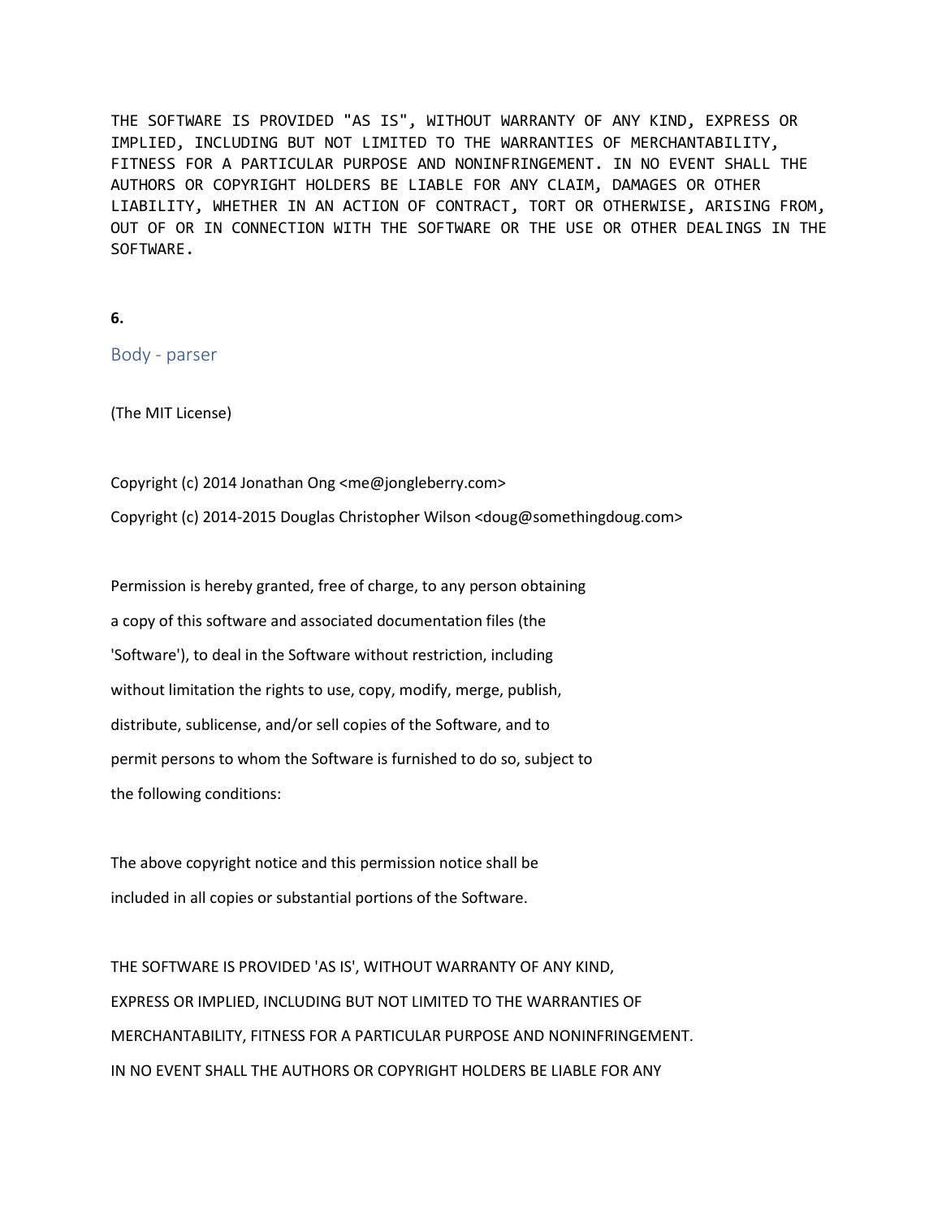THE SOFTWARE IS PROVIDED "AS IS", WITHOUT WARRANTY OF ANY KIND, EXPRESS OR IMPLIED, INCLUDING BUT NOT LIMITED TO THE WARRANTIES OF MERCHANTABILITY, FITNESS FOR A PARTICULAR PURPOSE AND NONINFRINGEMENT. IN NO EVENT SHALL THE AUTHORS OR COPYRIGHT HOLDERS BE LIABLE FOR ANY CLAIM, DAMAGES OR OTHER LIABILITY, WHETHER IN AN ACTION OF CONTRACT, TORT OR OTHERWISE, ARISING FROM, OUT OF OR IN CONNECTION WITH THE SOFTWARE OR THE USE OR OTHER DEALINGS IN THE SOFTWARE.

**6.**

## Body - parser

(The MIT License)

Copyright (c) 2014 Jonathan Ong <me@jongleberry.com>

Copyright (c) 2014-2015 Douglas Christopher Wilson <doug@somethingdoug.com>

Permission is hereby granted, free of charge, to any person obtaining
a copy of this software and associated documentation files (the
'Software'), to deal in the Software without restriction, including
without limitation the rights to use, copy, modify, merge, publish,
distribute, sublicense, and/or sell copies of the Software, and to
permit persons to whom the Software is furnished to do so, subject to
the following conditions:

The above copyright notice and this permission notice shall be
included in all copies or substantial portions of the Software.

THE SOFTWARE IS PROVIDED 'AS IS', WITHOUT WARRANTY OF ANY KIND,
EXPRESS OR IMPLIED, INCLUDING BUT NOT LIMITED TO THE WARRANTIES OF
MERCHANTABILITY, FITNESS FOR A PARTICULAR PURPOSE AND NONINFRINGEMENT.
IN NO EVENT SHALL THE AUTHORS OR COPYRIGHT HOLDERS BE LIABLE FOR ANY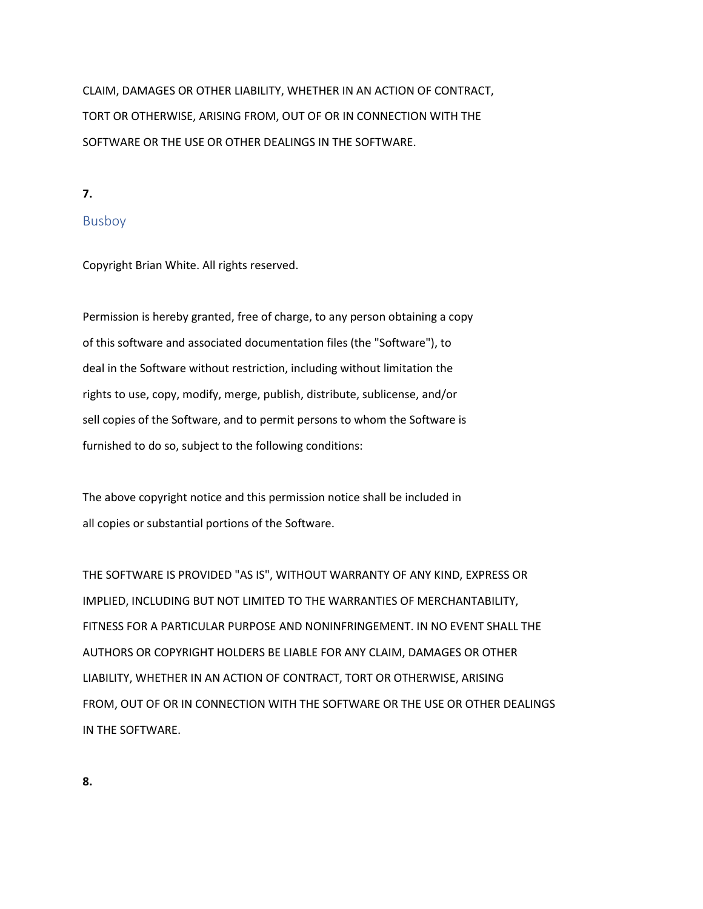CLAIM, DAMAGES OR OTHER LIABILITY, WHETHER IN AN ACTION OF CONTRACT, TORT OR OTHERWISE, ARISING FROM, OUT OF OR IN CONNECTION WITH THE SOFTWARE OR THE USE OR OTHER DEALINGS IN THE SOFTWARE.

**7.**

## Busboy

Copyright Brian White. All rights reserved.

Permission is hereby granted, free of charge, to any person obtaining a copy of this software and associated documentation files (the "Software"), to deal in the Software without restriction, including without limitation the rights to use, copy, modify, merge, publish, distribute, sublicense, and/or sell copies of the Software, and to permit persons to whom the Software is furnished to do so, subject to the following conditions:

The above copyright notice and this permission notice shall be included in all copies or substantial portions of the Software.

THE SOFTWARE IS PROVIDED "AS IS", WITHOUT WARRANTY OF ANY KIND, EXPRESS OR IMPLIED, INCLUDING BUT NOT LIMITED TO THE WARRANTIES OF MERCHANTABILITY, FITNESS FOR A PARTICULAR PURPOSE AND NONINFRINGEMENT. IN NO EVENT SHALL THE AUTHORS OR COPYRIGHT HOLDERS BE LIABLE FOR ANY CLAIM, DAMAGES OR OTHER LIABILITY, WHETHER IN AN ACTION OF CONTRACT, TORT OR OTHERWISE, ARISING FROM, OUT OF OR IN CONNECTION WITH THE SOFTWARE OR THE USE OR OTHER DEALINGS IN THE SOFTWARE.

**8.**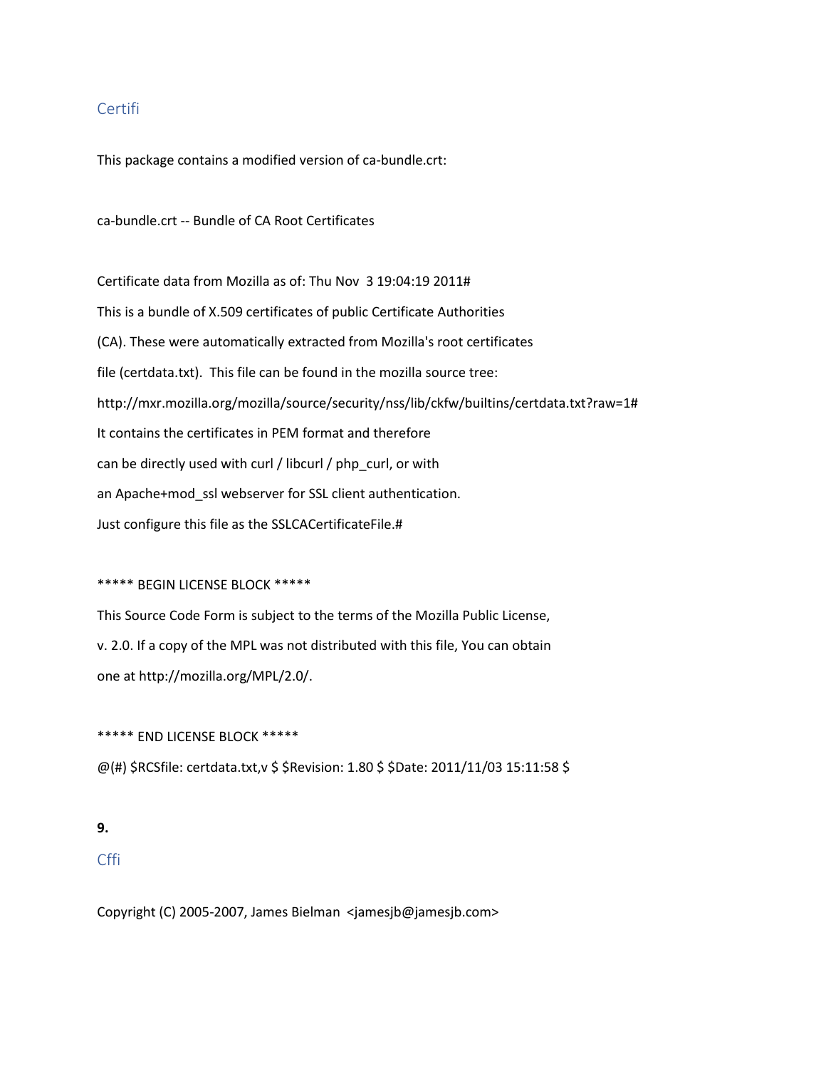## Certifi

This package contains a modified version of ca-bundle.crt:

ca-bundle.crt -- Bundle of CA Root Certificates

Certificate data from Mozilla as of: Thu Nov  3 19:04:19 2011#

This is a bundle of X.509 certificates of public Certificate Authorities

(CA). These were automatically extracted from Mozilla's root certificates

file (certdata.txt).  This file can be found in the mozilla source tree:

http://mxr.mozilla.org/mozilla/source/security/nss/lib/ckfw/builtins/certdata.txt?raw=1#

It contains the certificates in PEM format and therefore

can be directly used with curl / libcurl / php_curl, or with

an Apache+mod_ssl webserver for SSL client authentication.

Just configure this file as the SSLCACertificateFile.#

***** BEGIN LICENSE BLOCK *****

This Source Code Form is subject to the terms of the Mozilla Public License,

v. 2.0. If a copy of the MPL was not distributed with this file, You can obtain

one at http://mozilla.org/MPL/2.0/.

***** END LICENSE BLOCK *****

@(#) $RCSfile: certdata.txt,v $ $Revision: 1.80 $ $Date: 2011/11/03 15:11:58 $

**9.**

## Cffi

Copyright (C) 2005-2007, James Bielman  <jamesjb@jamesjb.com>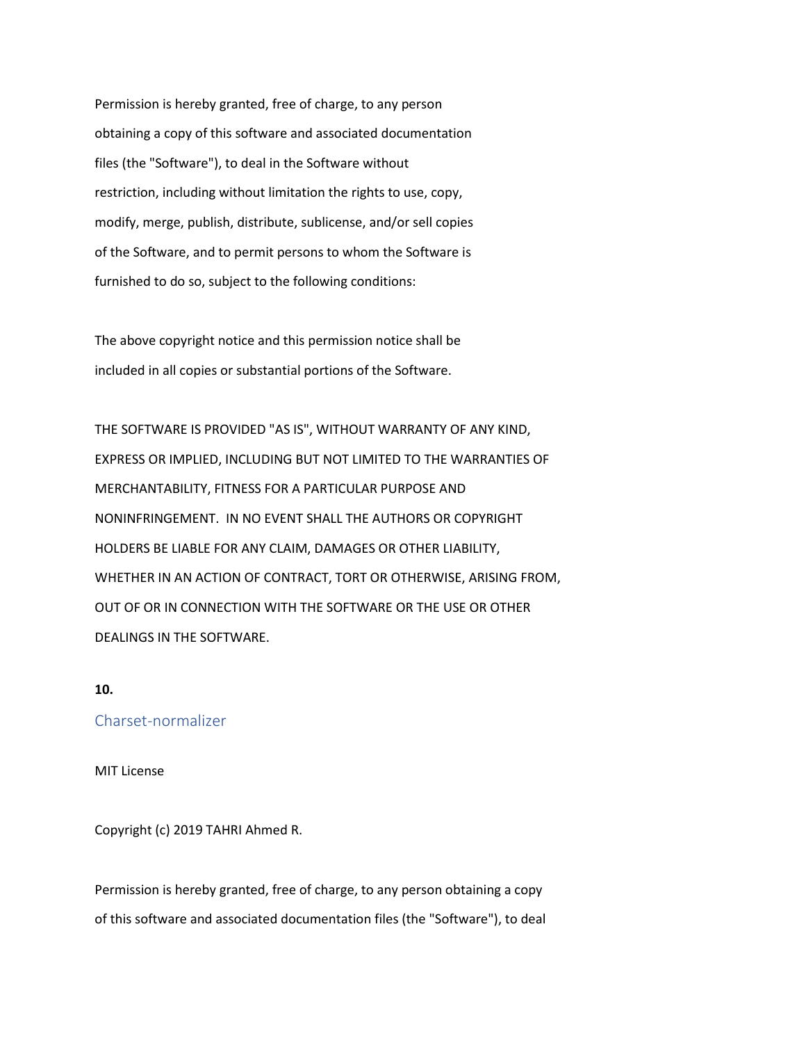Permission is hereby granted, free of charge, to any person obtaining a copy of this software and associated documentation files (the "Software"), to deal in the Software without restriction, including without limitation the rights to use, copy, modify, merge, publish, distribute, sublicense, and/or sell copies of the Software, and to permit persons to whom the Software is furnished to do so, subject to the following conditions:

The above copyright notice and this permission notice shall be included in all copies or substantial portions of the Software.

THE SOFTWARE IS PROVIDED "AS IS", WITHOUT WARRANTY OF ANY KIND, EXPRESS OR IMPLIED, INCLUDING BUT NOT LIMITED TO THE WARRANTIES OF MERCHANTABILITY, FITNESS FOR A PARTICULAR PURPOSE AND NONINFRINGEMENT. IN NO EVENT SHALL THE AUTHORS OR COPYRIGHT HOLDERS BE LIABLE FOR ANY CLAIM, DAMAGES OR OTHER LIABILITY, WHETHER IN AN ACTION OF CONTRACT, TORT OR OTHERWISE, ARISING FROM, OUT OF OR IN CONNECTION WITH THE SOFTWARE OR THE USE OR OTHER DEALINGS IN THE SOFTWARE.

**10.**

## Charset-normalizer

MIT License

Copyright (c) 2019 TAHRI Ahmed R.

Permission is hereby granted, free of charge, to any person obtaining a copy of this software and associated documentation files (the "Software"), to deal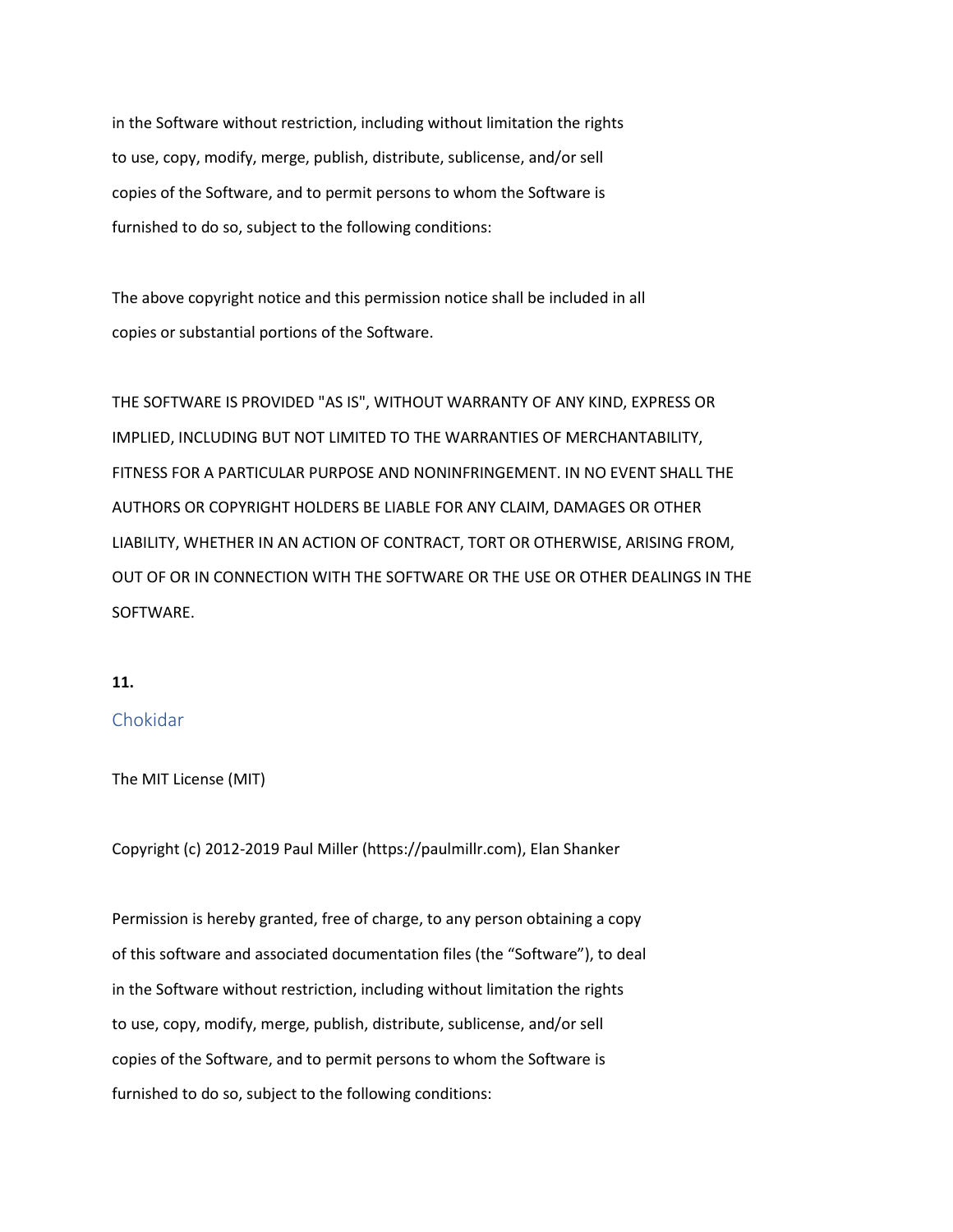in the Software without restriction, including without limitation the rights
to use, copy, modify, merge, publish, distribute, sublicense, and/or sell
copies of the Software, and to permit persons to whom the Software is
furnished to do so, subject to the following conditions:

The above copyright notice and this permission notice shall be included in all
copies or substantial portions of the Software.

THE SOFTWARE IS PROVIDED "AS IS", WITHOUT WARRANTY OF ANY KIND, EXPRESS OR
IMPLIED, INCLUDING BUT NOT LIMITED TO THE WARRANTIES OF MERCHANTABILITY,
FITNESS FOR A PARTICULAR PURPOSE AND NONINFRINGEMENT. IN NO EVENT SHALL THE
AUTHORS OR COPYRIGHT HOLDERS BE LIABLE FOR ANY CLAIM, DAMAGES OR OTHER
LIABILITY, WHETHER IN AN ACTION OF CONTRACT, TORT OR OTHERWISE, ARISING FROM,
OUT OF OR IN CONNECTION WITH THE SOFTWARE OR THE USE OR OTHER DEALINGS IN THE
SOFTWARE.

**11.**

## Chokidar

The MIT License (MIT)

Copyright (c) 2012-2019 Paul Miller (https://paulmillr.com), Elan Shanker

Permission is hereby granted, free of charge, to any person obtaining a copy
of this software and associated documentation files (the “Software”), to deal
in the Software without restriction, including without limitation the rights
to use, copy, modify, merge, publish, distribute, sublicense, and/or sell
copies of the Software, and to permit persons to whom the Software is
furnished to do so, subject to the following conditions: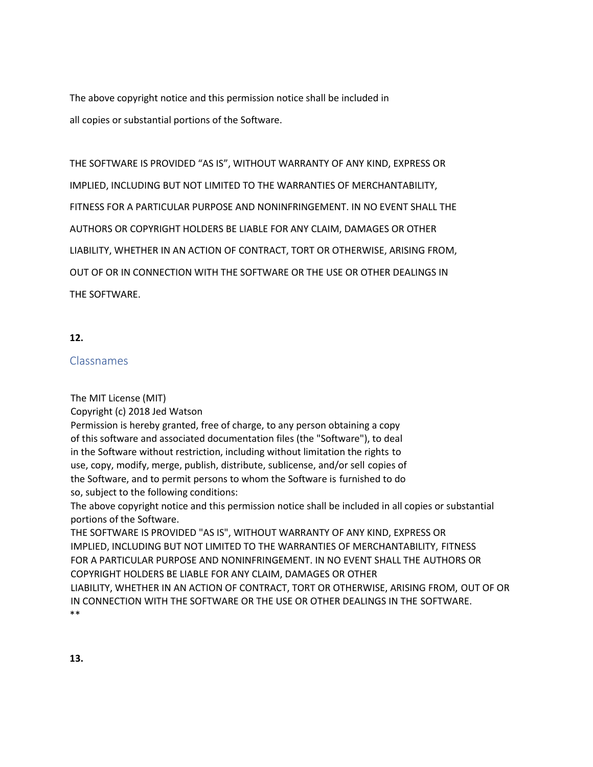The above copyright notice and this permission notice shall be included in

all copies or substantial portions of the Software.

THE SOFTWARE IS PROVIDED “AS IS”, WITHOUT WARRANTY OF ANY KIND, EXPRESS OR IMPLIED, INCLUDING BUT NOT LIMITED TO THE WARRANTIES OF MERCHANTABILITY, FITNESS FOR A PARTICULAR PURPOSE AND NONINFRINGEMENT. IN NO EVENT SHALL THE AUTHORS OR COPYRIGHT HOLDERS BE LIABLE FOR ANY CLAIM, DAMAGES OR OTHER LIABILITY, WHETHER IN AN ACTION OF CONTRACT, TORT OR OTHERWISE, ARISING FROM, OUT OF OR IN CONNECTION WITH THE SOFTWARE OR THE USE OR OTHER DEALINGS IN THE SOFTWARE.

**12.**

## Classnames

The MIT License (MIT)
Copyright (c) 2018 Jed Watson
Permission is hereby granted, free of charge, to any person obtaining a copy of this software and associated documentation files (the "Software"), to deal in the Software without restriction, including without limitation the rights to use, copy, modify, merge, publish, distribute, sublicense, and/or sell copies of the Software, and to permit persons to whom the Software is furnished to do so, subject to the following conditions:
The above copyright notice and this permission notice shall be included in all copies or substantial portions of the Software.
THE SOFTWARE IS PROVIDED "AS IS", WITHOUT WARRANTY OF ANY KIND, EXPRESS OR IMPLIED, INCLUDING BUT NOT LIMITED TO THE WARRANTIES OF MERCHANTABILITY, FITNESS FOR A PARTICULAR PURPOSE AND NONINFRINGEMENT. IN NO EVENT SHALL THE AUTHORS OR COPYRIGHT HOLDERS BE LIABLE FOR ANY CLAIM, DAMAGES OR OTHER LIABILITY, WHETHER IN AN ACTION OF CONTRACT, TORT OR OTHERWISE, ARISING FROM, OUT OF OR IN CONNECTION WITH THE SOFTWARE OR THE USE OR OTHER DEALINGS IN THE SOFTWARE.
**

**13.**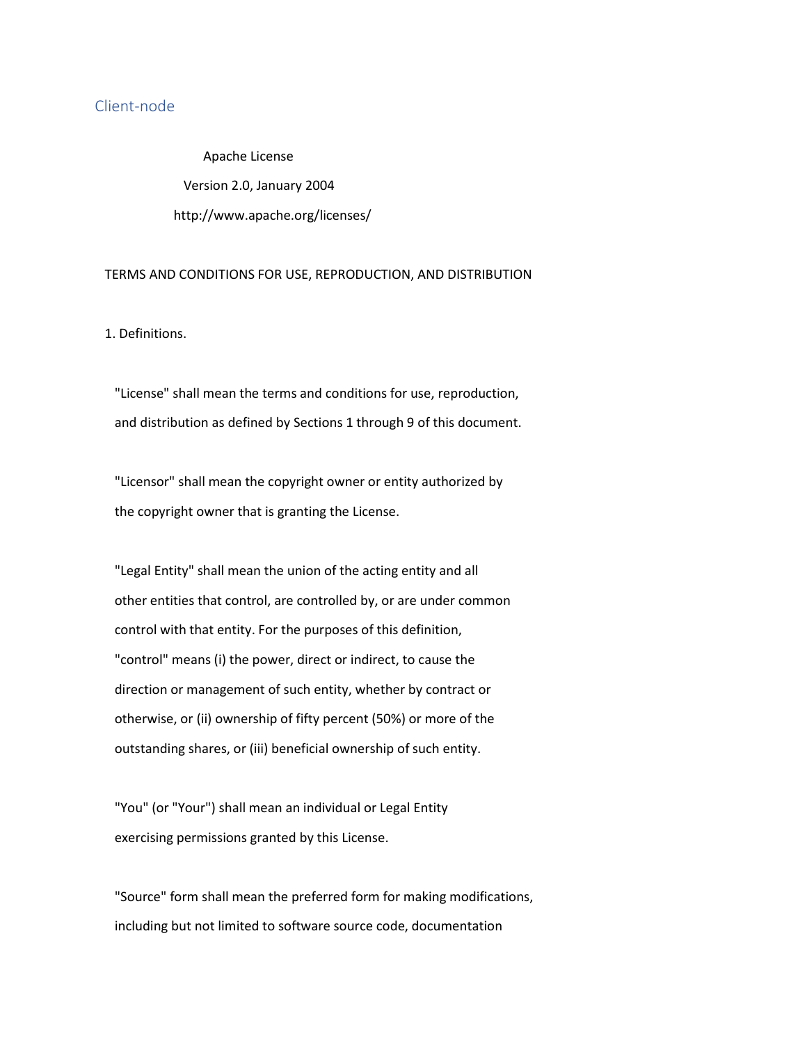## Client-node

Apache License

Version 2.0, January 2004

http://www.apache.org/licenses/

TERMS AND CONDITIONS FOR USE, REPRODUCTION, AND DISTRIBUTION

1. Definitions.

"License" shall mean the terms and conditions for use, reproduction, and distribution as defined by Sections 1 through 9 of this document.

"Licensor" shall mean the copyright owner or entity authorized by the copyright owner that is granting the License.

"Legal Entity" shall mean the union of the acting entity and all other entities that control, are controlled by, or are under common control with that entity. For the purposes of this definition, "control" means (i) the power, direct or indirect, to cause the direction or management of such entity, whether by contract or otherwise, or (ii) ownership of fifty percent (50%) or more of the outstanding shares, or (iii) beneficial ownership of such entity.

"You" (or "Your") shall mean an individual or Legal Entity exercising permissions granted by this License.

"Source" form shall mean the preferred form for making modifications, including but not limited to software source code, documentation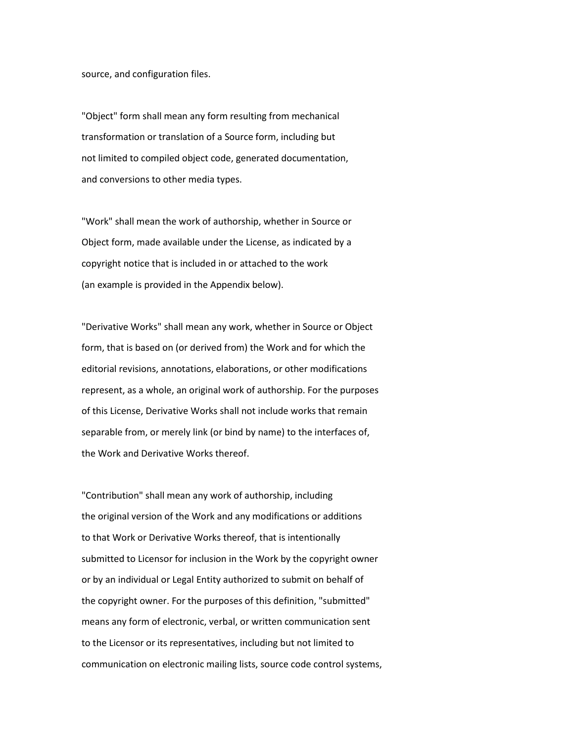source, and configuration files.

"Object" form shall mean any form resulting from mechanical transformation or translation of a Source form, including but not limited to compiled object code, generated documentation, and conversions to other media types.

"Work" shall mean the work of authorship, whether in Source or Object form, made available under the License, as indicated by a copyright notice that is included in or attached to the work (an example is provided in the Appendix below).

"Derivative Works" shall mean any work, whether in Source or Object form, that is based on (or derived from) the Work and for which the editorial revisions, annotations, elaborations, or other modifications represent, as a whole, an original work of authorship. For the purposes of this License, Derivative Works shall not include works that remain separable from, or merely link (or bind by name) to the interfaces of, the Work and Derivative Works thereof.

"Contribution" shall mean any work of authorship, including the original version of the Work and any modifications or additions to that Work or Derivative Works thereof, that is intentionally submitted to Licensor for inclusion in the Work by the copyright owner or by an individual or Legal Entity authorized to submit on behalf of the copyright owner. For the purposes of this definition, "submitted" means any form of electronic, verbal, or written communication sent to the Licensor or its representatives, including but not limited to communication on electronic mailing lists, source code control systems,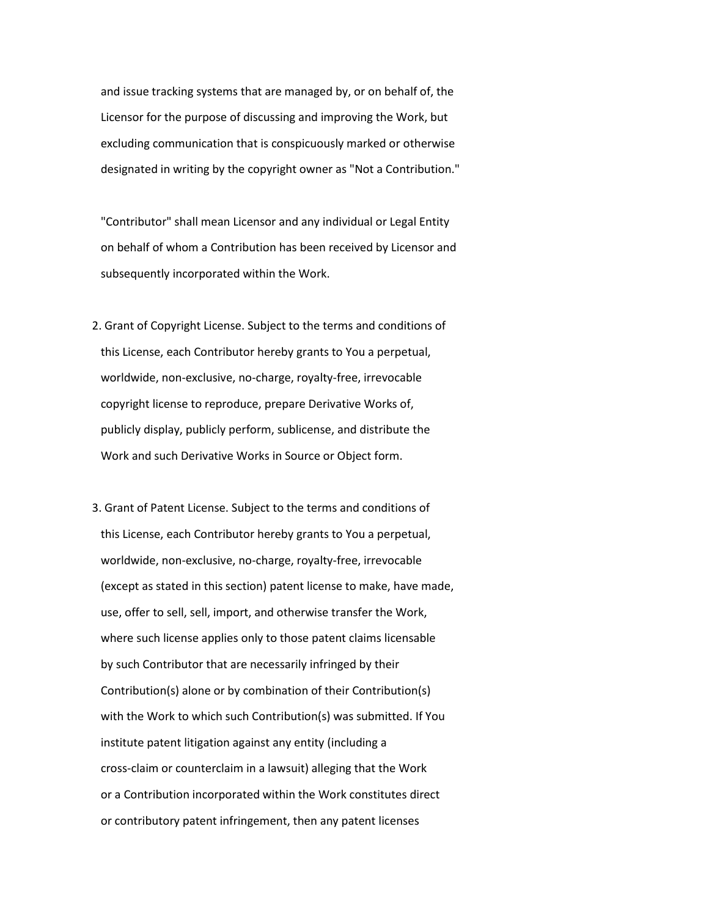and issue tracking systems that are managed by, or on behalf of, the Licensor for the purpose of discussing and improving the Work, but excluding communication that is conspicuously marked or otherwise designated in writing by the copyright owner as "Not a Contribution."

"Contributor" shall mean Licensor and any individual or Legal Entity on behalf of whom a Contribution has been received by Licensor and subsequently incorporated within the Work.

2. Grant of Copyright License. Subject to the terms and conditions of this License, each Contributor hereby grants to You a perpetual, worldwide, non-exclusive, no-charge, royalty-free, irrevocable copyright license to reproduce, prepare Derivative Works of, publicly display, publicly perform, sublicense, and distribute the Work and such Derivative Works in Source or Object form.

3. Grant of Patent License. Subject to the terms and conditions of this License, each Contributor hereby grants to You a perpetual, worldwide, non-exclusive, no-charge, royalty-free, irrevocable (except as stated in this section) patent license to make, have made, use, offer to sell, sell, import, and otherwise transfer the Work, where such license applies only to those patent claims licensable by such Contributor that are necessarily infringed by their Contribution(s) alone or by combination of their Contribution(s) with the Work to which such Contribution(s) was submitted. If You institute patent litigation against any entity (including a cross-claim or counterclaim in a lawsuit) alleging that the Work or a Contribution incorporated within the Work constitutes direct or contributory patent infringement, then any patent licenses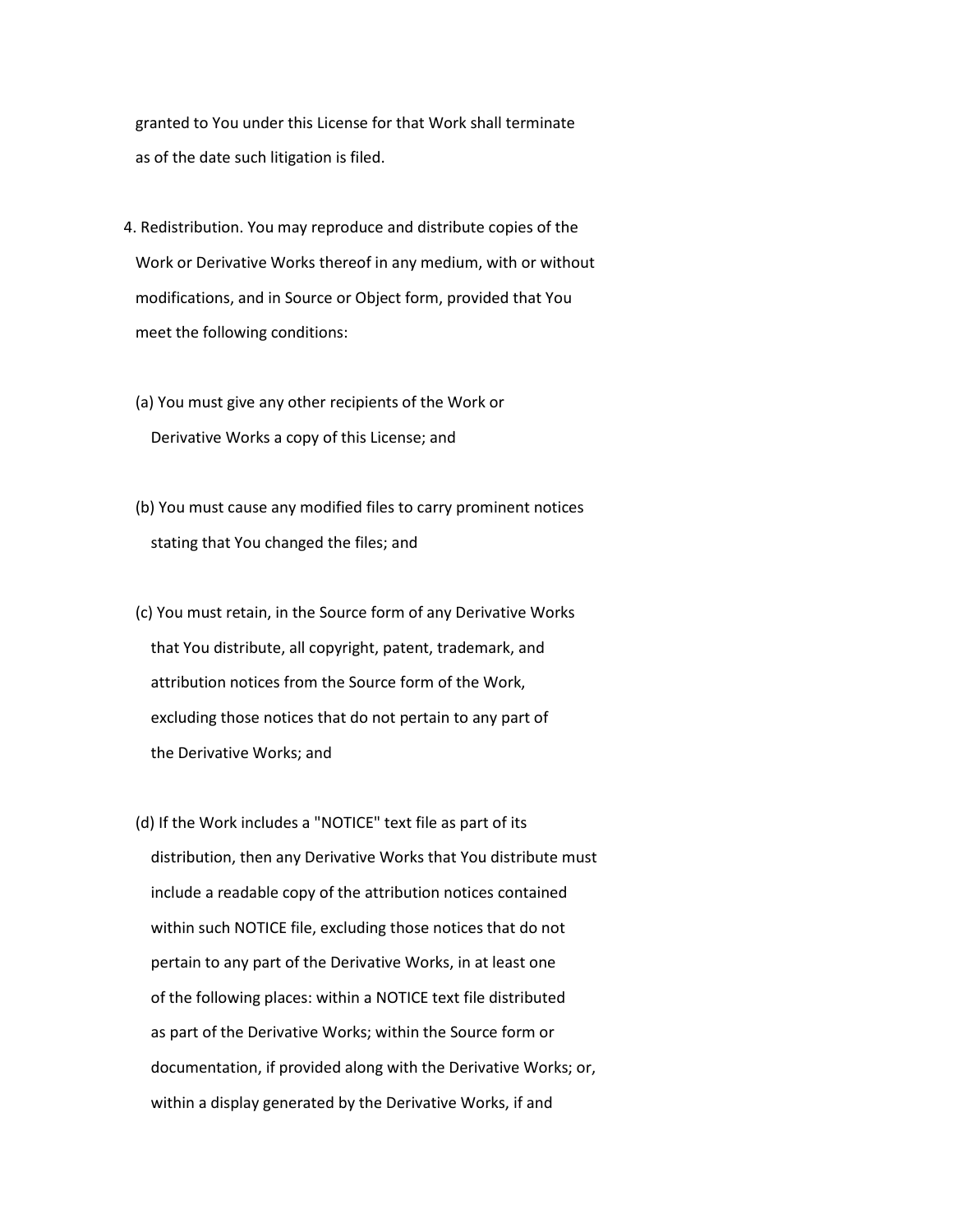granted to You under this License for that Work shall terminate as of the date such litigation is filed.

4. Redistribution. You may reproduce and distribute copies of the Work or Derivative Works thereof in any medium, with or without modifications, and in Source or Object form, provided that You meet the following conditions:

   (a) You must give any other recipients of the Work or Derivative Works a copy of this License; and

   (b) You must cause any modified files to carry prominent notices stating that You changed the files; and

   (c) You must retain, in the Source form of any Derivative Works that You distribute, all copyright, patent, trademark, and attribution notices from the Source form of the Work, excluding those notices that do not pertain to any part of the Derivative Works; and

   (d) If the Work includes a "NOTICE" text file as part of its distribution, then any Derivative Works that You distribute must include a readable copy of the attribution notices contained within such NOTICE file, excluding those notices that do not pertain to any part of the Derivative Works, in at least one of the following places: within a NOTICE text file distributed as part of the Derivative Works; within the Source form or documentation, if provided along with the Derivative Works; or, within a display generated by the Derivative Works, if and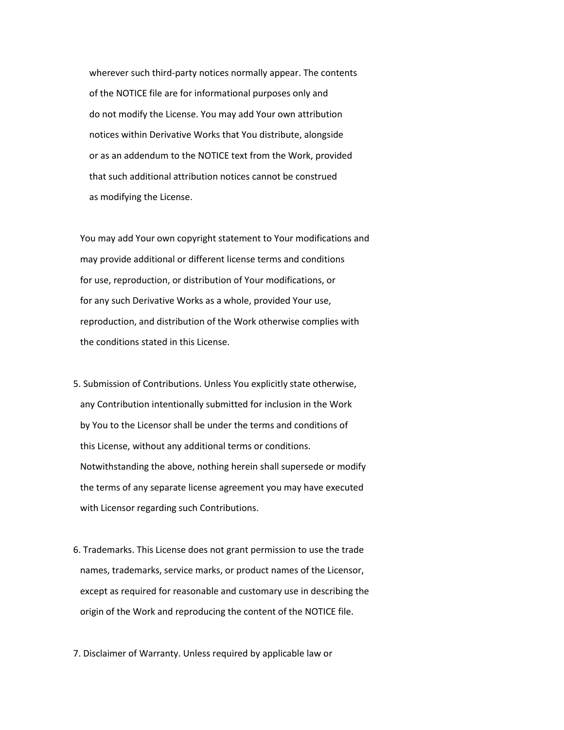wherever such third-party notices normally appear. The contents of the NOTICE file are for informational purposes only and do not modify the License. You may add Your own attribution notices within Derivative Works that You distribute, alongside or as an addendum to the NOTICE text from the Work, provided that such additional attribution notices cannot be construed as modifying the License.

You may add Your own copyright statement to Your modifications and may provide additional or different license terms and conditions for use, reproduction, or distribution of Your modifications, or for any such Derivative Works as a whole, provided Your use, reproduction, and distribution of the Work otherwise complies with the conditions stated in this License.

5. Submission of Contributions. Unless You explicitly state otherwise, any Contribution intentionally submitted for inclusion in the Work by You to the Licensor shall be under the terms and conditions of this License, without any additional terms or conditions. Notwithstanding the above, nothing herein shall supersede or modify the terms of any separate license agreement you may have executed with Licensor regarding such Contributions.

6. Trademarks. This License does not grant permission to use the trade names, trademarks, service marks, or product names of the Licensor, except as required for reasonable and customary use in describing the origin of the Work and reproducing the content of the NOTICE file.

7. Disclaimer of Warranty. Unless required by applicable law or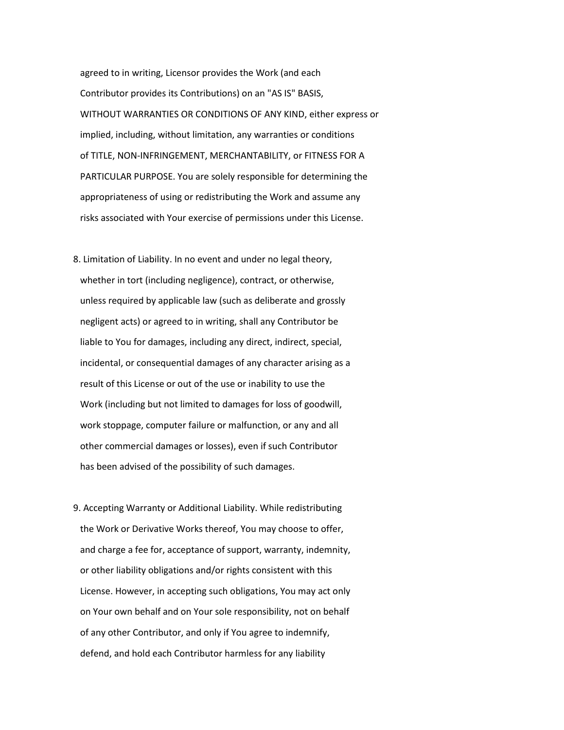agreed to in writing, Licensor provides the Work (and each Contributor provides its Contributions) on an "AS IS" BASIS, WITHOUT WARRANTIES OR CONDITIONS OF ANY KIND, either express or implied, including, without limitation, any warranties or conditions of TITLE, NON-INFRINGEMENT, MERCHANTABILITY, or FITNESS FOR A PARTICULAR PURPOSE. You are solely responsible for determining the appropriateness of using or redistributing the Work and assume any risks associated with Your exercise of permissions under this License.

8. Limitation of Liability. In no event and under no legal theory, whether in tort (including negligence), contract, or otherwise, unless required by applicable law (such as deliberate and grossly negligent acts) or agreed to in writing, shall any Contributor be liable to You for damages, including any direct, indirect, special, incidental, or consequential damages of any character arising as a result of this License or out of the use or inability to use the Work (including but not limited to damages for loss of goodwill, work stoppage, computer failure or malfunction, or any and all other commercial damages or losses), even if such Contributor has been advised of the possibility of such damages.

9. Accepting Warranty or Additional Liability. While redistributing the Work or Derivative Works thereof, You may choose to offer, and charge a fee for, acceptance of support, warranty, indemnity, or other liability obligations and/or rights consistent with this License. However, in accepting such obligations, You may act only on Your own behalf and on Your sole responsibility, not on behalf of any other Contributor, and only if You agree to indemnify, defend, and hold each Contributor harmless for any liability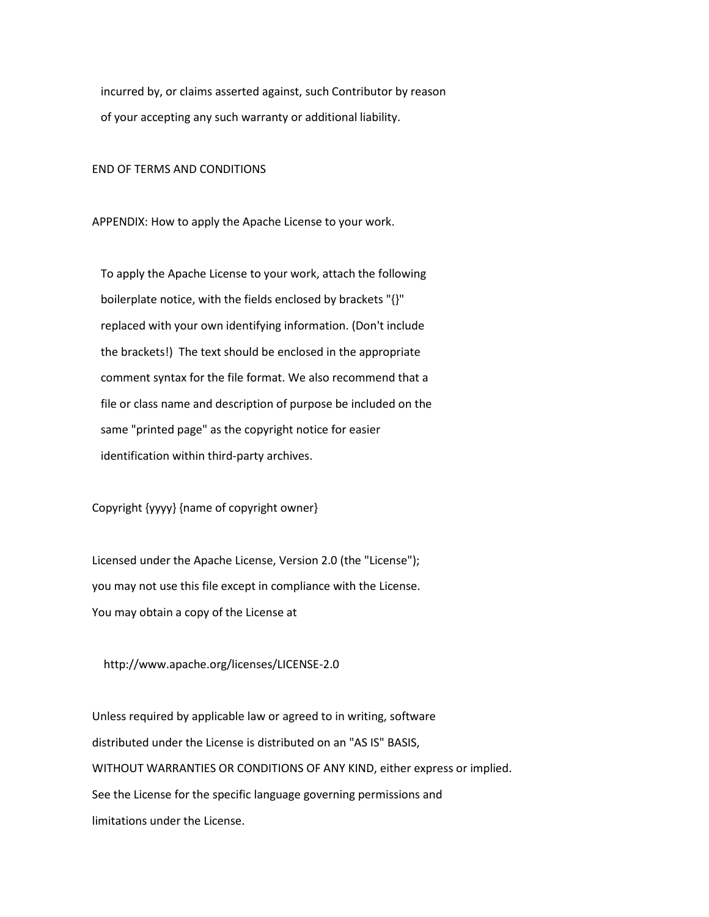incurred by, or claims asserted against, such Contributor by reason of your accepting any such warranty or additional liability.

END OF TERMS AND CONDITIONS

APPENDIX: How to apply the Apache License to your work.

To apply the Apache License to your work, attach the following boilerplate notice, with the fields enclosed by brackets "{}" replaced with your own identifying information. (Don't include the brackets!)  The text should be enclosed in the appropriate comment syntax for the file format. We also recommend that a file or class name and description of purpose be included on the same "printed page" as the copyright notice for easier identification within third-party archives.

Copyright {yyyy} {name of copyright owner}

Licensed under the Apache License, Version 2.0 (the "License");
you may not use this file except in compliance with the License.
You may obtain a copy of the License at

http://www.apache.org/licenses/LICENSE-2.0

Unless required by applicable law or agreed to in writing, software
distributed under the License is distributed on an "AS IS" BASIS,
WITHOUT WARRANTIES OR CONDITIONS OF ANY KIND, either express or implied.
See the License for the specific language governing permissions and
limitations under the License.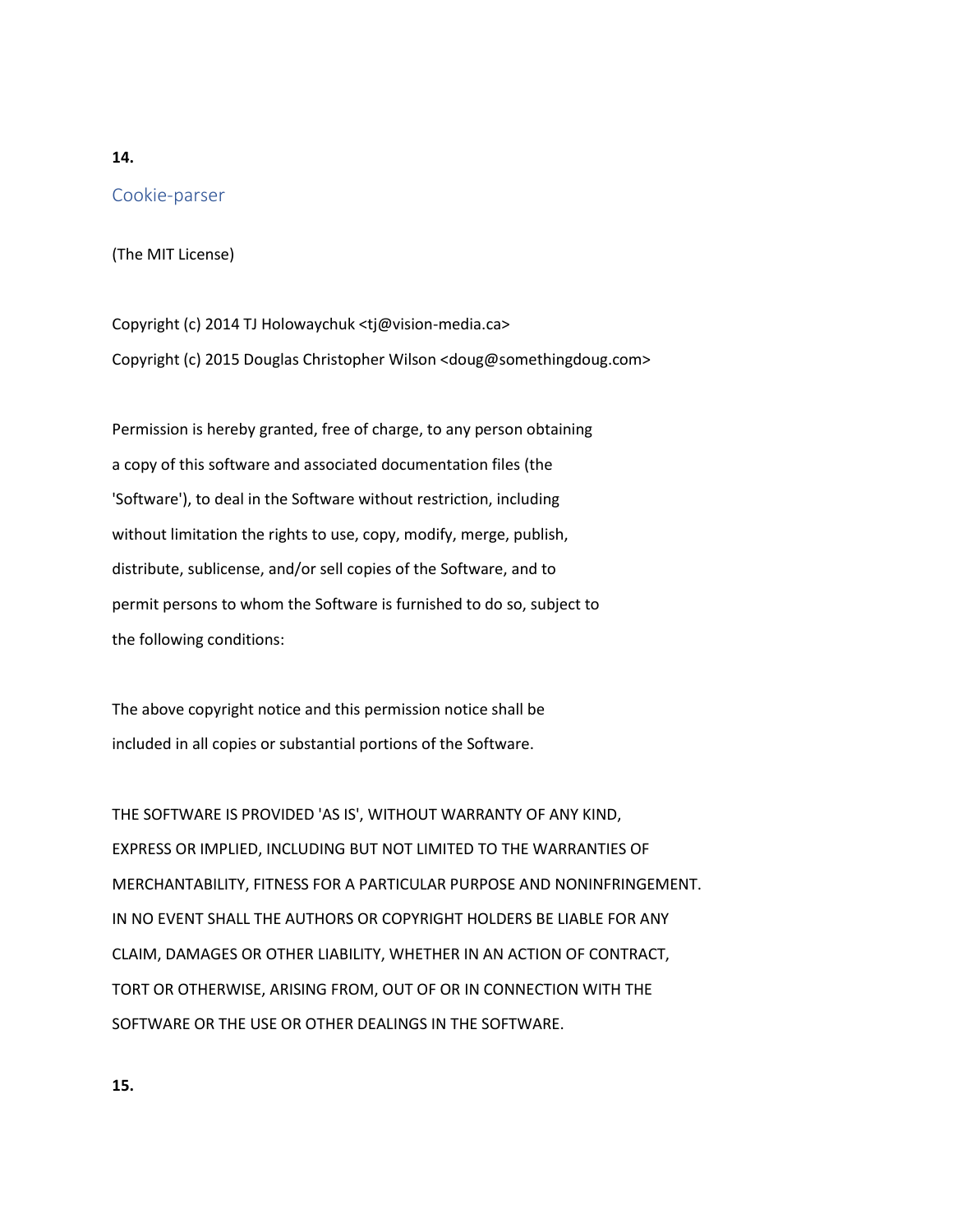**14.**

## Cookie-parser

(The MIT License)

Copyright (c) 2014 TJ Holowaychuk <tj@vision-media.ca>
Copyright (c) 2015 Douglas Christopher Wilson <doug@somethingdoug.com>

Permission is hereby granted, free of charge, to any person obtaining
a copy of this software and associated documentation files (the
'Software'), to deal in the Software without restriction, including
without limitation the rights to use, copy, modify, merge, publish,
distribute, sublicense, and/or sell copies of the Software, and to
permit persons to whom the Software is furnished to do so, subject to
the following conditions:

The above copyright notice and this permission notice shall be
included in all copies or substantial portions of the Software.

THE SOFTWARE IS PROVIDED 'AS IS', WITHOUT WARRANTY OF ANY KIND,
EXPRESS OR IMPLIED, INCLUDING BUT NOT LIMITED TO THE WARRANTIES OF
MERCHANTABILITY, FITNESS FOR A PARTICULAR PURPOSE AND NONINFRINGEMENT.
IN NO EVENT SHALL THE AUTHORS OR COPYRIGHT HOLDERS BE LIABLE FOR ANY
CLAIM, DAMAGES OR OTHER LIABILITY, WHETHER IN AN ACTION OF CONTRACT,
TORT OR OTHERWISE, ARISING FROM, OUT OF OR IN CONNECTION WITH THE
SOFTWARE OR THE USE OR OTHER DEALINGS IN THE SOFTWARE.

**15.**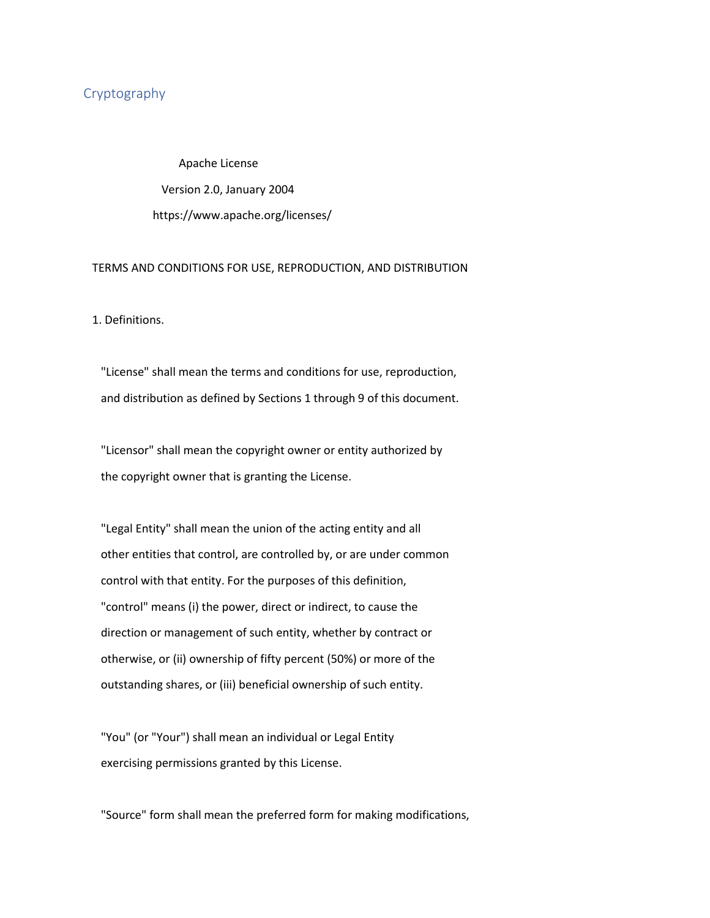## Cryptography

Apache License

Version 2.0, January 2004

https://www.apache.org/licenses/

TERMS AND CONDITIONS FOR USE, REPRODUCTION, AND DISTRIBUTION

1. Definitions.

"License" shall mean the terms and conditions for use, reproduction, and distribution as defined by Sections 1 through 9 of this document.

"Licensor" shall mean the copyright owner or entity authorized by the copyright owner that is granting the License.

"Legal Entity" shall mean the union of the acting entity and all other entities that control, are controlled by, or are under common control with that entity. For the purposes of this definition, "control" means (i) the power, direct or indirect, to cause the direction or management of such entity, whether by contract or otherwise, or (ii) ownership of fifty percent (50%) or more of the outstanding shares, or (iii) beneficial ownership of such entity.

"You" (or "Your") shall mean an individual or Legal Entity exercising permissions granted by this License.

"Source" form shall mean the preferred form for making modifications,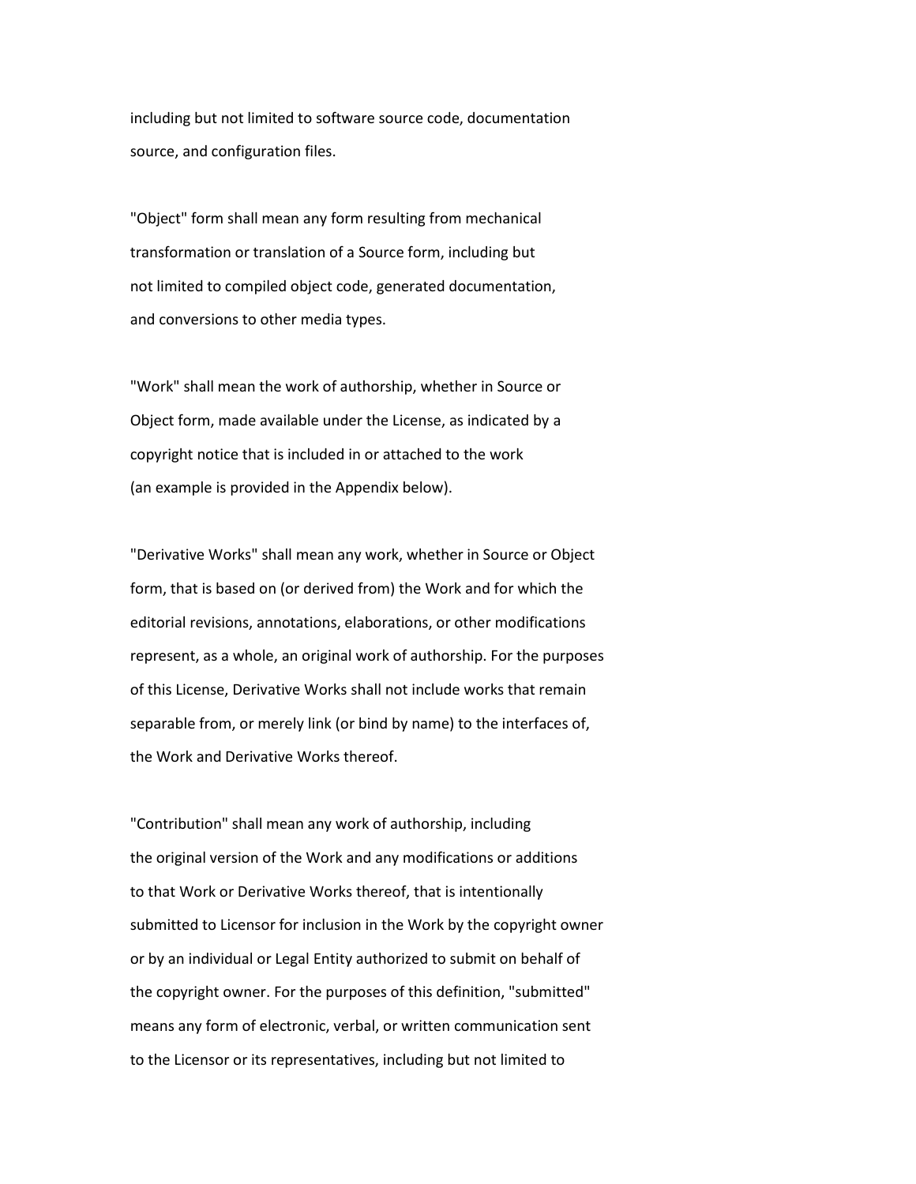including but not limited to software source code, documentation
source, and configuration files.

"Object" form shall mean any form resulting from mechanical
transformation or translation of a Source form, including but
not limited to compiled object code, generated documentation,
and conversions to other media types.

"Work" shall mean the work of authorship, whether in Source or
Object form, made available under the License, as indicated by a
copyright notice that is included in or attached to the work
(an example is provided in the Appendix below).

"Derivative Works" shall mean any work, whether in Source or Object
form, that is based on (or derived from) the Work and for which the
editorial revisions, annotations, elaborations, or other modifications
represent, as a whole, an original work of authorship. For the purposes
of this License, Derivative Works shall not include works that remain
separable from, or merely link (or bind by name) to the interfaces of,
the Work and Derivative Works thereof.

"Contribution" shall mean any work of authorship, including
the original version of the Work and any modifications or additions
to that Work or Derivative Works thereof, that is intentionally
submitted to Licensor for inclusion in the Work by the copyright owner
or by an individual or Legal Entity authorized to submit on behalf of
the copyright owner. For the purposes of this definition, "submitted"
means any form of electronic, verbal, or written communication sent
to the Licensor or its representatives, including but not limited to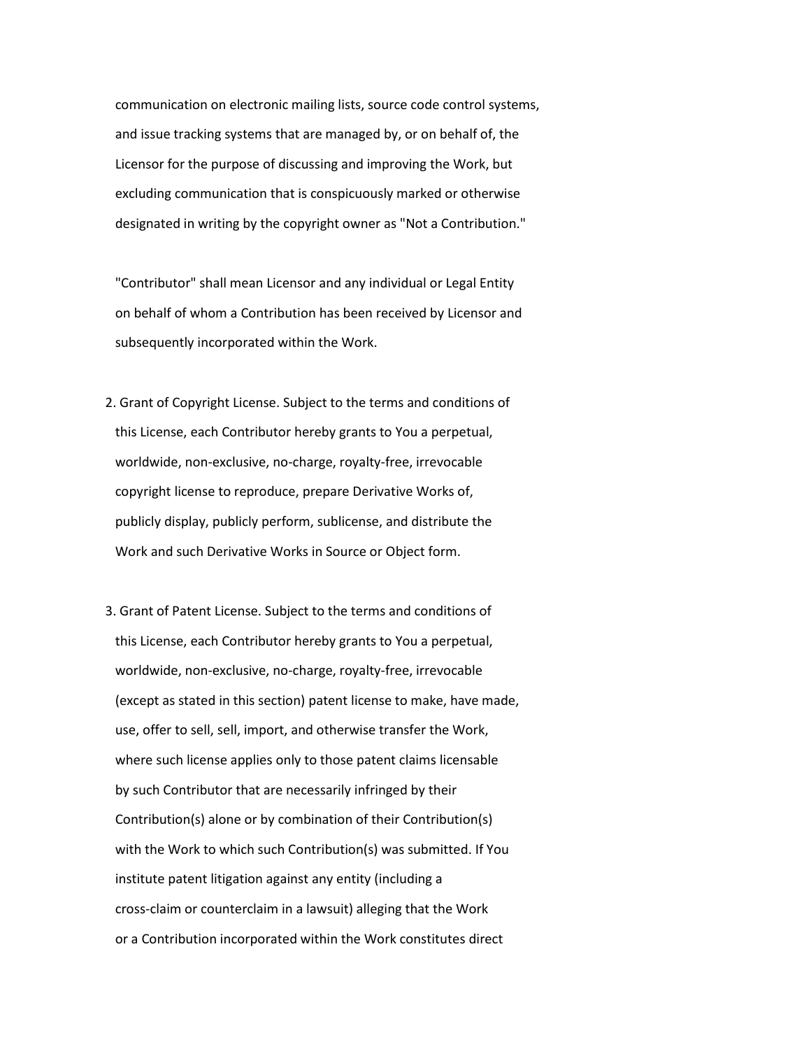communication on electronic mailing lists, source code control systems, and issue tracking systems that are managed by, or on behalf of, the Licensor for the purpose of discussing and improving the Work, but excluding communication that is conspicuously marked or otherwise designated in writing by the copyright owner as "Not a Contribution."

"Contributor" shall mean Licensor and any individual or Legal Entity on behalf of whom a Contribution has been received by Licensor and subsequently incorporated within the Work.

2. Grant of Copyright License. Subject to the terms and conditions of this License, each Contributor hereby grants to You a perpetual, worldwide, non-exclusive, no-charge, royalty-free, irrevocable copyright license to reproduce, prepare Derivative Works of, publicly display, publicly perform, sublicense, and distribute the Work and such Derivative Works in Source or Object form.

3. Grant of Patent License. Subject to the terms and conditions of this License, each Contributor hereby grants to You a perpetual, worldwide, non-exclusive, no-charge, royalty-free, irrevocable (except as stated in this section) patent license to make, have made, use, offer to sell, sell, import, and otherwise transfer the Work, where such license applies only to those patent claims licensable by such Contributor that are necessarily infringed by their Contribution(s) alone or by combination of their Contribution(s) with the Work to which such Contribution(s) was submitted. If You institute patent litigation against any entity (including a cross-claim or counterclaim in a lawsuit) alleging that the Work or a Contribution incorporated within the Work constitutes direct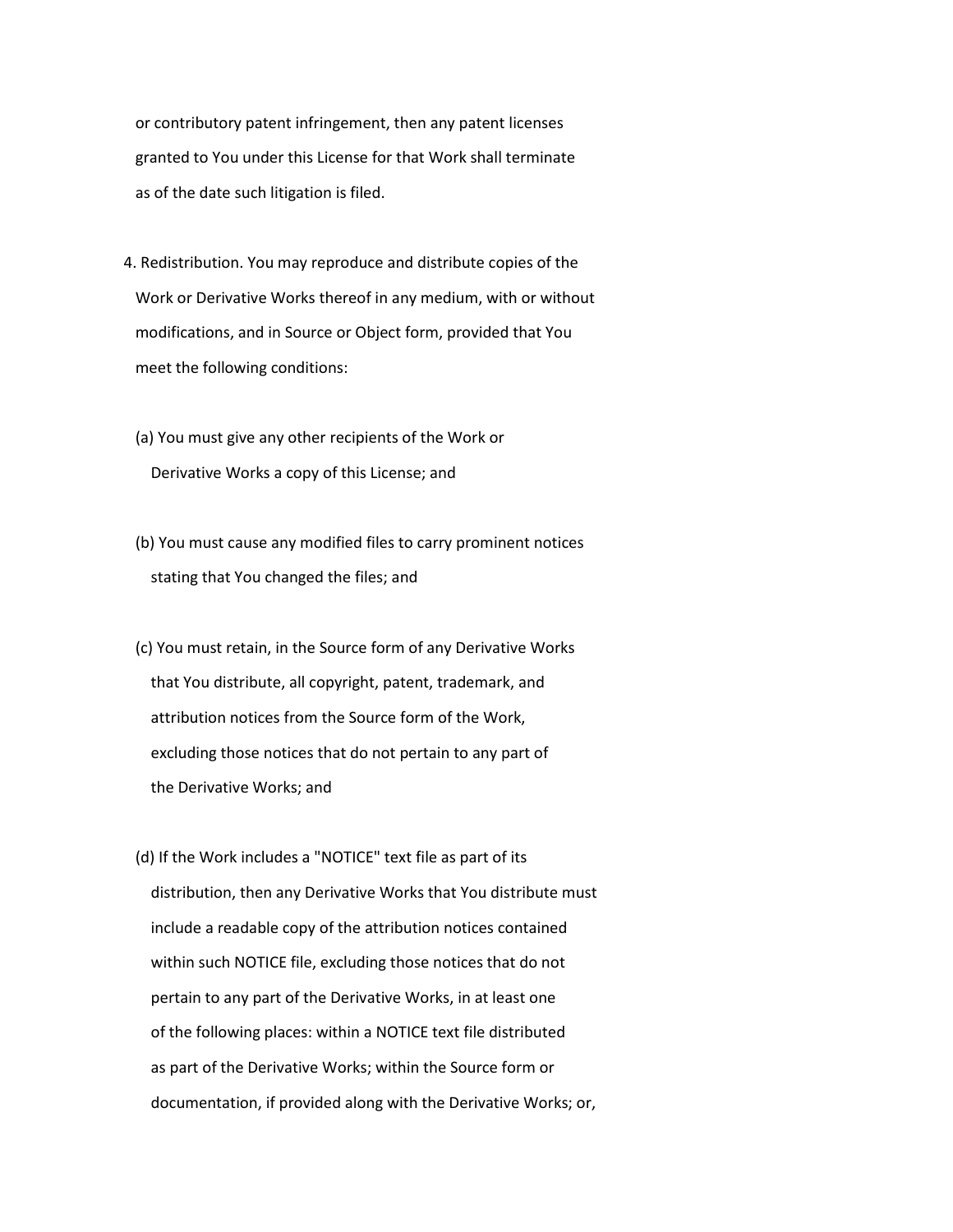or contributory patent infringement, then any patent licenses granted to You under this License for that Work shall terminate as of the date such litigation is filed.

4. Redistribution. You may reproduce and distribute copies of the Work or Derivative Works thereof in any medium, with or without modifications, and in Source or Object form, provided that You meet the following conditions:

   (a) You must give any other recipients of the Work or Derivative Works a copy of this License; and

   (b) You must cause any modified files to carry prominent notices stating that You changed the files; and

   (c) You must retain, in the Source form of any Derivative Works that You distribute, all copyright, patent, trademark, and attribution notices from the Source form of the Work, excluding those notices that do not pertain to any part of the Derivative Works; and

   (d) If the Work includes a "NOTICE" text file as part of its distribution, then any Derivative Works that You distribute must include a readable copy of the attribution notices contained within such NOTICE file, excluding those notices that do not pertain to any part of the Derivative Works, in at least one of the following places: within a NOTICE text file distributed as part of the Derivative Works; within the Source form or documentation, if provided along with the Derivative Works; or,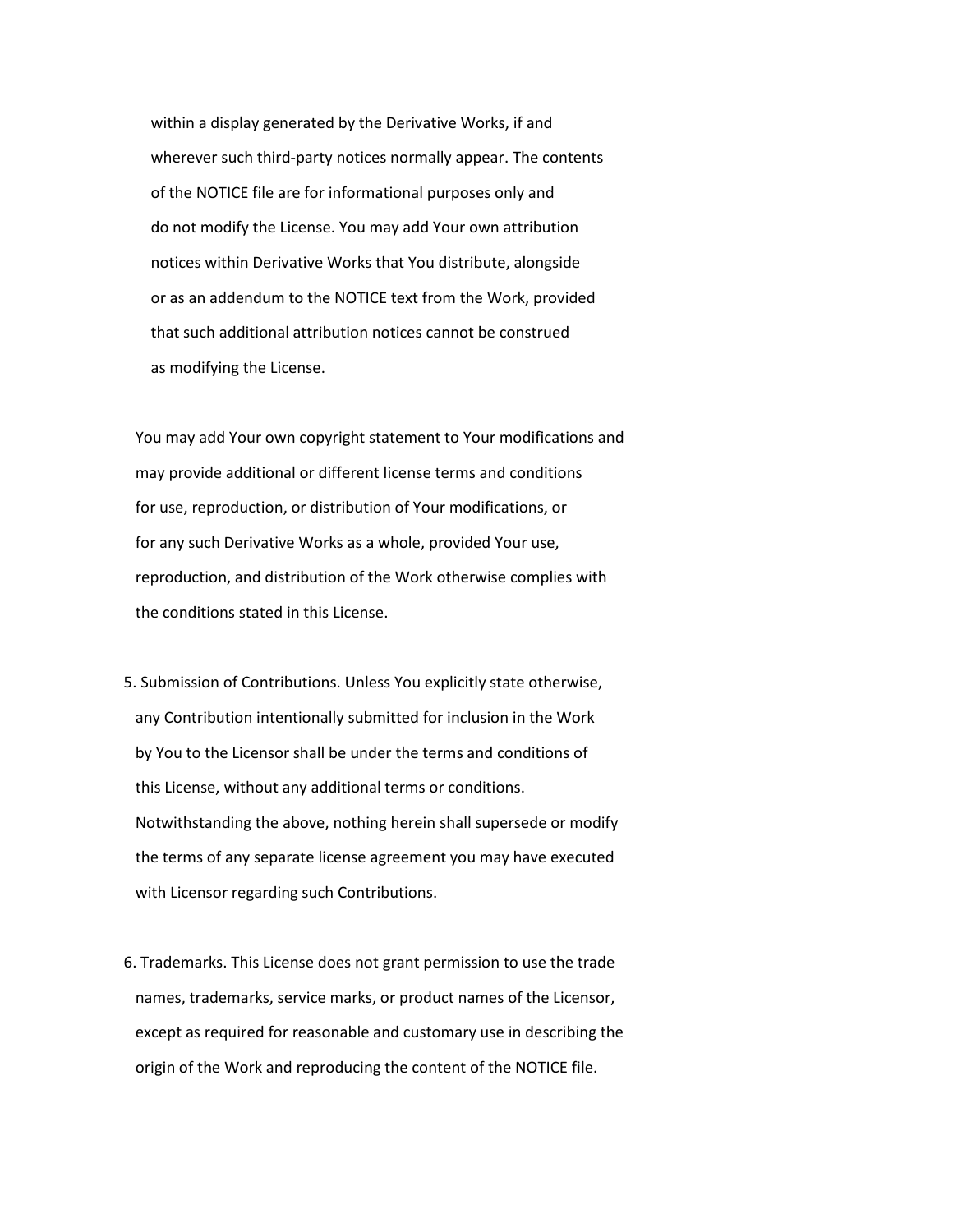within a display generated by the Derivative Works, if and wherever such third-party notices normally appear. The contents of the NOTICE file are for informational purposes only and do not modify the License. You may add Your own attribution notices within Derivative Works that You distribute, alongside or as an addendum to the NOTICE text from the Work, provided that such additional attribution notices cannot be construed as modifying the License.

You may add Your own copyright statement to Your modifications and may provide additional or different license terms and conditions for use, reproduction, or distribution of Your modifications, or for any such Derivative Works as a whole, provided Your use, reproduction, and distribution of the Work otherwise complies with the conditions stated in this License.

5. Submission of Contributions. Unless You explicitly state otherwise, any Contribution intentionally submitted for inclusion in the Work by You to the Licensor shall be under the terms and conditions of this License, without any additional terms or conditions. Notwithstanding the above, nothing herein shall supersede or modify the terms of any separate license agreement you may have executed with Licensor regarding such Contributions.

6. Trademarks. This License does not grant permission to use the trade names, trademarks, service marks, or product names of the Licensor, except as required for reasonable and customary use in describing the origin of the Work and reproducing the content of the NOTICE file.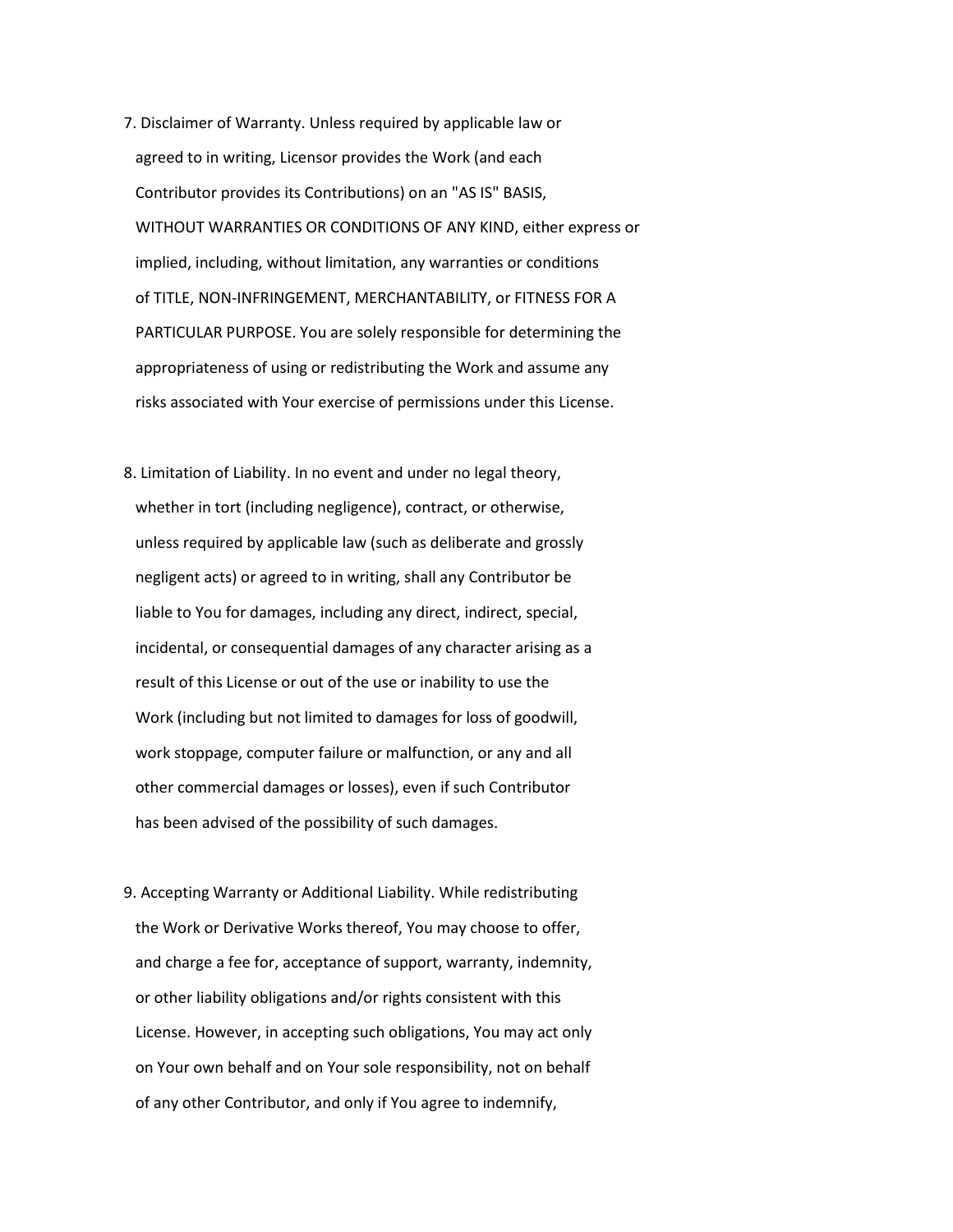7. Disclaimer of Warranty. Unless required by applicable law or agreed to in writing, Licensor provides the Work (and each Contributor provides its Contributions) on an "AS IS" BASIS, WITHOUT WARRANTIES OR CONDITIONS OF ANY KIND, either express or implied, including, without limitation, any warranties or conditions of TITLE, NON-INFRINGEMENT, MERCHANTABILITY, or FITNESS FOR A PARTICULAR PURPOSE. You are solely responsible for determining the appropriateness of using or redistributing the Work and assume any risks associated with Your exercise of permissions under this License.

8. Limitation of Liability. In no event and under no legal theory, whether in tort (including negligence), contract, or otherwise, unless required by applicable law (such as deliberate and grossly negligent acts) or agreed to in writing, shall any Contributor be liable to You for damages, including any direct, indirect, special, incidental, or consequential damages of any character arising as a result of this License or out of the use or inability to use the Work (including but not limited to damages for loss of goodwill, work stoppage, computer failure or malfunction, or any and all other commercial damages or losses), even if such Contributor has been advised of the possibility of such damages.

9. Accepting Warranty or Additional Liability. While redistributing the Work or Derivative Works thereof, You may choose to offer, and charge a fee for, acceptance of support, warranty, indemnity, or other liability obligations and/or rights consistent with this License. However, in accepting such obligations, You may act only on Your own behalf and on Your sole responsibility, not on behalf of any other Contributor, and only if You agree to indemnify,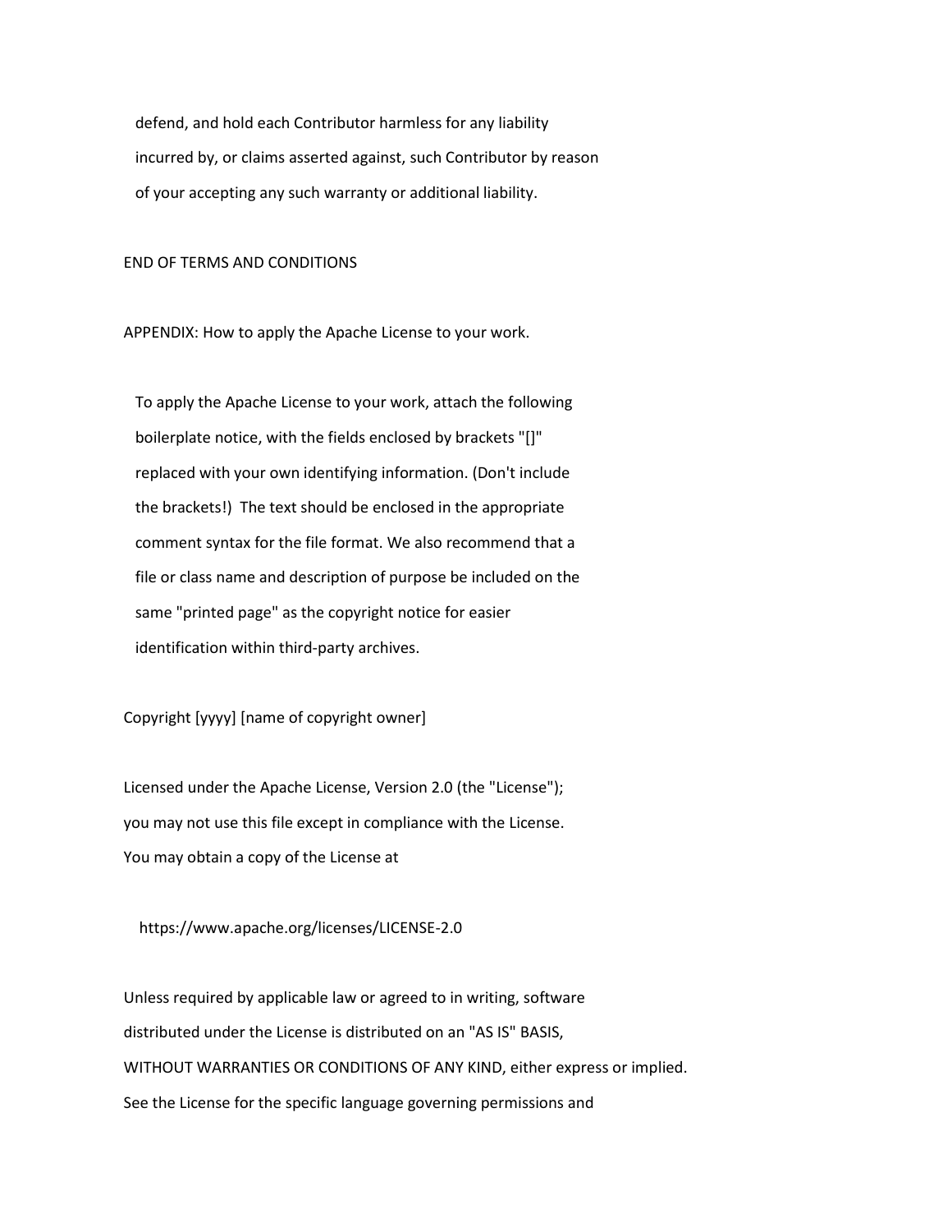defend, and hold each Contributor harmless for any liability
incurred by, or claims asserted against, such Contributor by reason
of your accepting any such warranty or additional liability.

END OF TERMS AND CONDITIONS

APPENDIX: How to apply the Apache License to your work.

To apply the Apache License to your work, attach the following
boilerplate notice, with the fields enclosed by brackets "[]"
replaced with your own identifying information. (Don't include
the brackets!)  The text should be enclosed in the appropriate
comment syntax for the file format. We also recommend that a
file or class name and description of purpose be included on the
same "printed page" as the copyright notice for easier
identification within third-party archives.

Copyright [yyyy] [name of copyright owner]

Licensed under the Apache License, Version 2.0 (the "License");
you may not use this file except in compliance with the License.
You may obtain a copy of the License at

https://www.apache.org/licenses/LICENSE-2.0

Unless required by applicable law or agreed to in writing, software
distributed under the License is distributed on an "AS IS" BASIS,
WITHOUT WARRANTIES OR CONDITIONS OF ANY KIND, either express or implied.
See the License for the specific language governing permissions and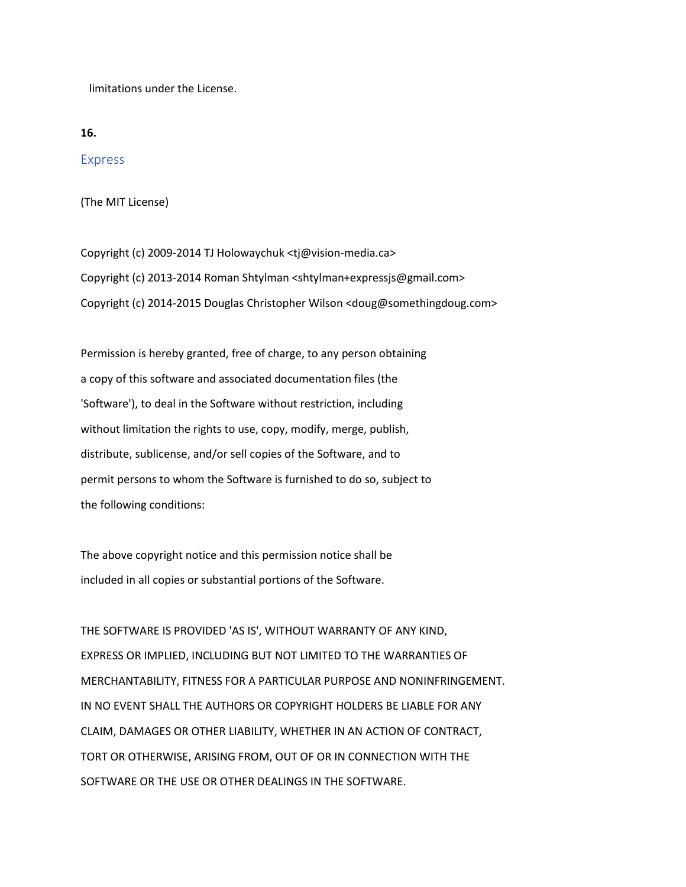limitations under the License.

**16.**

## Express

(The MIT License)

Copyright (c) 2009-2014 TJ Holowaychuk <tj@vision-media.ca>
Copyright (c) 2013-2014 Roman Shtylman <shtylman+expressjs@gmail.com>
Copyright (c) 2014-2015 Douglas Christopher Wilson <doug@somethingdoug.com>

Permission is hereby granted, free of charge, to any person obtaining
a copy of this software and associated documentation files (the
'Software'), to deal in the Software without restriction, including
without limitation the rights to use, copy, modify, merge, publish,
distribute, sublicense, and/or sell copies of the Software, and to
permit persons to whom the Software is furnished to do so, subject to
the following conditions:

The above copyright notice and this permission notice shall be
included in all copies or substantial portions of the Software.

THE SOFTWARE IS PROVIDED 'AS IS', WITHOUT WARRANTY OF ANY KIND,
EXPRESS OR IMPLIED, INCLUDING BUT NOT LIMITED TO THE WARRANTIES OF
MERCHANTABILITY, FITNESS FOR A PARTICULAR PURPOSE AND NONINFRINGEMENT.
IN NO EVENT SHALL THE AUTHORS OR COPYRIGHT HOLDERS BE LIABLE FOR ANY
CLAIM, DAMAGES OR OTHER LIABILITY, WHETHER IN AN ACTION OF CONTRACT,
TORT OR OTHERWISE, ARISING FROM, OUT OF OR IN CONNECTION WITH THE
SOFTWARE OR THE USE OR OTHER DEALINGS IN THE SOFTWARE.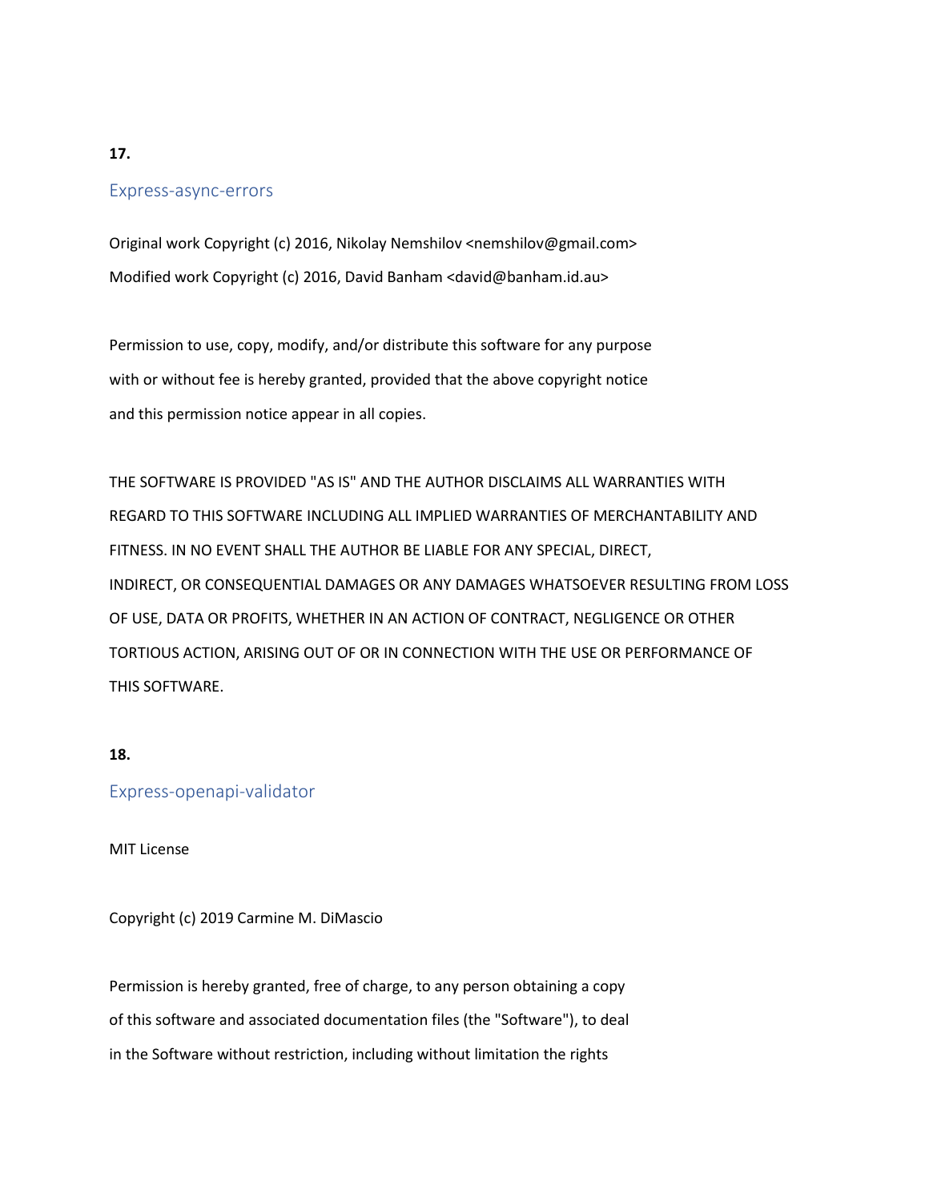**17.**

## Express-async-errors

Original work Copyright (c) 2016, Nikolay Nemshilov <nemshilov@gmail.com>

Modified work Copyright (c) 2016, David Banham <david@banham.id.au>

Permission to use, copy, modify, and/or distribute this software for any purpose with or without fee is hereby granted, provided that the above copyright notice and this permission notice appear in all copies.

THE SOFTWARE IS PROVIDED "AS IS" AND THE AUTHOR DISCLAIMS ALL WARRANTIES WITH REGARD TO THIS SOFTWARE INCLUDING ALL IMPLIED WARRANTIES OF MERCHANTABILITY AND FITNESS. IN NO EVENT SHALL THE AUTHOR BE LIABLE FOR ANY SPECIAL, DIRECT, INDIRECT, OR CONSEQUENTIAL DAMAGES OR ANY DAMAGES WHATSOEVER RESULTING FROM LOSS OF USE, DATA OR PROFITS, WHETHER IN AN ACTION OF CONTRACT, NEGLIGENCE OR OTHER TORTIOUS ACTION, ARISING OUT OF OR IN CONNECTION WITH THE USE OR PERFORMANCE OF THIS SOFTWARE.

**18.**

## Express-openapi-validator

MIT License

Copyright (c) 2019 Carmine M. DiMascio

Permission is hereby granted, free of charge, to any person obtaining a copy of this software and associated documentation files (the "Software"), to deal in the Software without restriction, including without limitation the rights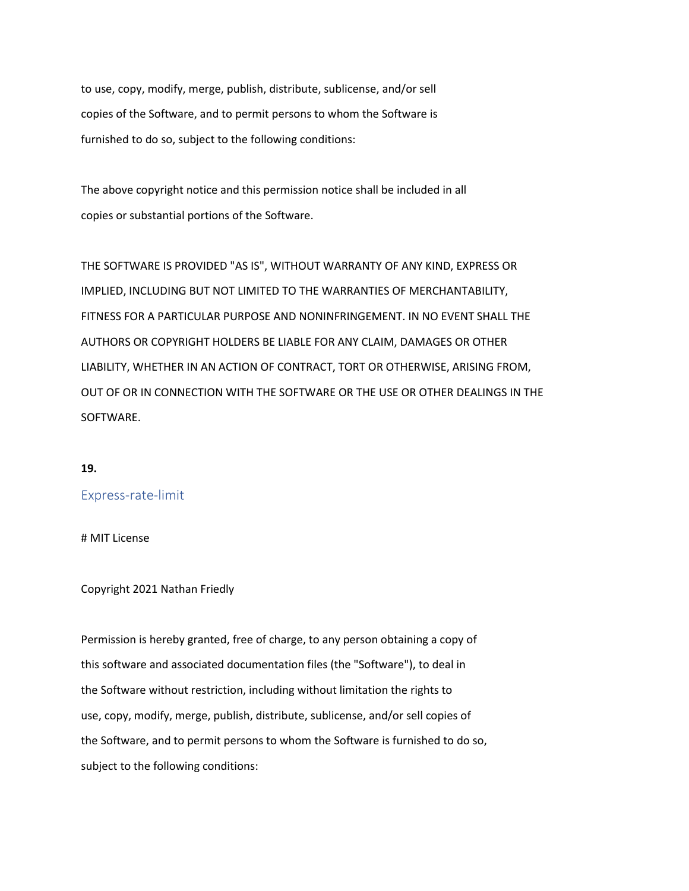to use, copy, modify, merge, publish, distribute, sublicense, and/or sell
copies of the Software, and to permit persons to whom the Software is
furnished to do so, subject to the following conditions:

The above copyright notice and this permission notice shall be included in all
copies or substantial portions of the Software.

THE SOFTWARE IS PROVIDED "AS IS", WITHOUT WARRANTY OF ANY KIND, EXPRESS OR
IMPLIED, INCLUDING BUT NOT LIMITED TO THE WARRANTIES OF MERCHANTABILITY,
FITNESS FOR A PARTICULAR PURPOSE AND NONINFRINGEMENT. IN NO EVENT SHALL THE
AUTHORS OR COPYRIGHT HOLDERS BE LIABLE FOR ANY CLAIM, DAMAGES OR OTHER
LIABILITY, WHETHER IN AN ACTION OF CONTRACT, TORT OR OTHERWISE, ARISING FROM,
OUT OF OR IN CONNECTION WITH THE SOFTWARE OR THE USE OR OTHER DEALINGS IN THE
SOFTWARE.

**19.**

## Express-rate-limit

# MIT License

Copyright 2021 Nathan Friedly

Permission is hereby granted, free of charge, to any person obtaining a copy of
this software and associated documentation files (the "Software"), to deal in
the Software without restriction, including without limitation the rights to
use, copy, modify, merge, publish, distribute, sublicense, and/or sell copies of
the Software, and to permit persons to whom the Software is furnished to do so,
subject to the following conditions: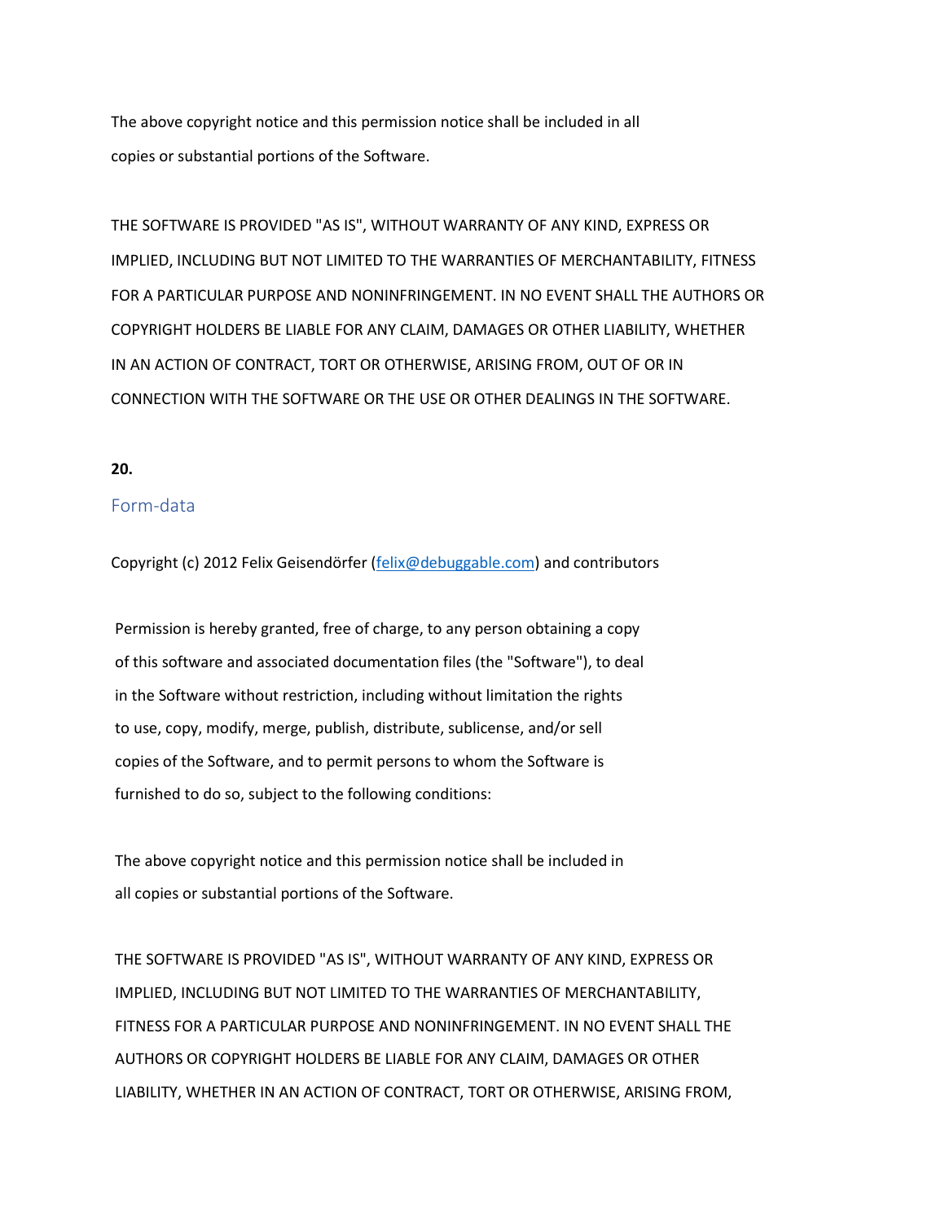The above copyright notice and this permission notice shall be included in all
copies or substantial portions of the Software.

THE SOFTWARE IS PROVIDED "AS IS", WITHOUT WARRANTY OF ANY KIND, EXPRESS OR
IMPLIED, INCLUDING BUT NOT LIMITED TO THE WARRANTIES OF MERCHANTABILITY, FITNESS
FOR A PARTICULAR PURPOSE AND NONINFRINGEMENT. IN NO EVENT SHALL THE AUTHORS OR
COPYRIGHT HOLDERS BE LIABLE FOR ANY CLAIM, DAMAGES OR OTHER LIABILITY, WHETHER
IN AN ACTION OF CONTRACT, TORT OR OTHERWISE, ARISING FROM, OUT OF OR IN
CONNECTION WITH THE SOFTWARE OR THE USE OR OTHER DEALINGS IN THE SOFTWARE.

**20.**

## Form-data

Copyright (c) 2012 Felix Geisendörfer (felix@debuggable.com) and contributors

Permission is hereby granted, free of charge, to any person obtaining a copy
of this software and associated documentation files (the "Software"), to deal
in the Software without restriction, including without limitation the rights
to use, copy, modify, merge, publish, distribute, sublicense, and/or sell
copies of the Software, and to permit persons to whom the Software is
furnished to do so, subject to the following conditions:

The above copyright notice and this permission notice shall be included in
all copies or substantial portions of the Software.

THE SOFTWARE IS PROVIDED "AS IS", WITHOUT WARRANTY OF ANY KIND, EXPRESS OR
IMPLIED, INCLUDING BUT NOT LIMITED TO THE WARRANTIES OF MERCHANTABILITY,
FITNESS FOR A PARTICULAR PURPOSE AND NONINFRINGEMENT. IN NO EVENT SHALL THE
AUTHORS OR COPYRIGHT HOLDERS BE LIABLE FOR ANY CLAIM, DAMAGES OR OTHER
LIABILITY, WHETHER IN AN ACTION OF CONTRACT, TORT OR OTHERWISE, ARISING FROM,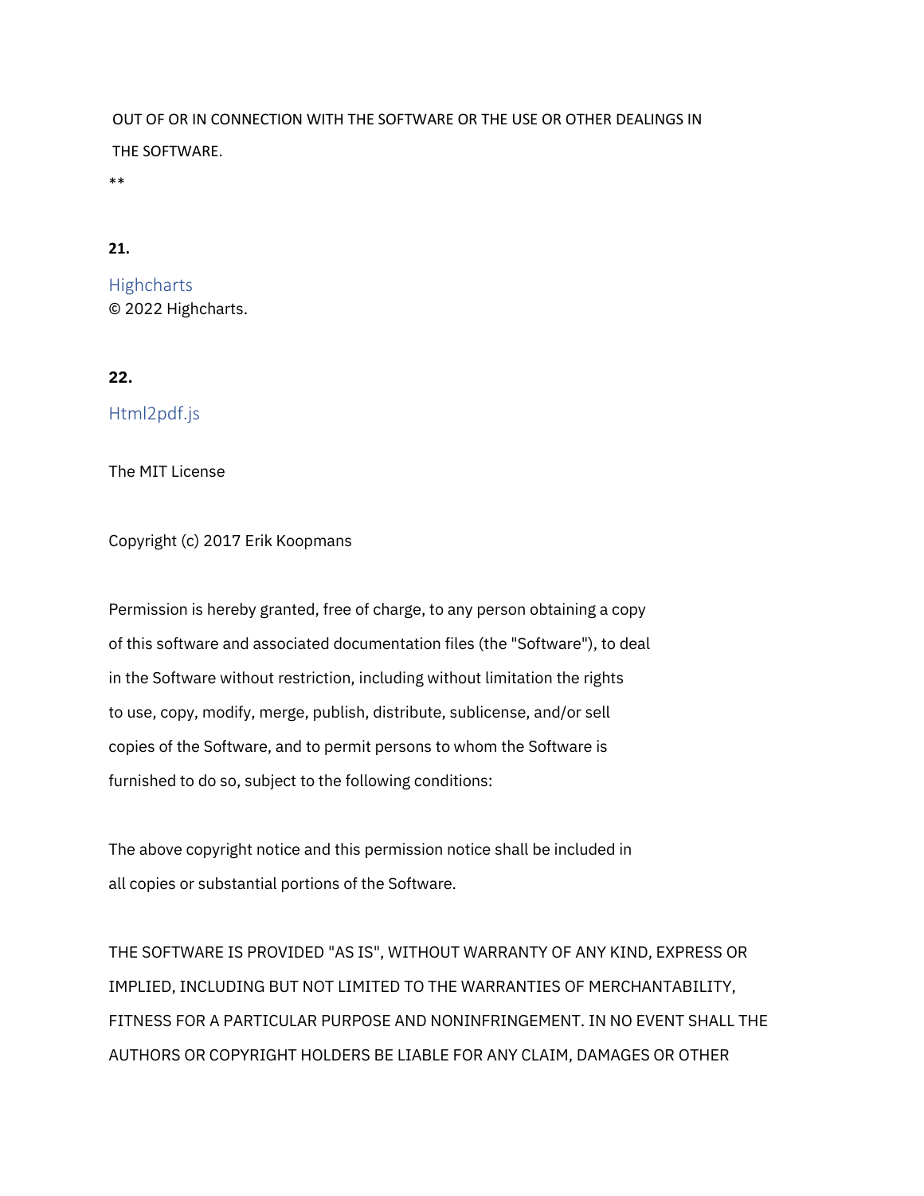OUT OF OR IN CONNECTION WITH THE SOFTWARE OR THE USE OR OTHER DEALINGS IN THE SOFTWARE.

**

**21.**

Highcharts
© 2022 Highcharts.

**22.**

Html2pdf.js

The MIT License

Copyright (c) 2017 Erik Koopmans

Permission is hereby granted, free of charge, to any person obtaining a copy of this software and associated documentation files (the "Software"), to deal in the Software without restriction, including without limitation the rights to use, copy, modify, merge, publish, distribute, sublicense, and/or sell copies of the Software, and to permit persons to whom the Software is furnished to do so, subject to the following conditions:

The above copyright notice and this permission notice shall be included in all copies or substantial portions of the Software.

THE SOFTWARE IS PROVIDED "AS IS", WITHOUT WARRANTY OF ANY KIND, EXPRESS OR IMPLIED, INCLUDING BUT NOT LIMITED TO THE WARRANTIES OF MERCHANTABILITY, FITNESS FOR A PARTICULAR PURPOSE AND NONINFRINGEMENT. IN NO EVENT SHALL THE AUTHORS OR COPYRIGHT HOLDERS BE LIABLE FOR ANY CLAIM, DAMAGES OR OTHER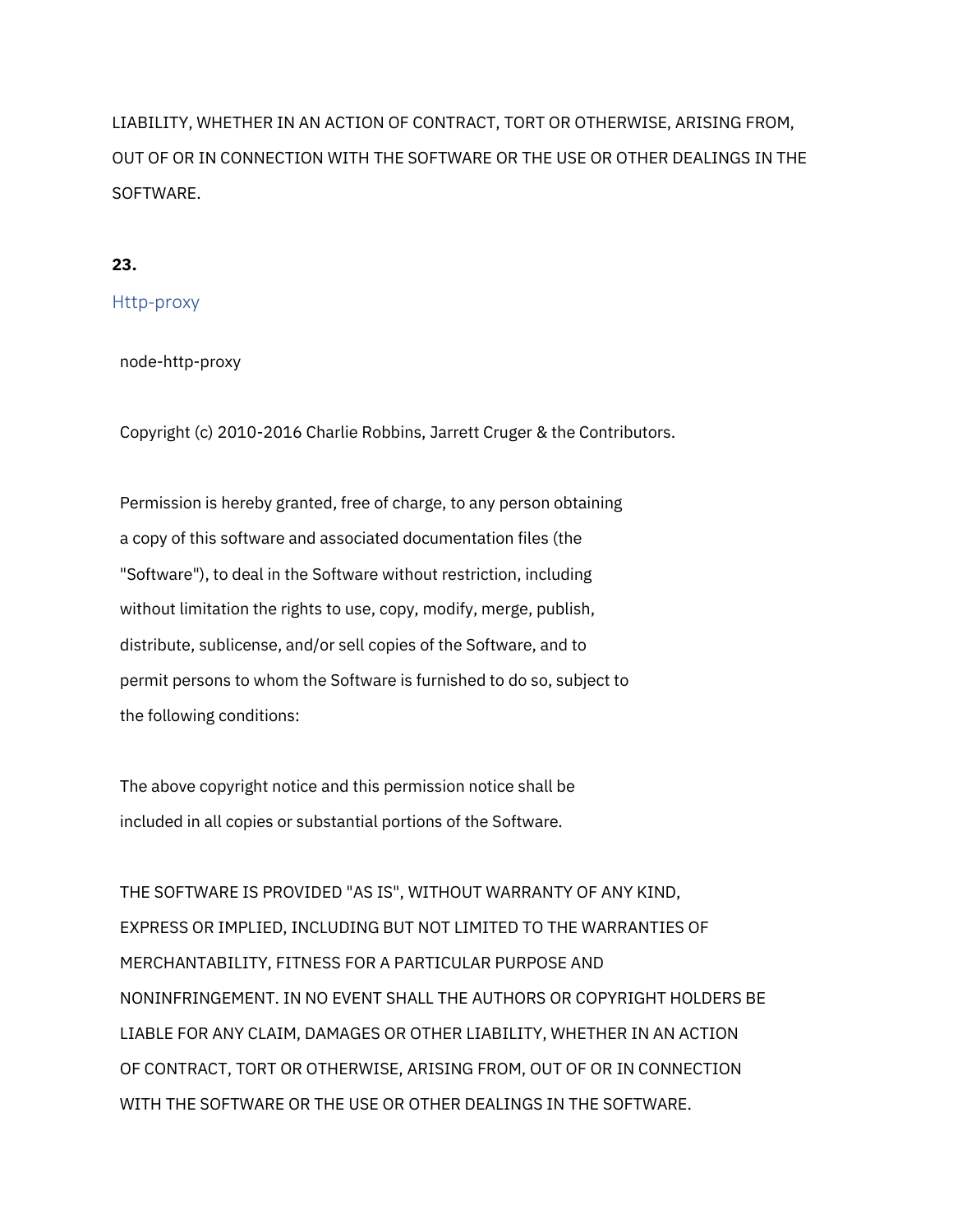LIABILITY, WHETHER IN AN ACTION OF CONTRACT, TORT OR OTHERWISE, ARISING FROM, OUT OF OR IN CONNECTION WITH THE SOFTWARE OR THE USE OR OTHER DEALINGS IN THE SOFTWARE.

**23.**

Http-proxy

node-http-proxy

Copyright (c) 2010-2016 Charlie Robbins, Jarrett Cruger & the Contributors.

Permission is hereby granted, free of charge, to any person obtaining a copy of this software and associated documentation files (the "Software"), to deal in the Software without restriction, including without limitation the rights to use, copy, modify, merge, publish, distribute, sublicense, and/or sell copies of the Software, and to permit persons to whom the Software is furnished to do so, subject to the following conditions:

The above copyright notice and this permission notice shall be included in all copies or substantial portions of the Software.

THE SOFTWARE IS PROVIDED "AS IS", WITHOUT WARRANTY OF ANY KIND, EXPRESS OR IMPLIED, INCLUDING BUT NOT LIMITED TO THE WARRANTIES OF MERCHANTABILITY, FITNESS FOR A PARTICULAR PURPOSE AND NONINFRINGEMENT. IN NO EVENT SHALL THE AUTHORS OR COPYRIGHT HOLDERS BE LIABLE FOR ANY CLAIM, DAMAGES OR OTHER LIABILITY, WHETHER IN AN ACTION OF CONTRACT, TORT OR OTHERWISE, ARISING FROM, OUT OF OR IN CONNECTION WITH THE SOFTWARE OR THE USE OR OTHER DEALINGS IN THE SOFTWARE.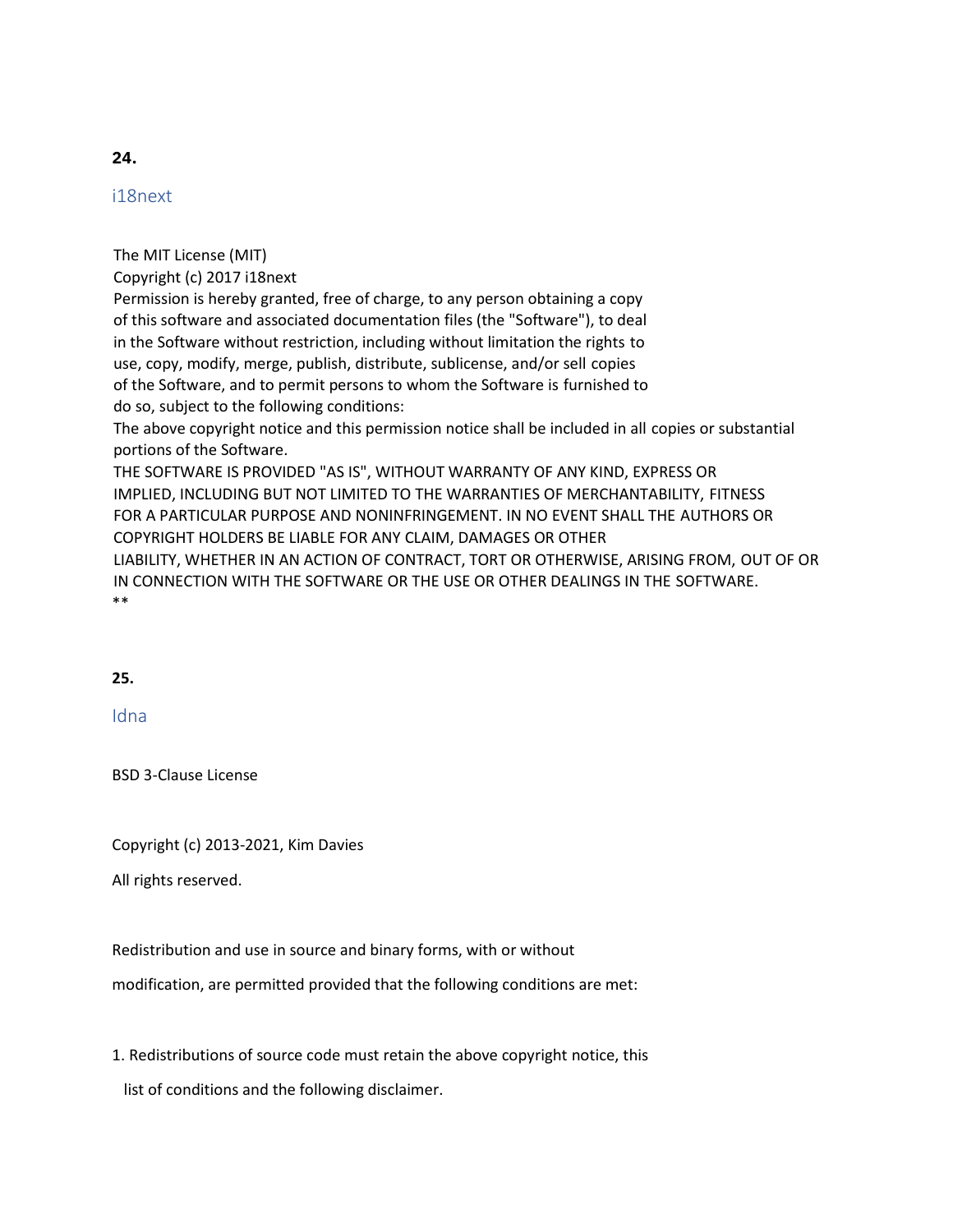**24.**

## i18next

The MIT License (MIT)
Copyright (c) 2017 i18next
Permission is hereby granted, free of charge, to any person obtaining a copy
of this software and associated documentation files (the "Software"), to deal
in the Software without restriction, including without limitation the rights to
use, copy, modify, merge, publish, distribute, sublicense, and/or sell copies
of the Software, and to permit persons to whom the Software is furnished to
do so, subject to the following conditions:
The above copyright notice and this permission notice shall be included in all copies or substantial portions of the Software.
THE SOFTWARE IS PROVIDED "AS IS", WITHOUT WARRANTY OF ANY KIND, EXPRESS OR
IMPLIED, INCLUDING BUT NOT LIMITED TO THE WARRANTIES OF MERCHANTABILITY, FITNESS
FOR A PARTICULAR PURPOSE AND NONINFRINGEMENT. IN NO EVENT SHALL THE AUTHORS OR
COPYRIGHT HOLDERS BE LIABLE FOR ANY CLAIM, DAMAGES OR OTHER
LIABILITY, WHETHER IN AN ACTION OF CONTRACT, TORT OR OTHERWISE, ARISING FROM, OUT OF OR
IN CONNECTION WITH THE SOFTWARE OR THE USE OR OTHER DEALINGS IN THE SOFTWARE.
**

**25.**

## Idna

BSD 3-Clause License

Copyright (c) 2013-2021, Kim Davies

All rights reserved.

Redistribution and use in source and binary forms, with or without

modification, are permitted provided that the following conditions are met:

1. Redistributions of source code must retain the above copyright notice, this

   list of conditions and the following disclaimer.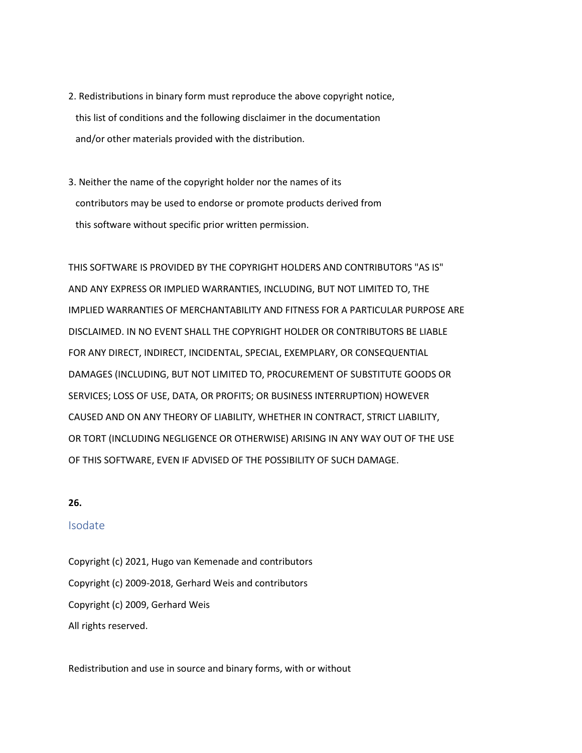2. Redistributions in binary form must reproduce the above copyright notice,
   this list of conditions and the following disclaimer in the documentation
   and/or other materials provided with the distribution.

3. Neither the name of the copyright holder nor the names of its
   contributors may be used to endorse or promote products derived from
   this software without specific prior written permission.

THIS SOFTWARE IS PROVIDED BY THE COPYRIGHT HOLDERS AND CONTRIBUTORS "AS IS" AND ANY EXPRESS OR IMPLIED WARRANTIES, INCLUDING, BUT NOT LIMITED TO, THE IMPLIED WARRANTIES OF MERCHANTABILITY AND FITNESS FOR A PARTICULAR PURPOSE ARE DISCLAIMED. IN NO EVENT SHALL THE COPYRIGHT HOLDER OR CONTRIBUTORS BE LIABLE FOR ANY DIRECT, INDIRECT, INCIDENTAL, SPECIAL, EXEMPLARY, OR CONSEQUENTIAL DAMAGES (INCLUDING, BUT NOT LIMITED TO, PROCUREMENT OF SUBSTITUTE GOODS OR SERVICES; LOSS OF USE, DATA, OR PROFITS; OR BUSINESS INTERRUPTION) HOWEVER CAUSED AND ON ANY THEORY OF LIABILITY, WHETHER IN CONTRACT, STRICT LIABILITY, OR TORT (INCLUDING NEGLIGENCE OR OTHERWISE) ARISING IN ANY WAY OUT OF THE USE OF THIS SOFTWARE, EVEN IF ADVISED OF THE POSSIBILITY OF SUCH DAMAGE.

**26.**

## Isodate

Copyright (c) 2021, Hugo van Kemenade and contributors
Copyright (c) 2009-2018, Gerhard Weis and contributors
Copyright (c) 2009, Gerhard Weis
All rights reserved.

Redistribution and use in source and binary forms, with or without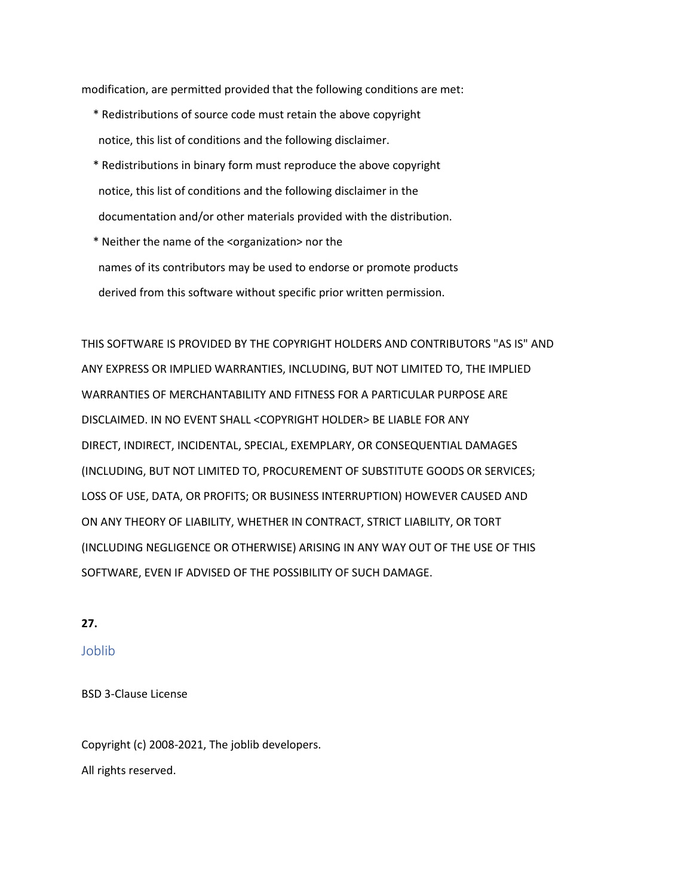modification, are permitted provided that the following conditions are met:

* Redistributions of source code must retain the above copyright notice, this list of conditions and the following disclaimer.
* Redistributions in binary form must reproduce the above copyright notice, this list of conditions and the following disclaimer in the documentation and/or other materials provided with the distribution.
* Neither the name of the <organization> nor the names of its contributors may be used to endorse or promote products derived from this software without specific prior written permission.

THIS SOFTWARE IS PROVIDED BY THE COPYRIGHT HOLDERS AND CONTRIBUTORS "AS IS" AND ANY EXPRESS OR IMPLIED WARRANTIES, INCLUDING, BUT NOT LIMITED TO, THE IMPLIED WARRANTIES OF MERCHANTABILITY AND FITNESS FOR A PARTICULAR PURPOSE ARE DISCLAIMED. IN NO EVENT SHALL <COPYRIGHT HOLDER> BE LIABLE FOR ANY DIRECT, INDIRECT, INCIDENTAL, SPECIAL, EXEMPLARY, OR CONSEQUENTIAL DAMAGES (INCLUDING, BUT NOT LIMITED TO, PROCUREMENT OF SUBSTITUTE GOODS OR SERVICES; LOSS OF USE, DATA, OR PROFITS; OR BUSINESS INTERRUPTION) HOWEVER CAUSED AND ON ANY THEORY OF LIABILITY, WHETHER IN CONTRACT, STRICT LIABILITY, OR TORT (INCLUDING NEGLIGENCE OR OTHERWISE) ARISING IN ANY WAY OUT OF THE USE OF THIS SOFTWARE, EVEN IF ADVISED OF THE POSSIBILITY OF SUCH DAMAGE.

**27.**

## Joblib

BSD 3-Clause License

Copyright (c) 2008-2021, The joblib developers.

All rights reserved.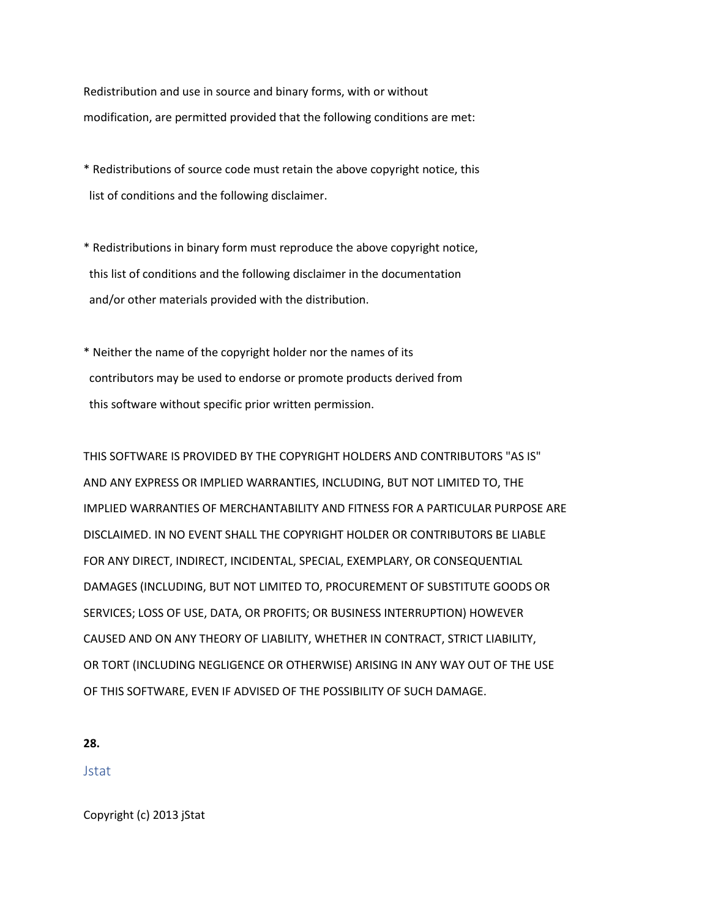Redistribution and use in source and binary forms, with or without modification, are permitted provided that the following conditions are met:

* Redistributions of source code must retain the above copyright notice, this list of conditions and the following disclaimer.

* Redistributions in binary form must reproduce the above copyright notice, this list of conditions and the following disclaimer in the documentation and/or other materials provided with the distribution.

* Neither the name of the copyright holder nor the names of its contributors may be used to endorse or promote products derived from this software without specific prior written permission.

THIS SOFTWARE IS PROVIDED BY THE COPYRIGHT HOLDERS AND CONTRIBUTORS "AS IS" AND ANY EXPRESS OR IMPLIED WARRANTIES, INCLUDING, BUT NOT LIMITED TO, THE IMPLIED WARRANTIES OF MERCHANTABILITY AND FITNESS FOR A PARTICULAR PURPOSE ARE DISCLAIMED. IN NO EVENT SHALL THE COPYRIGHT HOLDER OR CONTRIBUTORS BE LIABLE FOR ANY DIRECT, INDIRECT, INCIDENTAL, SPECIAL, EXEMPLARY, OR CONSEQUENTIAL DAMAGES (INCLUDING, BUT NOT LIMITED TO, PROCUREMENT OF SUBSTITUTE GOODS OR SERVICES; LOSS OF USE, DATA, OR PROFITS; OR BUSINESS INTERRUPTION) HOWEVER CAUSED AND ON ANY THEORY OF LIABILITY, WHETHER IN CONTRACT, STRICT LIABILITY, OR TORT (INCLUDING NEGLIGENCE OR OTHERWISE) ARISING IN ANY WAY OUT OF THE USE OF THIS SOFTWARE, EVEN IF ADVISED OF THE POSSIBILITY OF SUCH DAMAGE.

**28.**

## Jstat

Copyright (c) 2013 jStat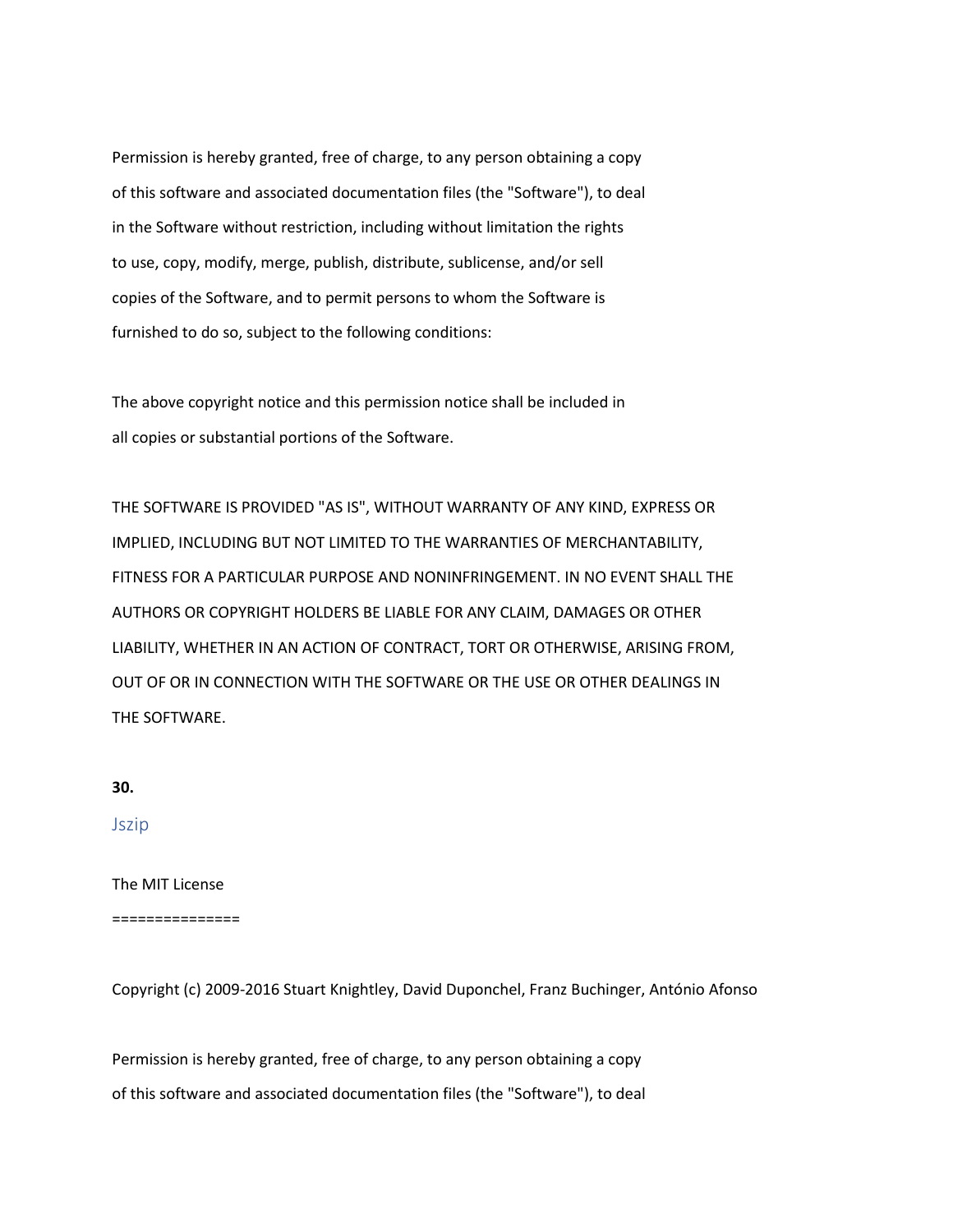Permission is hereby granted, free of charge, to any person obtaining a copy
of this software and associated documentation files (the "Software"), to deal
in the Software without restriction, including without limitation the rights
to use, copy, modify, merge, publish, distribute, sublicense, and/or sell
copies of the Software, and to permit persons to whom the Software is
furnished to do so, subject to the following conditions:

The above copyright notice and this permission notice shall be included in
all copies or substantial portions of the Software.

THE SOFTWARE IS PROVIDED "AS IS", WITHOUT WARRANTY OF ANY KIND, EXPRESS OR
IMPLIED, INCLUDING BUT NOT LIMITED TO THE WARRANTIES OF MERCHANTABILITY,
FITNESS FOR A PARTICULAR PURPOSE AND NONINFRINGEMENT. IN NO EVENT SHALL THE
AUTHORS OR COPYRIGHT HOLDERS BE LIABLE FOR ANY CLAIM, DAMAGES OR OTHER
LIABILITY, WHETHER IN AN ACTION OF CONTRACT, TORT OR OTHERWISE, ARISING FROM,
OUT OF OR IN CONNECTION WITH THE SOFTWARE OR THE USE OR OTHER DEALINGS IN
THE SOFTWARE.

**30.**

## Jszip

The MIT License

===============

Copyright (c) 2009-2016 Stuart Knightley, David Duponchel, Franz Buchinger, António Afonso

Permission is hereby granted, free of charge, to any person obtaining a copy
of this software and associated documentation files (the "Software"), to deal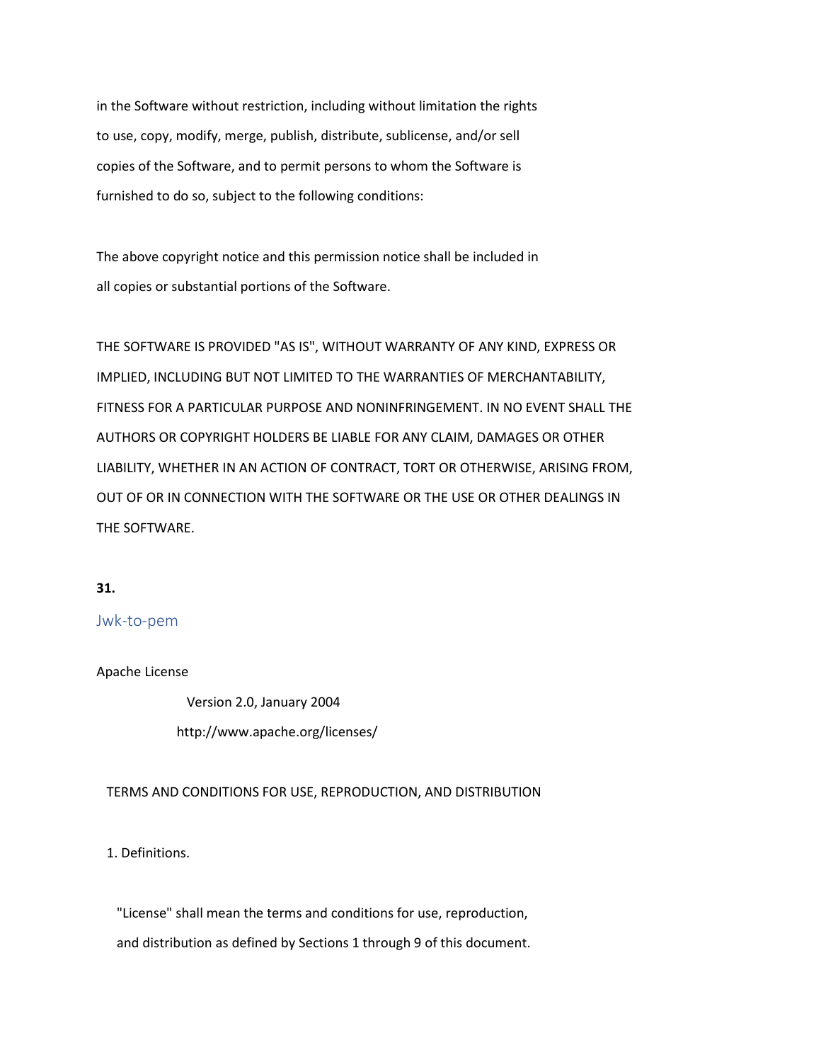in the Software without restriction, including without limitation the rights
to use, copy, modify, merge, publish, distribute, sublicense, and/or sell
copies of the Software, and to permit persons to whom the Software is
furnished to do so, subject to the following conditions:

The above copyright notice and this permission notice shall be included in
all copies or substantial portions of the Software.

THE SOFTWARE IS PROVIDED "AS IS", WITHOUT WARRANTY OF ANY KIND, EXPRESS OR
IMPLIED, INCLUDING BUT NOT LIMITED TO THE WARRANTIES OF MERCHANTABILITY,
FITNESS FOR A PARTICULAR PURPOSE AND NONINFRINGEMENT. IN NO EVENT SHALL THE
AUTHORS OR COPYRIGHT HOLDERS BE LIABLE FOR ANY CLAIM, DAMAGES OR OTHER
LIABILITY, WHETHER IN AN ACTION OF CONTRACT, TORT OR OTHERWISE, ARISING FROM,
OUT OF OR IN CONNECTION WITH THE SOFTWARE OR THE USE OR OTHER DEALINGS IN
THE SOFTWARE.

**31.**

## Jwk-to-pem

Apache License

Version 2.0, January 2004

http://www.apache.org/licenses/

TERMS AND CONDITIONS FOR USE, REPRODUCTION, AND DISTRIBUTION

1. Definitions.

"License" shall mean the terms and conditions for use, reproduction,
and distribution as defined by Sections 1 through 9 of this document.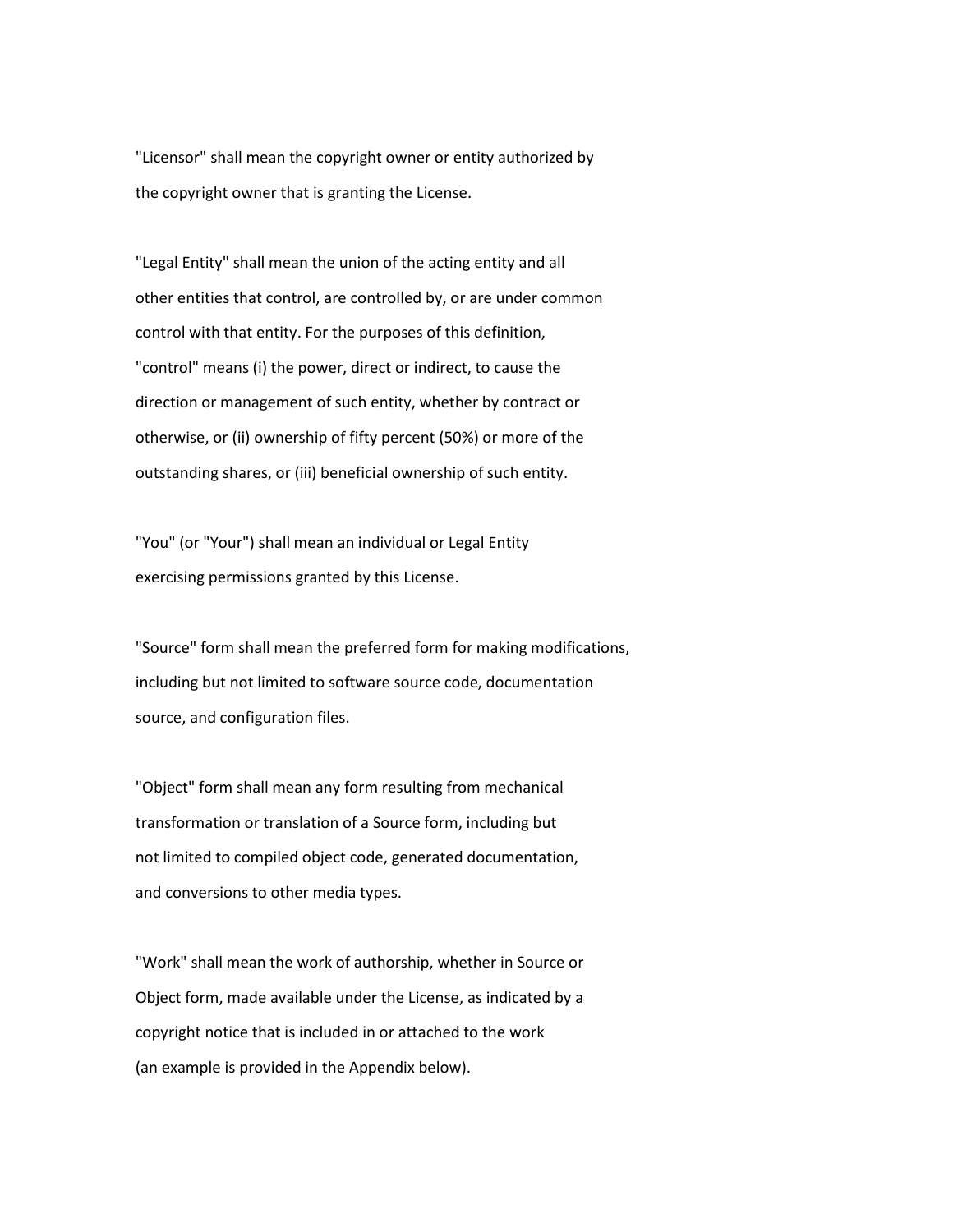"Licensor" shall mean the copyright owner or entity authorized by the copyright owner that is granting the License.

"Legal Entity" shall mean the union of the acting entity and all other entities that control, are controlled by, or are under common control with that entity. For the purposes of this definition, "control" means (i) the power, direct or indirect, to cause the direction or management of such entity, whether by contract or otherwise, or (ii) ownership of fifty percent (50%) or more of the outstanding shares, or (iii) beneficial ownership of such entity.

"You" (or "Your") shall mean an individual or Legal Entity exercising permissions granted by this License.

"Source" form shall mean the preferred form for making modifications, including but not limited to software source code, documentation source, and configuration files.

"Object" form shall mean any form resulting from mechanical transformation or translation of a Source form, including but not limited to compiled object code, generated documentation, and conversions to other media types.

"Work" shall mean the work of authorship, whether in Source or Object form, made available under the License, as indicated by a copyright notice that is included in or attached to the work (an example is provided in the Appendix below).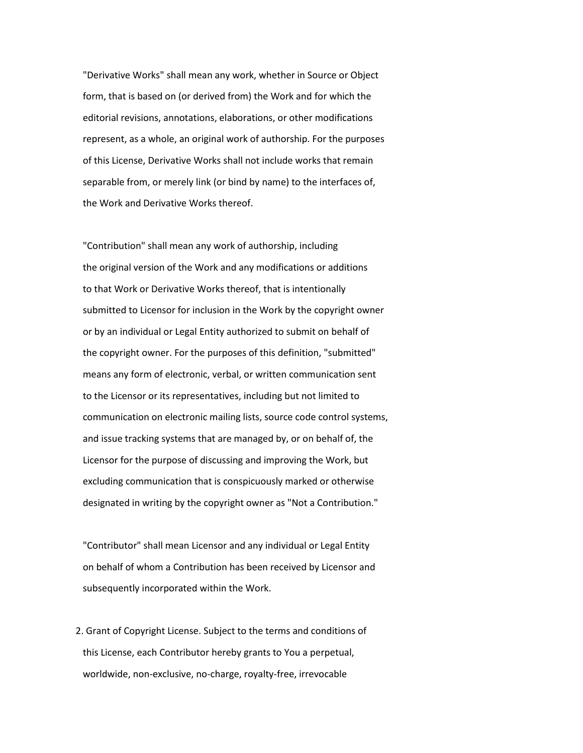"Derivative Works" shall mean any work, whether in Source or Object form, that is based on (or derived from) the Work and for which the editorial revisions, annotations, elaborations, or other modifications represent, as a whole, an original work of authorship. For the purposes of this License, Derivative Works shall not include works that remain separable from, or merely link (or bind by name) to the interfaces of, the Work and Derivative Works thereof.

"Contribution" shall mean any work of authorship, including the original version of the Work and any modifications or additions to that Work or Derivative Works thereof, that is intentionally submitted to Licensor for inclusion in the Work by the copyright owner or by an individual or Legal Entity authorized to submit on behalf of the copyright owner. For the purposes of this definition, "submitted" means any form of electronic, verbal, or written communication sent to the Licensor or its representatives, including but not limited to communication on electronic mailing lists, source code control systems, and issue tracking systems that are managed by, or on behalf of, the Licensor for the purpose of discussing and improving the Work, but excluding communication that is conspicuously marked or otherwise designated in writing by the copyright owner as "Not a Contribution."

"Contributor" shall mean Licensor and any individual or Legal Entity on behalf of whom a Contribution has been received by Licensor and subsequently incorporated within the Work.

2. Grant of Copyright License. Subject to the terms and conditions of this License, each Contributor hereby grants to You a perpetual, worldwide, non-exclusive, no-charge, royalty-free, irrevocable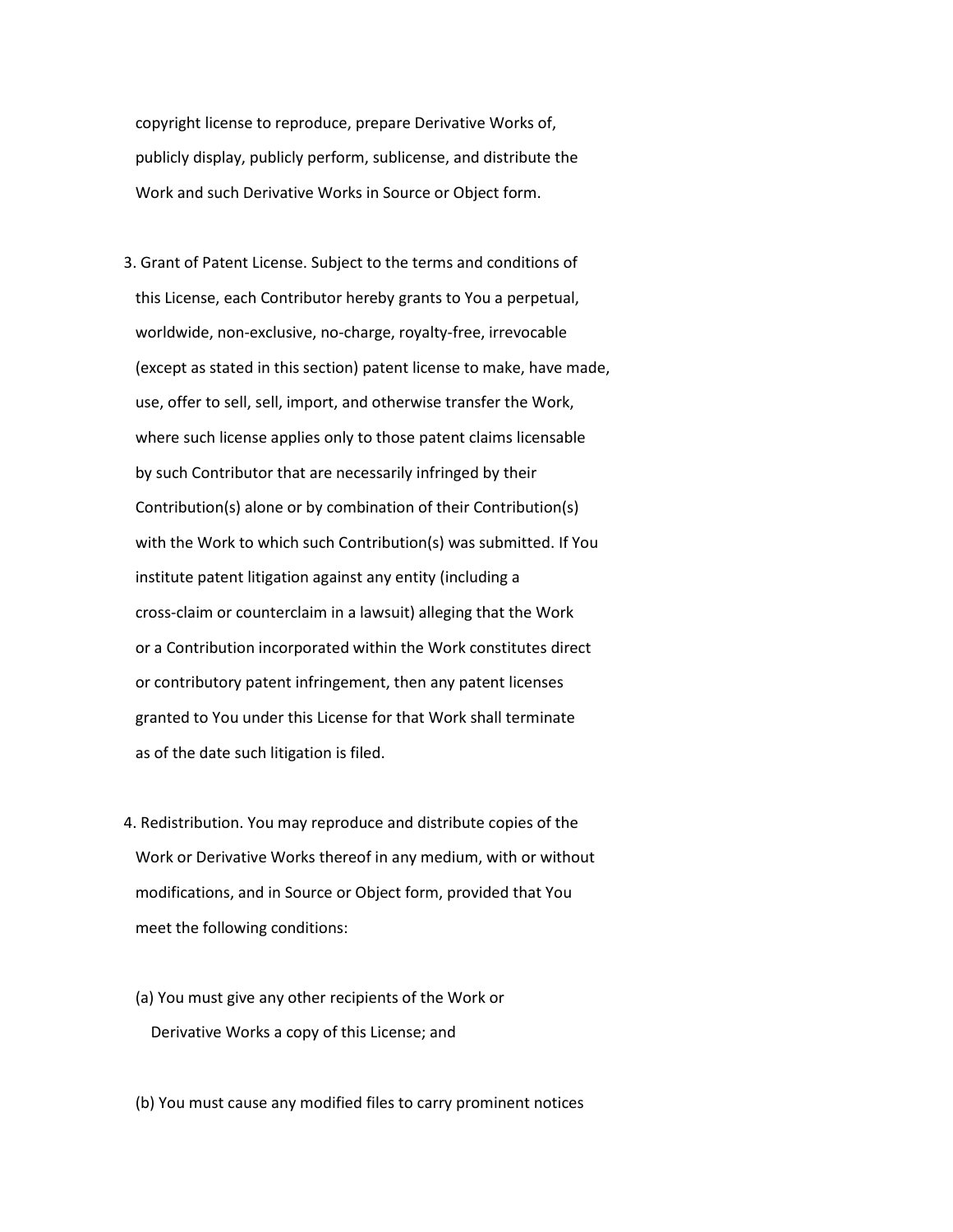copyright license to reproduce, prepare Derivative Works of, publicly display, publicly perform, sublicense, and distribute the Work and such Derivative Works in Source or Object form.

3. Grant of Patent License. Subject to the terms and conditions of this License, each Contributor hereby grants to You a perpetual, worldwide, non-exclusive, no-charge, royalty-free, irrevocable (except as stated in this section) patent license to make, have made, use, offer to sell, sell, import, and otherwise transfer the Work, where such license applies only to those patent claims licensable by such Contributor that are necessarily infringed by their Contribution(s) alone or by combination of their Contribution(s) with the Work to which such Contribution(s) was submitted. If You institute patent litigation against any entity (including a cross-claim or counterclaim in a lawsuit) alleging that the Work or a Contribution incorporated within the Work constitutes direct or contributory patent infringement, then any patent licenses granted to You under this License for that Work shall terminate as of the date such litigation is filed.

4. Redistribution. You may reproduce and distribute copies of the Work or Derivative Works thereof in any medium, with or without modifications, and in Source or Object form, provided that You meet the following conditions:

   (a) You must give any other recipients of the Work or Derivative Works a copy of this License; and

   (b) You must cause any modified files to carry prominent notices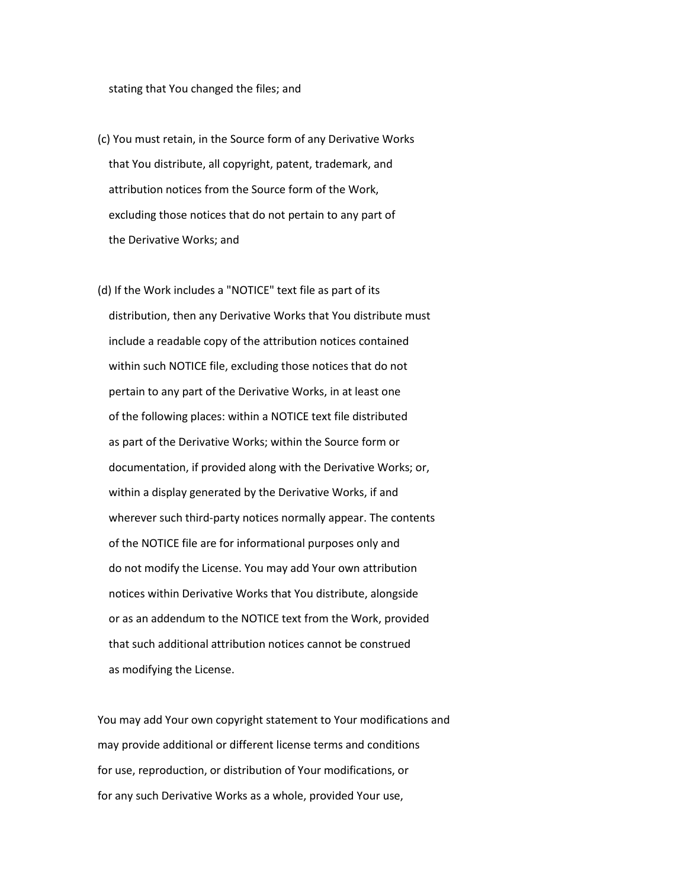stating that You changed the files; and

(c) You must retain, in the Source form of any Derivative Works that You distribute, all copyright, patent, trademark, and attribution notices from the Source form of the Work, excluding those notices that do not pertain to any part of the Derivative Works; and

(d) If the Work includes a "NOTICE" text file as part of its distribution, then any Derivative Works that You distribute must include a readable copy of the attribution notices contained within such NOTICE file, excluding those notices that do not pertain to any part of the Derivative Works, in at least one of the following places: within a NOTICE text file distributed as part of the Derivative Works; within the Source form or documentation, if provided along with the Derivative Works; or, within a display generated by the Derivative Works, if and wherever such third-party notices normally appear. The contents of the NOTICE file are for informational purposes only and do not modify the License. You may add Your own attribution notices within Derivative Works that You distribute, alongside or as an addendum to the NOTICE text from the Work, provided that such additional attribution notices cannot be construed as modifying the License.

You may add Your own copyright statement to Your modifications and may provide additional or different license terms and conditions for use, reproduction, or distribution of Your modifications, or for any such Derivative Works as a whole, provided Your use,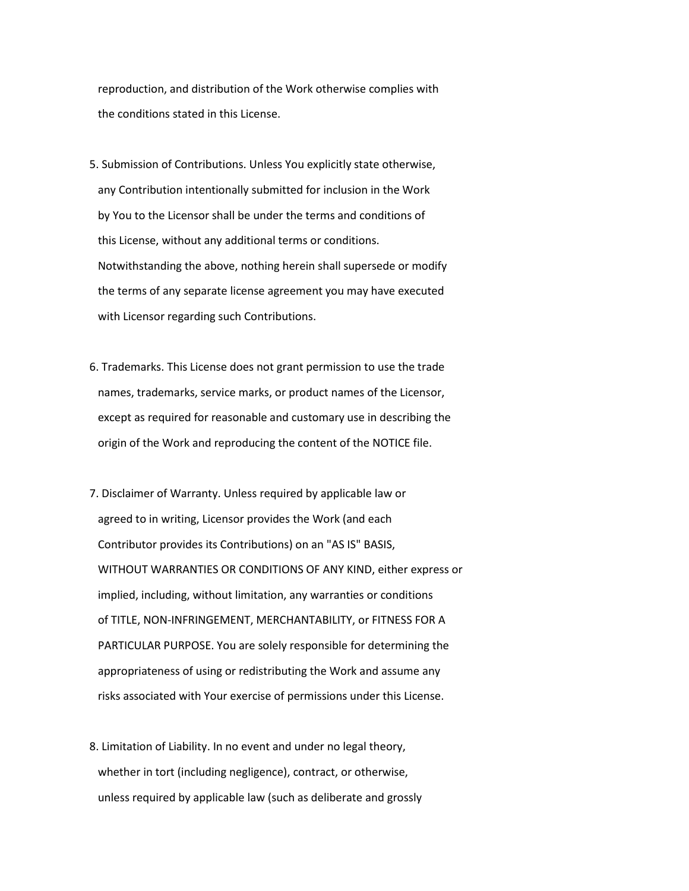reproduction, and distribution of the Work otherwise complies with the conditions stated in this License.

5. Submission of Contributions. Unless You explicitly state otherwise, any Contribution intentionally submitted for inclusion in the Work by You to the Licensor shall be under the terms and conditions of this License, without any additional terms or conditions. Notwithstanding the above, nothing herein shall supersede or modify the terms of any separate license agreement you may have executed with Licensor regarding such Contributions.

6. Trademarks. This License does not grant permission to use the trade names, trademarks, service marks, or product names of the Licensor, except as required for reasonable and customary use in describing the origin of the Work and reproducing the content of the NOTICE file.

7. Disclaimer of Warranty. Unless required by applicable law or agreed to in writing, Licensor provides the Work (and each Contributor provides its Contributions) on an "AS IS" BASIS, WITHOUT WARRANTIES OR CONDITIONS OF ANY KIND, either express or implied, including, without limitation, any warranties or conditions of TITLE, NON-INFRINGEMENT, MERCHANTABILITY, or FITNESS FOR A PARTICULAR PURPOSE. You are solely responsible for determining the appropriateness of using or redistributing the Work and assume any risks associated with Your exercise of permissions under this License.

8. Limitation of Liability. In no event and under no legal theory, whether in tort (including negligence), contract, or otherwise, unless required by applicable law (such as deliberate and grossly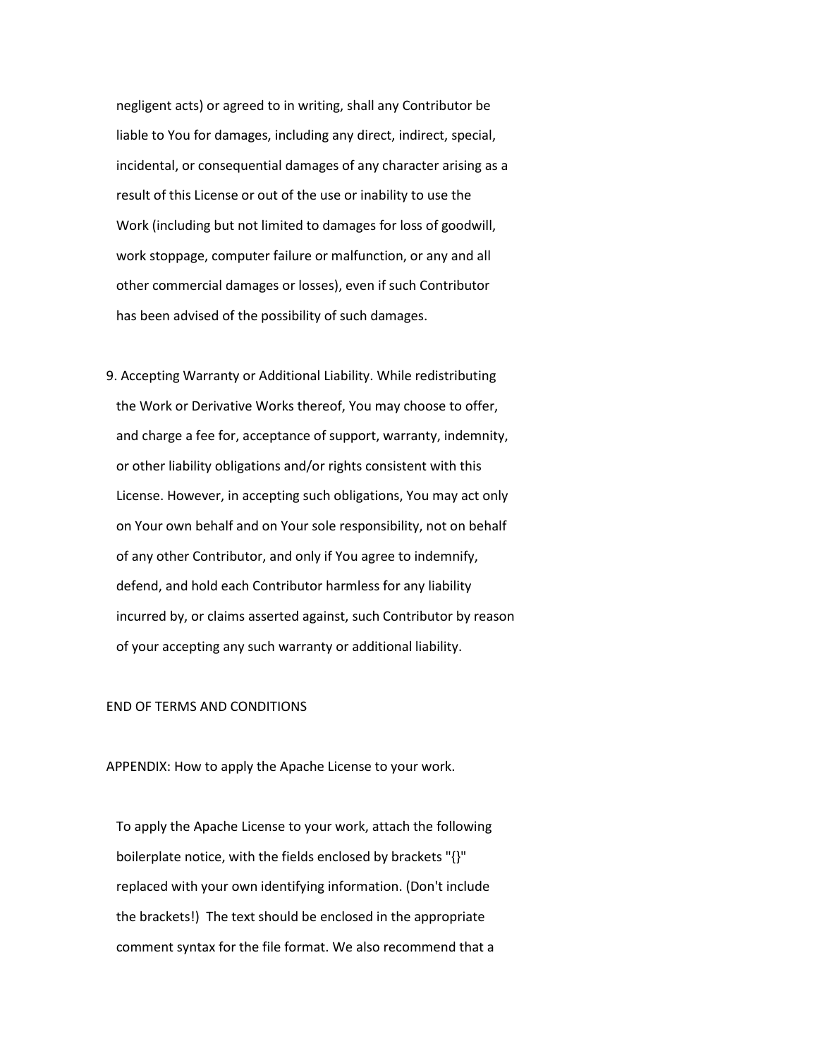negligent acts) or agreed to in writing, shall any Contributor be liable to You for damages, including any direct, indirect, special, incidental, or consequential damages of any character arising as a result of this License or out of the use or inability to use the Work (including but not limited to damages for loss of goodwill, work stoppage, computer failure or malfunction, or any and all other commercial damages or losses), even if such Contributor has been advised of the possibility of such damages.

9. Accepting Warranty or Additional Liability. While redistributing the Work or Derivative Works thereof, You may choose to offer, and charge a fee for, acceptance of support, warranty, indemnity, or other liability obligations and/or rights consistent with this License. However, in accepting such obligations, You may act only on Your own behalf and on Your sole responsibility, not on behalf of any other Contributor, and only if You agree to indemnify, defend, and hold each Contributor harmless for any liability incurred by, or claims asserted against, such Contributor by reason of your accepting any such warranty or additional liability.

END OF TERMS AND CONDITIONS

APPENDIX: How to apply the Apache License to your work.

To apply the Apache License to your work, attach the following boilerplate notice, with the fields enclosed by brackets "{}" replaced with your own identifying information. (Don't include the brackets!) The text should be enclosed in the appropriate comment syntax for the file format. We also recommend that a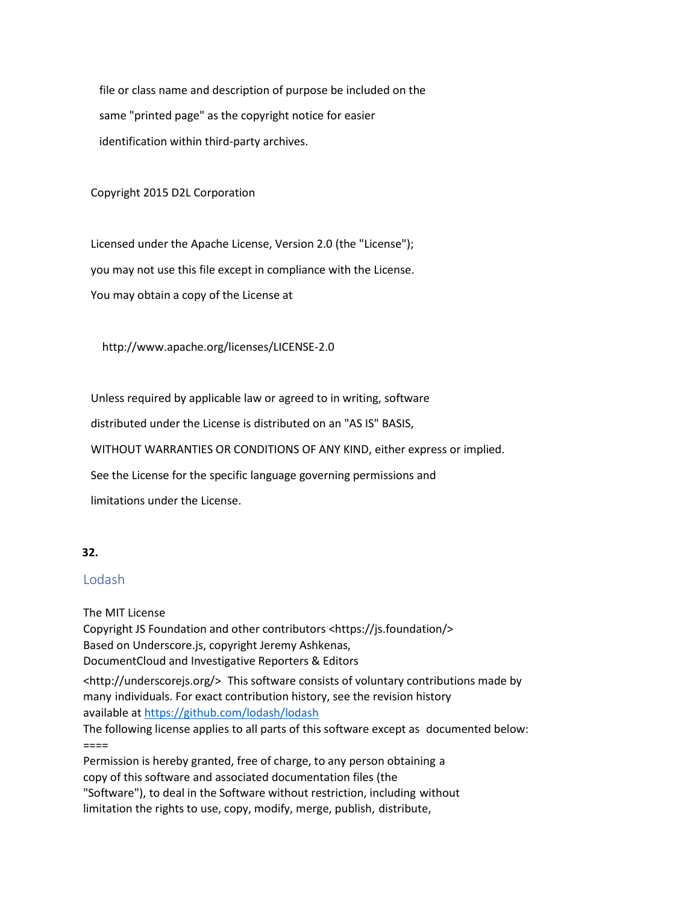file or class name and description of purpose be included on the
same "printed page" as the copyright notice for easier
identification within third-party archives.

Copyright 2015 D2L Corporation

Licensed under the Apache License, Version 2.0 (the "License");
you may not use this file except in compliance with the License.
You may obtain a copy of the License at

http://www.apache.org/licenses/LICENSE-2.0

Unless required by applicable law or agreed to in writing, software
distributed under the License is distributed on an "AS IS" BASIS,
WITHOUT WARRANTIES OR CONDITIONS OF ANY KIND, either express or implied.
See the License for the specific language governing permissions and
limitations under the License.

**32.**

## Lodash

The MIT License
Copyright JS Foundation and other contributors <https://js.foundation/>
Based on Underscore.js, copyright Jeremy Ashkenas,
DocumentCloud and Investigative Reporters & Editors
<http://underscorejs.org/> This software consists of voluntary contributions made by many individuals. For exact contribution history, see the revision history available at https://github.com/lodash/lodash
The following license applies to all parts of this software except as documented below:
====
Permission is hereby granted, free of charge, to any person obtaining a
copy of this software and associated documentation files (the
"Software"), to deal in the Software without restriction, including without
limitation the rights to use, copy, modify, merge, publish, distribute,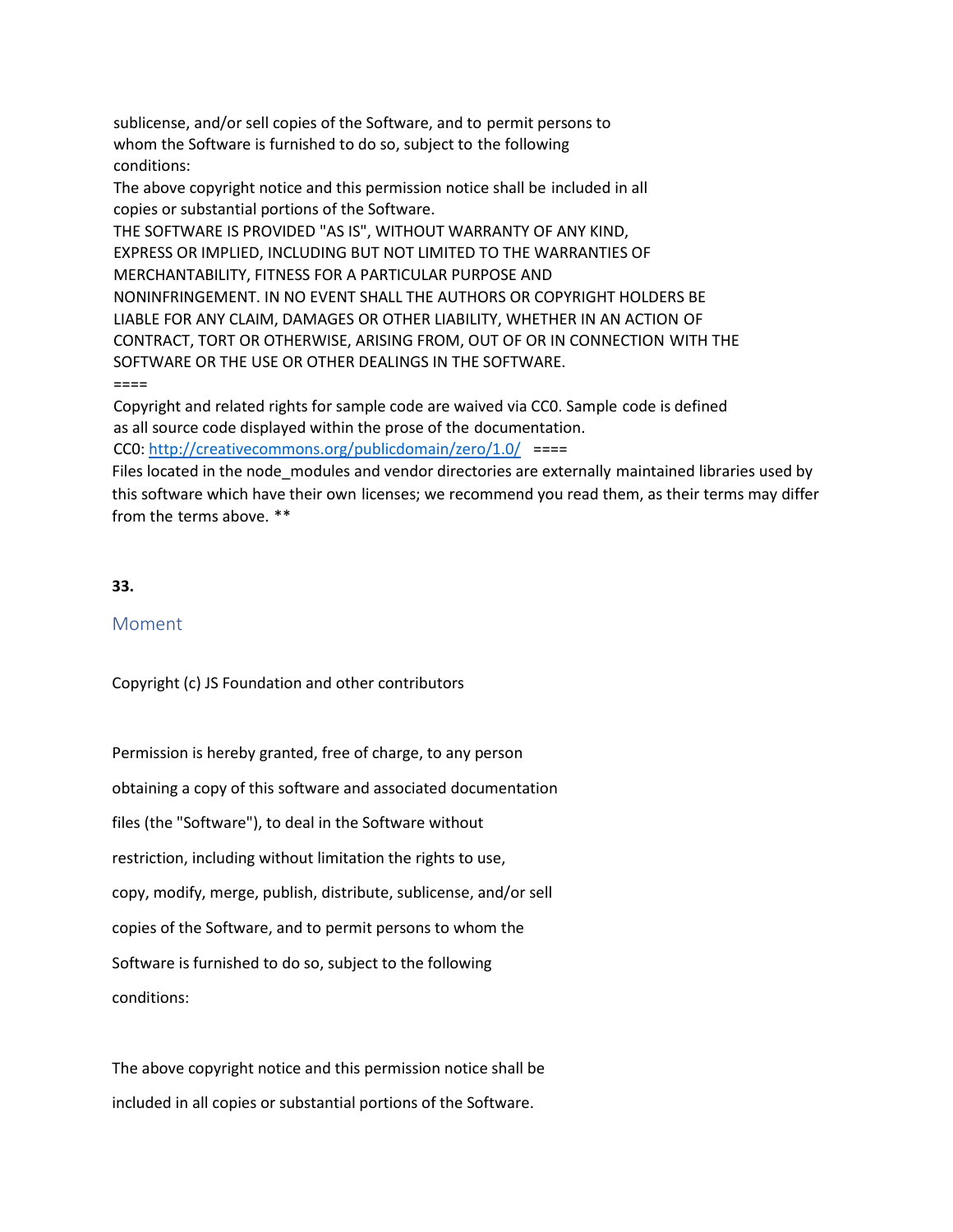sublicense, and/or sell copies of the Software, and to permit persons to whom the Software is furnished to do so, subject to the following conditions:

The above copyright notice and this permission notice shall be included in all copies or substantial portions of the Software.

THE SOFTWARE IS PROVIDED "AS IS", WITHOUT WARRANTY OF ANY KIND, EXPRESS OR IMPLIED, INCLUDING BUT NOT LIMITED TO THE WARRANTIES OF MERCHANTABILITY, FITNESS FOR A PARTICULAR PURPOSE AND NONINFRINGEMENT. IN NO EVENT SHALL THE AUTHORS OR COPYRIGHT HOLDERS BE LIABLE FOR ANY CLAIM, DAMAGES OR OTHER LIABILITY, WHETHER IN AN ACTION OF CONTRACT, TORT OR OTHERWISE, ARISING FROM, OUT OF OR IN CONNECTION WITH THE SOFTWARE OR THE USE OR OTHER DEALINGS IN THE SOFTWARE.

====

Copyright and related rights for sample code are waived via CC0. Sample code is defined as all source code displayed within the prose of the documentation.

CC0: http://creativecommons.org/publicdomain/zero/1.0/ ====

Files located in the node_modules and vendor directories are externally maintained libraries used by this software which have their own licenses; we recommend you read them, as their terms may differ from the terms above. **

**33.**

## Moment

Copyright (c) JS Foundation and other contributors

Permission is hereby granted, free of charge, to any person obtaining a copy of this software and associated documentation files (the "Software"), to deal in the Software without restriction, including without limitation the rights to use, copy, modify, merge, publish, distribute, sublicense, and/or sell copies of the Software, and to permit persons to whom the Software is furnished to do so, subject to the following conditions:

The above copyright notice and this permission notice shall be included in all copies or substantial portions of the Software.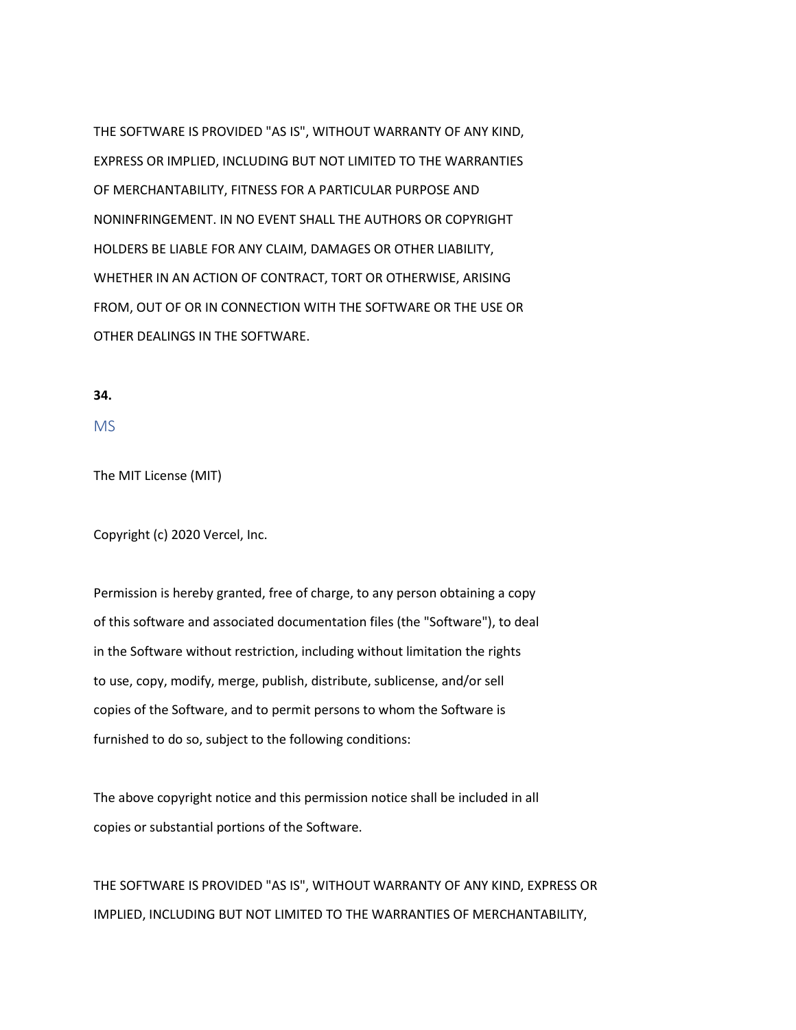THE SOFTWARE IS PROVIDED "AS IS", WITHOUT WARRANTY OF ANY KIND,
EXPRESS OR IMPLIED, INCLUDING BUT NOT LIMITED TO THE WARRANTIES
OF MERCHANTABILITY, FITNESS FOR A PARTICULAR PURPOSE AND
NONINFRINGEMENT. IN NO EVENT SHALL THE AUTHORS OR COPYRIGHT
HOLDERS BE LIABLE FOR ANY CLAIM, DAMAGES OR OTHER LIABILITY,
WHETHER IN AN ACTION OF CONTRACT, TORT OR OTHERWISE, ARISING
FROM, OUT OF OR IN CONNECTION WITH THE SOFTWARE OR THE USE OR
OTHER DEALINGS IN THE SOFTWARE.

**34.**

## MS

The MIT License (MIT)

Copyright (c) 2020 Vercel, Inc.

Permission is hereby granted, free of charge, to any person obtaining a copy
of this software and associated documentation files (the "Software"), to deal
in the Software without restriction, including without limitation the rights
to use, copy, modify, merge, publish, distribute, sublicense, and/or sell
copies of the Software, and to permit persons to whom the Software is
furnished to do so, subject to the following conditions:

The above copyright notice and this permission notice shall be included in all
copies or substantial portions of the Software.

THE SOFTWARE IS PROVIDED "AS IS", WITHOUT WARRANTY OF ANY KIND, EXPRESS OR
IMPLIED, INCLUDING BUT NOT LIMITED TO THE WARRANTIES OF MERCHANTABILITY,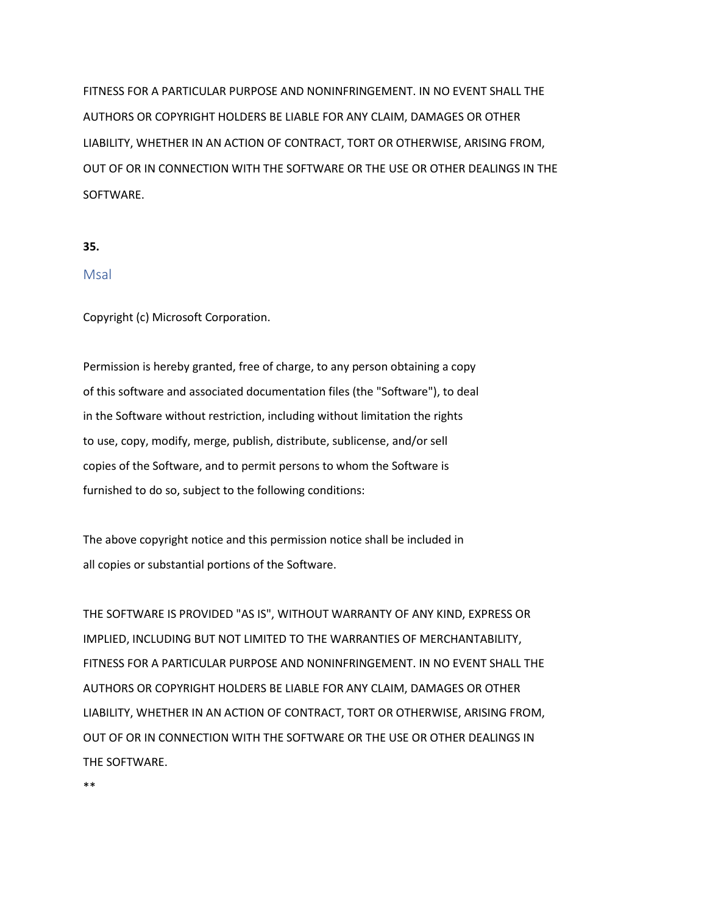FITNESS FOR A PARTICULAR PURPOSE AND NONINFRINGEMENT. IN NO EVENT SHALL THE AUTHORS OR COPYRIGHT HOLDERS BE LIABLE FOR ANY CLAIM, DAMAGES OR OTHER LIABILITY, WHETHER IN AN ACTION OF CONTRACT, TORT OR OTHERWISE, ARISING FROM, OUT OF OR IN CONNECTION WITH THE SOFTWARE OR THE USE OR OTHER DEALINGS IN THE SOFTWARE.

**35.**

## Msal

Copyright (c) Microsoft Corporation.

Permission is hereby granted, free of charge, to any person obtaining a copy of this software and associated documentation files (the "Software"), to deal in the Software without restriction, including without limitation the rights to use, copy, modify, merge, publish, distribute, sublicense, and/or sell copies of the Software, and to permit persons to whom the Software is furnished to do so, subject to the following conditions:

The above copyright notice and this permission notice shall be included in all copies or substantial portions of the Software.

THE SOFTWARE IS PROVIDED "AS IS", WITHOUT WARRANTY OF ANY KIND, EXPRESS OR IMPLIED, INCLUDING BUT NOT LIMITED TO THE WARRANTIES OF MERCHANTABILITY, FITNESS FOR A PARTICULAR PURPOSE AND NONINFRINGEMENT. IN NO EVENT SHALL THE AUTHORS OR COPYRIGHT HOLDERS BE LIABLE FOR ANY CLAIM, DAMAGES OR OTHER LIABILITY, WHETHER IN AN ACTION OF CONTRACT, TORT OR OTHERWISE, ARISING FROM, OUT OF OR IN CONNECTION WITH THE SOFTWARE OR THE USE OR OTHER DEALINGS IN THE SOFTWARE.

**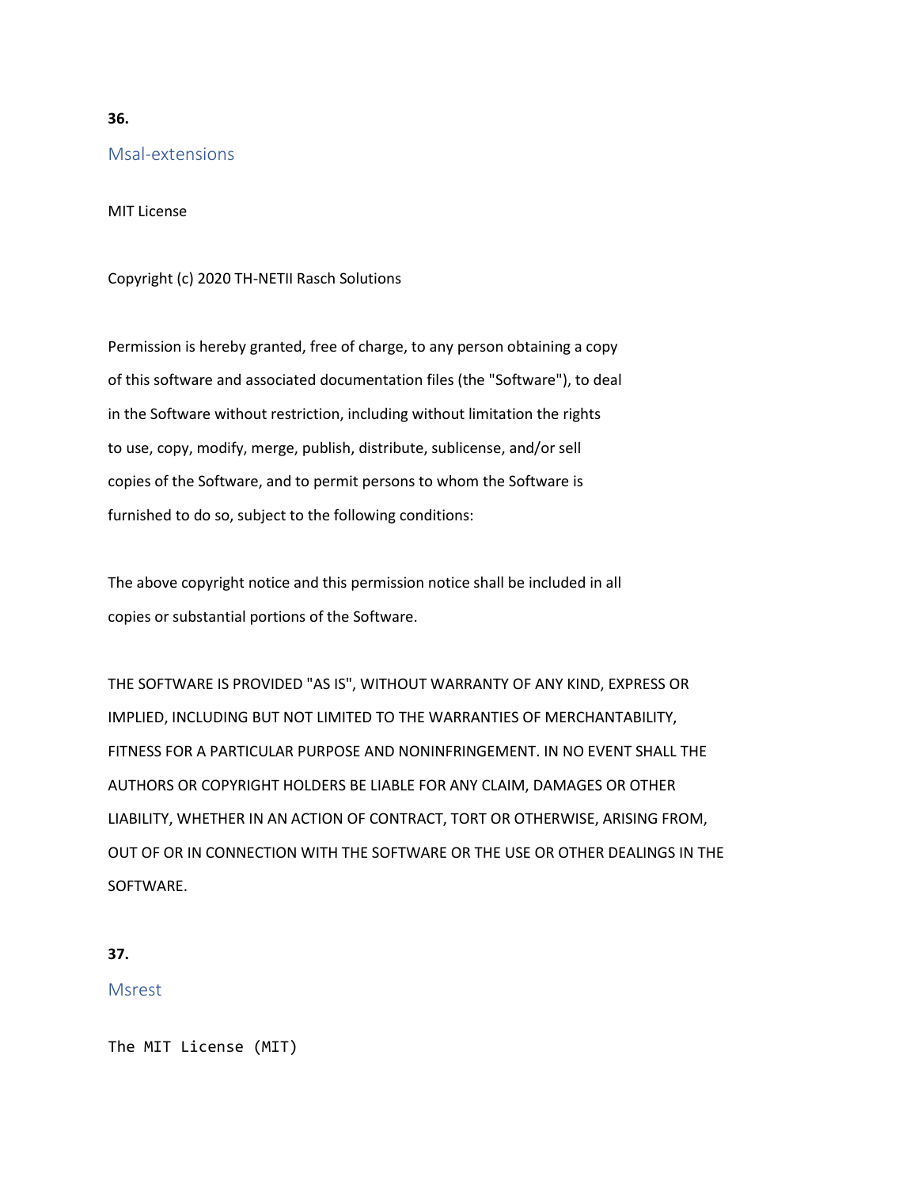**36.**

## Msal-extensions

MIT License

Copyright (c) 2020 TH-NETII Rasch Solutions

Permission is hereby granted, free of charge, to any person obtaining a copy
of this software and associated documentation files (the "Software"), to deal
in the Software without restriction, including without limitation the rights
to use, copy, modify, merge, publish, distribute, sublicense, and/or sell
copies of the Software, and to permit persons to whom the Software is
furnished to do so, subject to the following conditions:

The above copyright notice and this permission notice shall be included in all
copies or substantial portions of the Software.

THE SOFTWARE IS PROVIDED "AS IS", WITHOUT WARRANTY OF ANY KIND, EXPRESS OR
IMPLIED, INCLUDING BUT NOT LIMITED TO THE WARRANTIES OF MERCHANTABILITY,
FITNESS FOR A PARTICULAR PURPOSE AND NONINFRINGEMENT. IN NO EVENT SHALL THE
AUTHORS OR COPYRIGHT HOLDERS BE LIABLE FOR ANY CLAIM, DAMAGES OR OTHER
LIABILITY, WHETHER IN AN ACTION OF CONTRACT, TORT OR OTHERWISE, ARISING FROM,
OUT OF OR IN CONNECTION WITH THE SOFTWARE OR THE USE OR OTHER DEALINGS IN THE
SOFTWARE.

**37.**

## Msrest

```
The MIT License (MIT)
```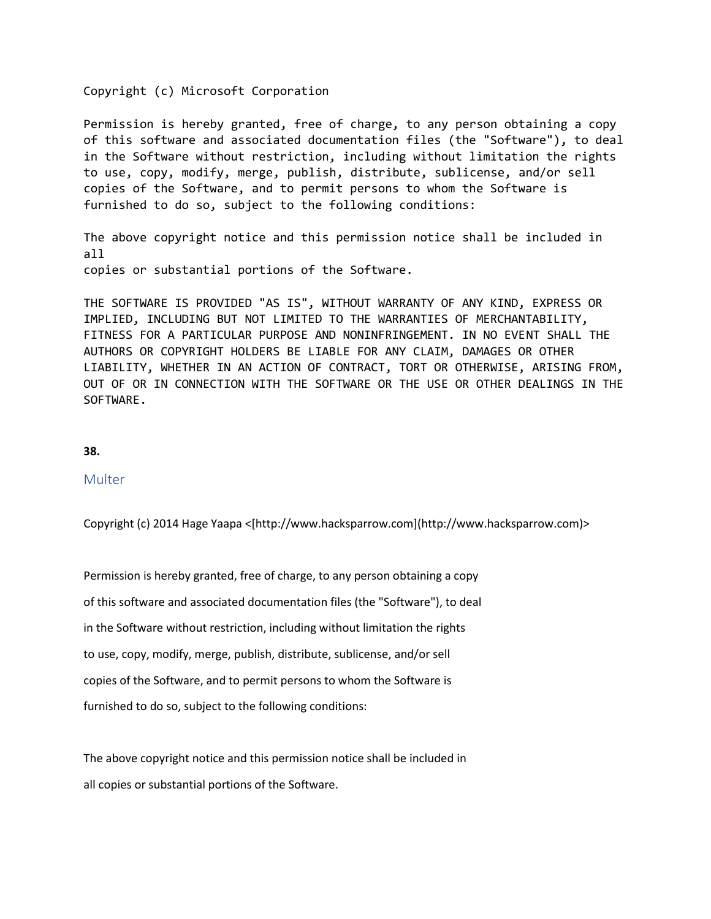```
Copyright (c) Microsoft Corporation

Permission is hereby granted, free of charge, to any person obtaining a copy
of this software and associated documentation files (the "Software"), to deal
in the Software without restriction, including without limitation the rights
to use, copy, modify, merge, publish, distribute, sublicense, and/or sell
copies of the Software, and to permit persons to whom the Software is
furnished to do so, subject to the following conditions:

The above copyright notice and this permission notice shall be included in
all
copies or substantial portions of the Software.

THE SOFTWARE IS PROVIDED "AS IS", WITHOUT WARRANTY OF ANY KIND, EXPRESS OR
IMPLIED, INCLUDING BUT NOT LIMITED TO THE WARRANTIES OF MERCHANTABILITY,
FITNESS FOR A PARTICULAR PURPOSE AND NONINFRINGEMENT. IN NO EVENT SHALL THE
AUTHORS OR COPYRIGHT HOLDERS BE LIABLE FOR ANY CLAIM, DAMAGES OR OTHER
LIABILITY, WHETHER IN AN ACTION OF CONTRACT, TORT OR OTHERWISE, ARISING FROM,
OUT OF OR IN CONNECTION WITH THE SOFTWARE OR THE USE OR OTHER DEALINGS IN THE
SOFTWARE.
```

**38.**

## Multer

Copyright (c) 2014 Hage Yaapa <[http://www.hacksparrow.com](http://www.hacksparrow.com)>

Permission is hereby granted, free of charge, to any person obtaining a copy
of this software and associated documentation files (the "Software"), to deal
in the Software without restriction, including without limitation the rights
to use, copy, modify, merge, publish, distribute, sublicense, and/or sell
copies of the Software, and to permit persons to whom the Software is
furnished to do so, subject to the following conditions:

The above copyright notice and this permission notice shall be included in
all copies or substantial portions of the Software.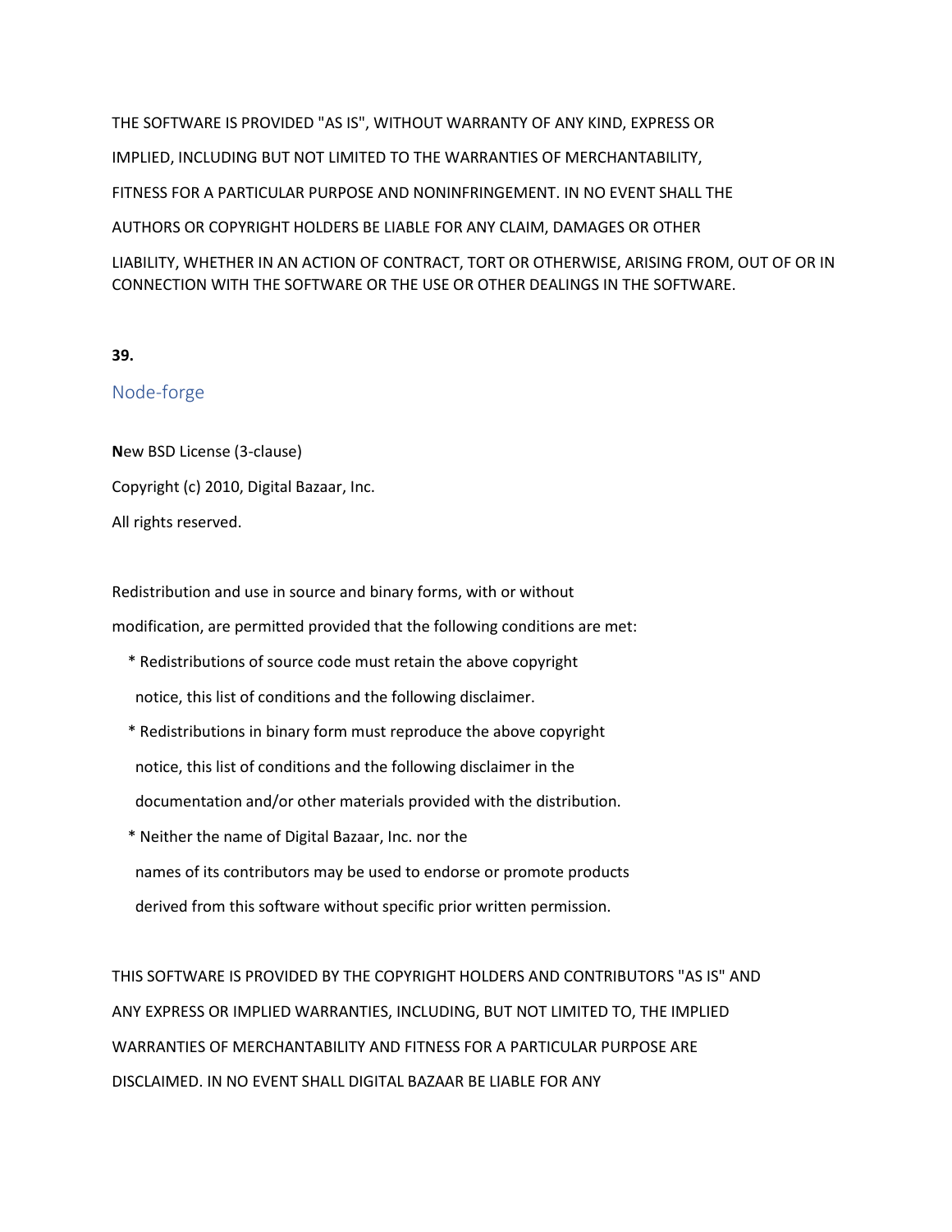THE SOFTWARE IS PROVIDED "AS IS", WITHOUT WARRANTY OF ANY KIND, EXPRESS OR

IMPLIED, INCLUDING BUT NOT LIMITED TO THE WARRANTIES OF MERCHANTABILITY,

FITNESS FOR A PARTICULAR PURPOSE AND NONINFRINGEMENT. IN NO EVENT SHALL THE

AUTHORS OR COPYRIGHT HOLDERS BE LIABLE FOR ANY CLAIM, DAMAGES OR OTHER

LIABILITY, WHETHER IN AN ACTION OF CONTRACT, TORT OR OTHERWISE, ARISING FROM, OUT OF OR IN CONNECTION WITH THE SOFTWARE OR THE USE OR OTHER DEALINGS IN THE SOFTWARE.

**39.**

## Node-forge

**N**ew BSD License (3-clause)

Copyright (c) 2010, Digital Bazaar, Inc.

All rights reserved.

Redistribution and use in source and binary forms, with or without

modification, are permitted provided that the following conditions are met:

* Redistributions of source code must retain the above copyright
  notice, this list of conditions and the following disclaimer.
* Redistributions in binary form must reproduce the above copyright
  notice, this list of conditions and the following disclaimer in the
  documentation and/or other materials provided with the distribution.
* Neither the name of Digital Bazaar, Inc. nor the
  names of its contributors may be used to endorse or promote products
  derived from this software without specific prior written permission.

THIS SOFTWARE IS PROVIDED BY THE COPYRIGHT HOLDERS AND CONTRIBUTORS "AS IS" AND

ANY EXPRESS OR IMPLIED WARRANTIES, INCLUDING, BUT NOT LIMITED TO, THE IMPLIED

WARRANTIES OF MERCHANTABILITY AND FITNESS FOR A PARTICULAR PURPOSE ARE

DISCLAIMED. IN NO EVENT SHALL DIGITAL BAZAAR BE LIABLE FOR ANY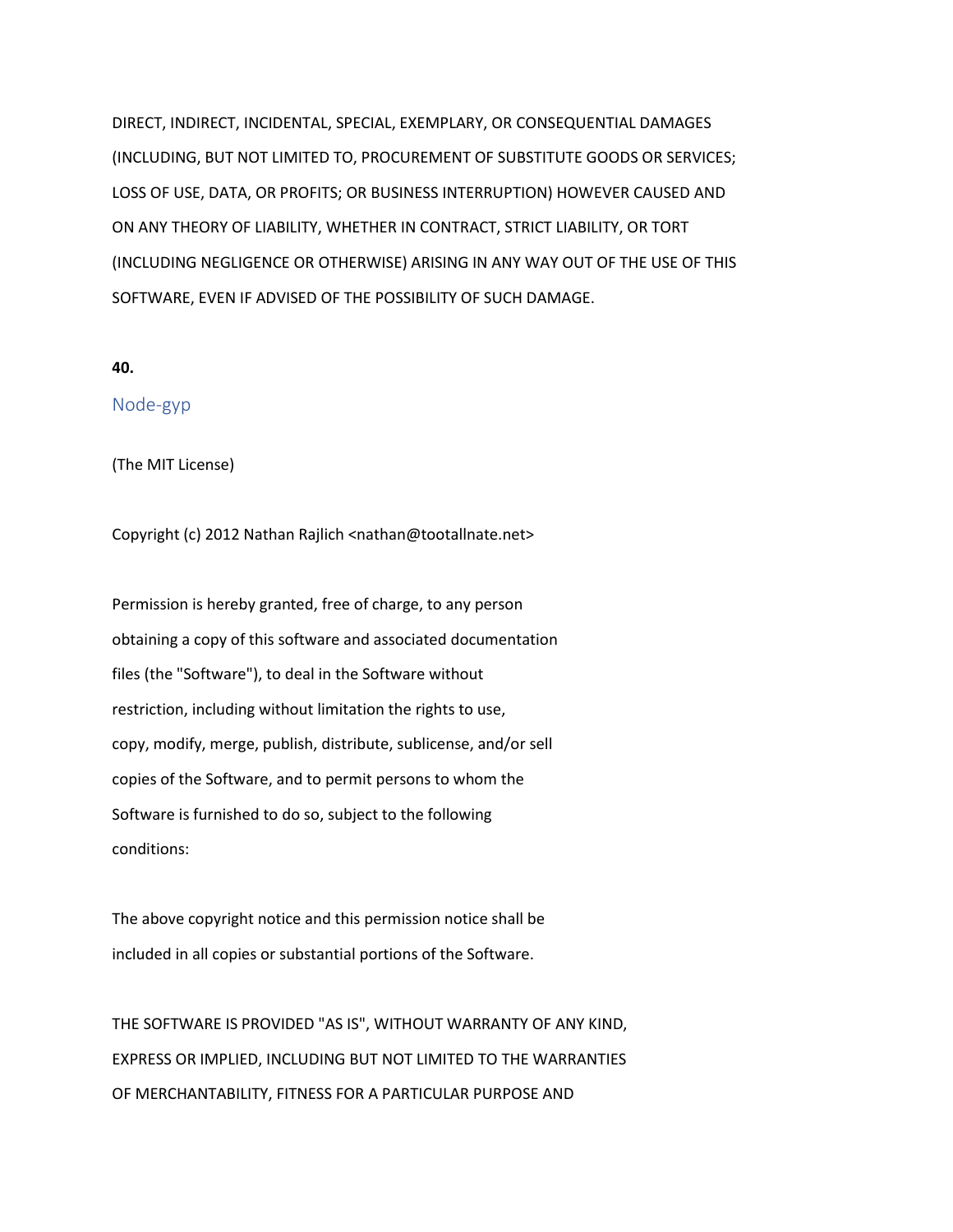DIRECT, INDIRECT, INCIDENTAL, SPECIAL, EXEMPLARY, OR CONSEQUENTIAL DAMAGES (INCLUDING, BUT NOT LIMITED TO, PROCUREMENT OF SUBSTITUTE GOODS OR SERVICES; LOSS OF USE, DATA, OR PROFITS; OR BUSINESS INTERRUPTION) HOWEVER CAUSED AND ON ANY THEORY OF LIABILITY, WHETHER IN CONTRACT, STRICT LIABILITY, OR TORT (INCLUDING NEGLIGENCE OR OTHERWISE) ARISING IN ANY WAY OUT OF THE USE OF THIS SOFTWARE, EVEN IF ADVISED OF THE POSSIBILITY OF SUCH DAMAGE.

**40.**

## Node-gyp

(The MIT License)

Copyright (c) 2012 Nathan Rajlich <nathan@tootallnate.net>

Permission is hereby granted, free of charge, to any person obtaining a copy of this software and associated documentation files (the "Software"), to deal in the Software without restriction, including without limitation the rights to use, copy, modify, merge, publish, distribute, sublicense, and/or sell copies of the Software, and to permit persons to whom the Software is furnished to do so, subject to the following conditions:

The above copyright notice and this permission notice shall be included in all copies or substantial portions of the Software.

THE SOFTWARE IS PROVIDED "AS IS", WITHOUT WARRANTY OF ANY KIND, EXPRESS OR IMPLIED, INCLUDING BUT NOT LIMITED TO THE WARRANTIES OF MERCHANTABILITY, FITNESS FOR A PARTICULAR PURPOSE AND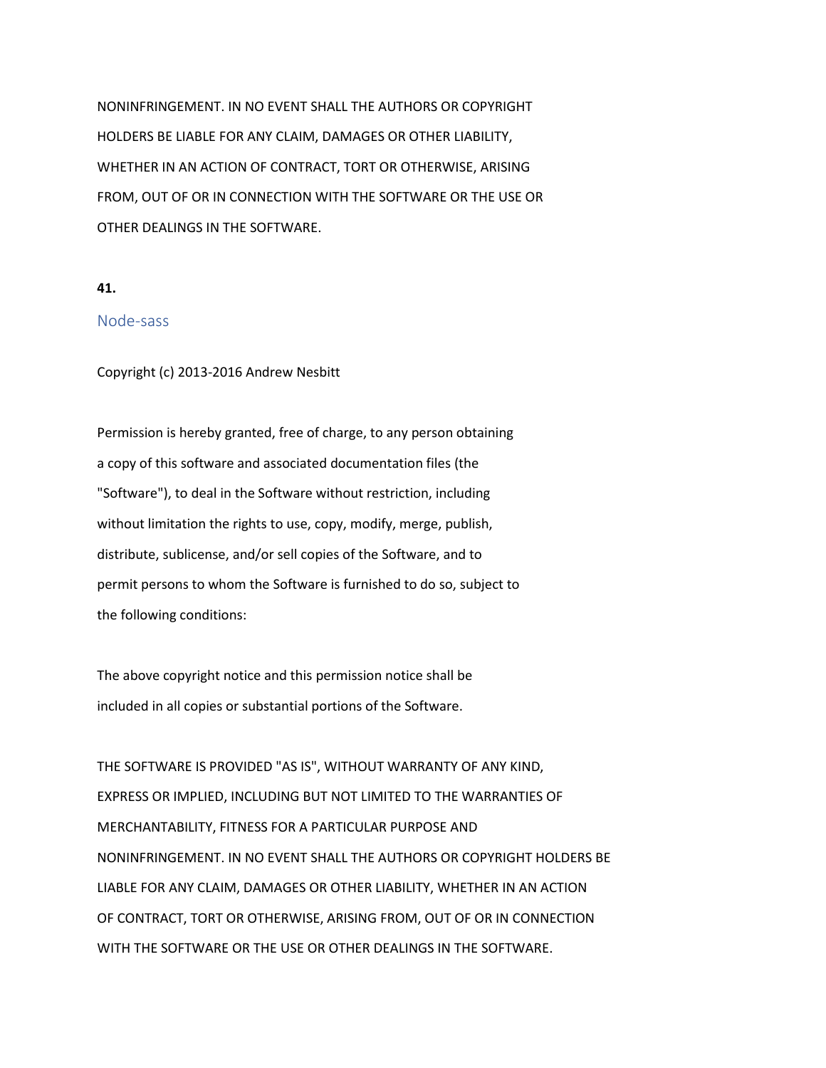NONINFRINGEMENT. IN NO EVENT SHALL THE AUTHORS OR COPYRIGHT
HOLDERS BE LIABLE FOR ANY CLAIM, DAMAGES OR OTHER LIABILITY,
WHETHER IN AN ACTION OF CONTRACT, TORT OR OTHERWISE, ARISING
FROM, OUT OF OR IN CONNECTION WITH THE SOFTWARE OR THE USE OR
OTHER DEALINGS IN THE SOFTWARE.

**41.**

## Node-sass

Copyright (c) 2013-2016 Andrew Nesbitt

Permission is hereby granted, free of charge, to any person obtaining
a copy of this software and associated documentation files (the
"Software"), to deal in the Software without restriction, including
without limitation the rights to use, copy, modify, merge, publish,
distribute, sublicense, and/or sell copies of the Software, and to
permit persons to whom the Software is furnished to do so, subject to
the following conditions:

The above copyright notice and this permission notice shall be
included in all copies or substantial portions of the Software.

THE SOFTWARE IS PROVIDED "AS IS", WITHOUT WARRANTY OF ANY KIND,
EXPRESS OR IMPLIED, INCLUDING BUT NOT LIMITED TO THE WARRANTIES OF
MERCHANTABILITY, FITNESS FOR A PARTICULAR PURPOSE AND
NONINFRINGEMENT. IN NO EVENT SHALL THE AUTHORS OR COPYRIGHT HOLDERS BE
LIABLE FOR ANY CLAIM, DAMAGES OR OTHER LIABILITY, WHETHER IN AN ACTION
OF CONTRACT, TORT OR OTHERWISE, ARISING FROM, OUT OF OR IN CONNECTION
WITH THE SOFTWARE OR THE USE OR OTHER DEALINGS IN THE SOFTWARE.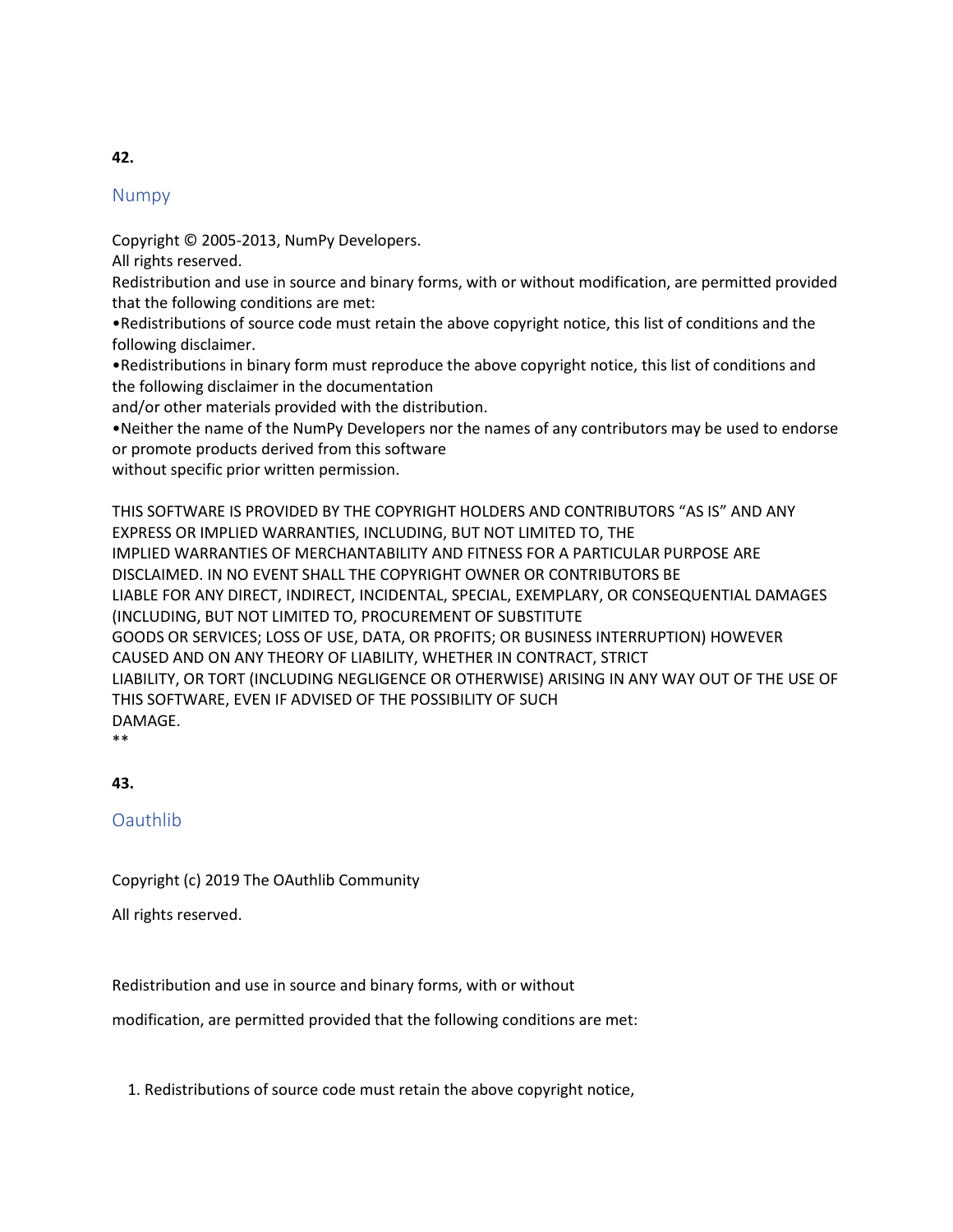**42.**

## Numpy

Copyright © 2005-2013, NumPy Developers.
All rights reserved.
Redistribution and use in source and binary forms, with or without modification, are permitted provided that the following conditions are met:

•Redistributions of source code must retain the above copyright notice, this list of conditions and the following disclaimer.

•Redistributions in binary form must reproduce the above copyright notice, this list of conditions and the following disclaimer in the documentation
and/or other materials provided with the distribution.

•Neither the name of the NumPy Developers nor the names of any contributors may be used to endorse or promote products derived from this software
without specific prior written permission.

THIS SOFTWARE IS PROVIDED BY THE COPYRIGHT HOLDERS AND CONTRIBUTORS "AS IS" AND ANY EXPRESS OR IMPLIED WARRANTIES, INCLUDING, BUT NOT LIMITED TO, THE
IMPLIED WARRANTIES OF MERCHANTABILITY AND FITNESS FOR A PARTICULAR PURPOSE ARE DISCLAIMED. IN NO EVENT SHALL THE COPYRIGHT OWNER OR CONTRIBUTORS BE
LIABLE FOR ANY DIRECT, INDIRECT, INCIDENTAL, SPECIAL, EXEMPLARY, OR CONSEQUENTIAL DAMAGES (INCLUDING, BUT NOT LIMITED TO, PROCUREMENT OF SUBSTITUTE
GOODS OR SERVICES; LOSS OF USE, DATA, OR PROFITS; OR BUSINESS INTERRUPTION) HOWEVER CAUSED AND ON ANY THEORY OF LIABILITY, WHETHER IN CONTRACT, STRICT
LIABILITY, OR TORT (INCLUDING NEGLIGENCE OR OTHERWISE) ARISING IN ANY WAY OUT OF THE USE OF THIS SOFTWARE, EVEN IF ADVISED OF THE POSSIBILITY OF SUCH
DAMAGE.
**

**43.**

## Oauthlib

Copyright (c) 2019 The OAuthlib Community

All rights reserved.

Redistribution and use in source and binary forms, with or without

modification, are permitted provided that the following conditions are met:

1. Redistributions of source code must retain the above copyright notice,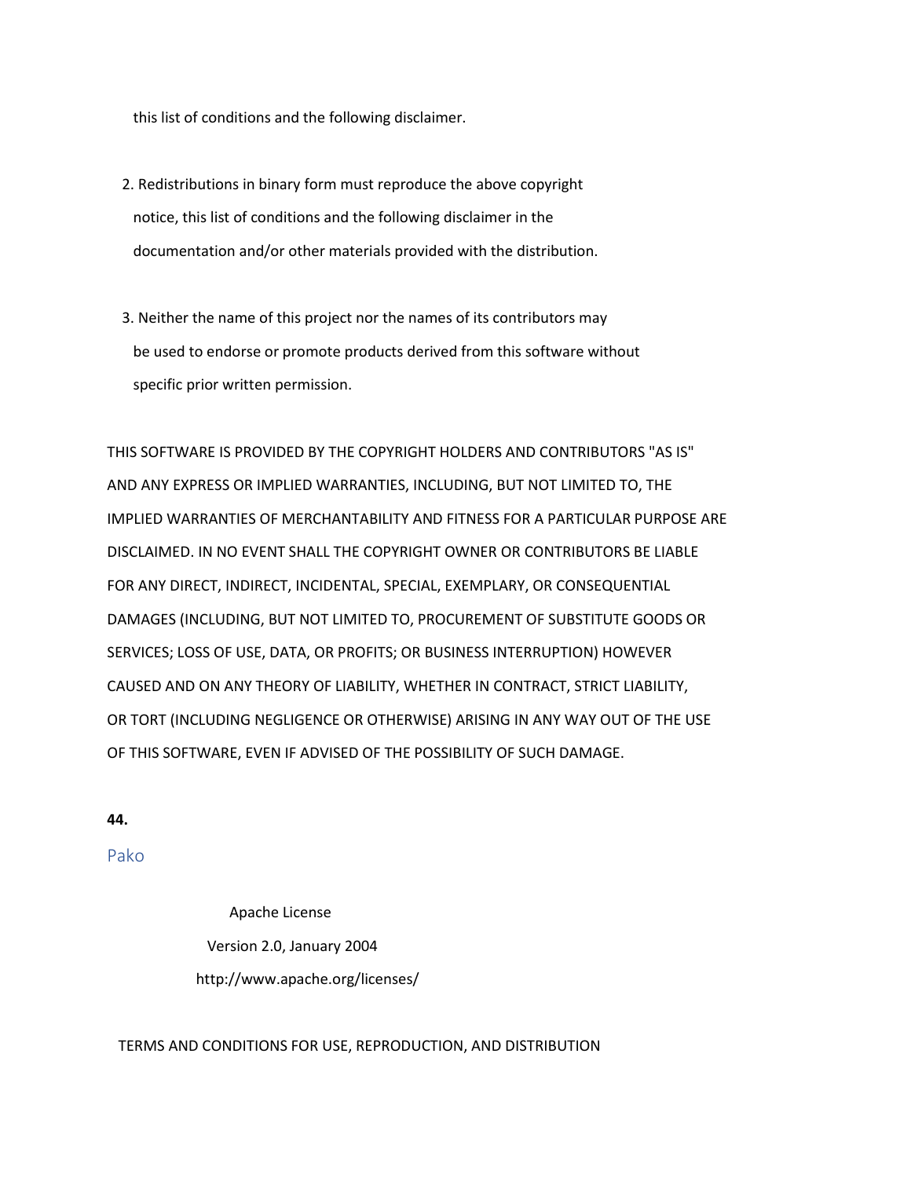this list of conditions and the following disclaimer.

2. Redistributions in binary form must reproduce the above copyright notice, this list of conditions and the following disclaimer in the documentation and/or other materials provided with the distribution.

3. Neither the name of this project nor the names of its contributors may be used to endorse or promote products derived from this software without specific prior written permission.

THIS SOFTWARE IS PROVIDED BY THE COPYRIGHT HOLDERS AND CONTRIBUTORS "AS IS" AND ANY EXPRESS OR IMPLIED WARRANTIES, INCLUDING, BUT NOT LIMITED TO, THE IMPLIED WARRANTIES OF MERCHANTABILITY AND FITNESS FOR A PARTICULAR PURPOSE ARE DISCLAIMED. IN NO EVENT SHALL THE COPYRIGHT OWNER OR CONTRIBUTORS BE LIABLE FOR ANY DIRECT, INDIRECT, INCIDENTAL, SPECIAL, EXEMPLARY, OR CONSEQUENTIAL DAMAGES (INCLUDING, BUT NOT LIMITED TO, PROCUREMENT OF SUBSTITUTE GOODS OR SERVICES; LOSS OF USE, DATA, OR PROFITS; OR BUSINESS INTERRUPTION) HOWEVER CAUSED AND ON ANY THEORY OF LIABILITY, WHETHER IN CONTRACT, STRICT LIABILITY, OR TORT (INCLUDING NEGLIGENCE OR OTHERWISE) ARISING IN ANY WAY OUT OF THE USE OF THIS SOFTWARE, EVEN IF ADVISED OF THE POSSIBILITY OF SUCH DAMAGE.

**44.**

## Pako

Apache License

Version 2.0, January 2004

http://www.apache.org/licenses/

TERMS AND CONDITIONS FOR USE, REPRODUCTION, AND DISTRIBUTION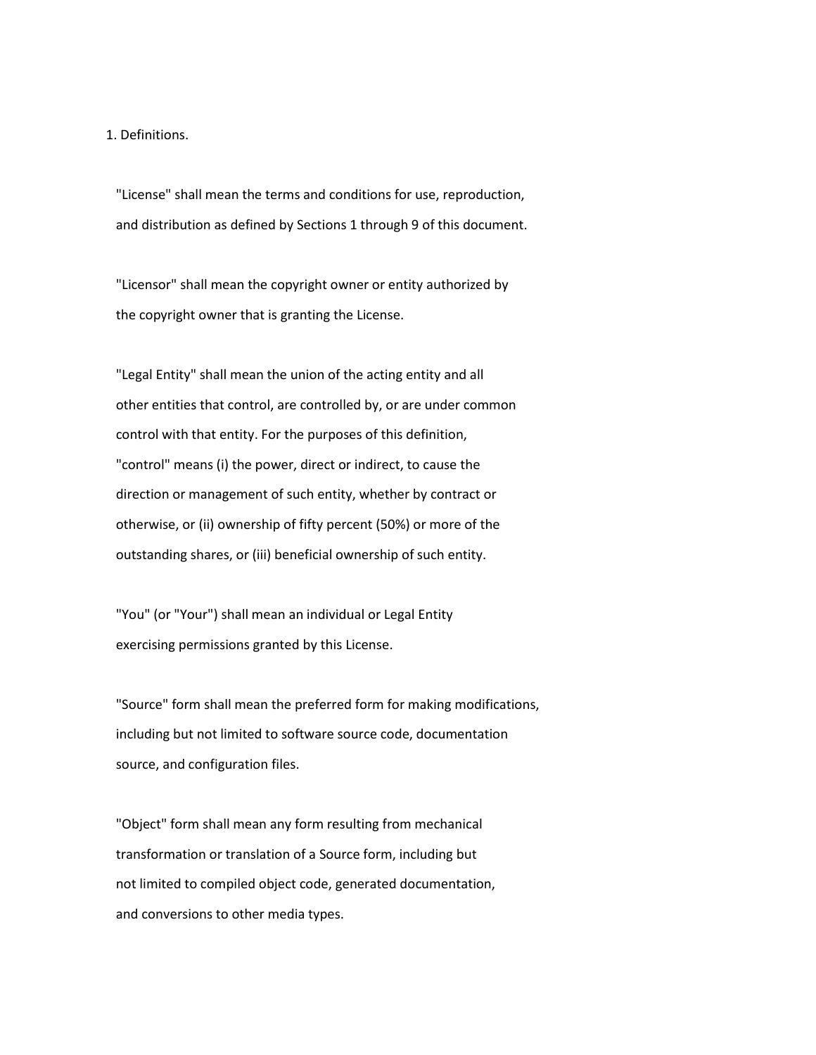1. Definitions.

"License" shall mean the terms and conditions for use, reproduction, and distribution as defined by Sections 1 through 9 of this document.

"Licensor" shall mean the copyright owner or entity authorized by the copyright owner that is granting the License.

"Legal Entity" shall mean the union of the acting entity and all other entities that control, are controlled by, or are under common control with that entity. For the purposes of this definition, "control" means (i) the power, direct or indirect, to cause the direction or management of such entity, whether by contract or otherwise, or (ii) ownership of fifty percent (50%) or more of the outstanding shares, or (iii) beneficial ownership of such entity.

"You" (or "Your") shall mean an individual or Legal Entity exercising permissions granted by this License.

"Source" form shall mean the preferred form for making modifications, including but not limited to software source code, documentation source, and configuration files.

"Object" form shall mean any form resulting from mechanical transformation or translation of a Source form, including but not limited to compiled object code, generated documentation, and conversions to other media types.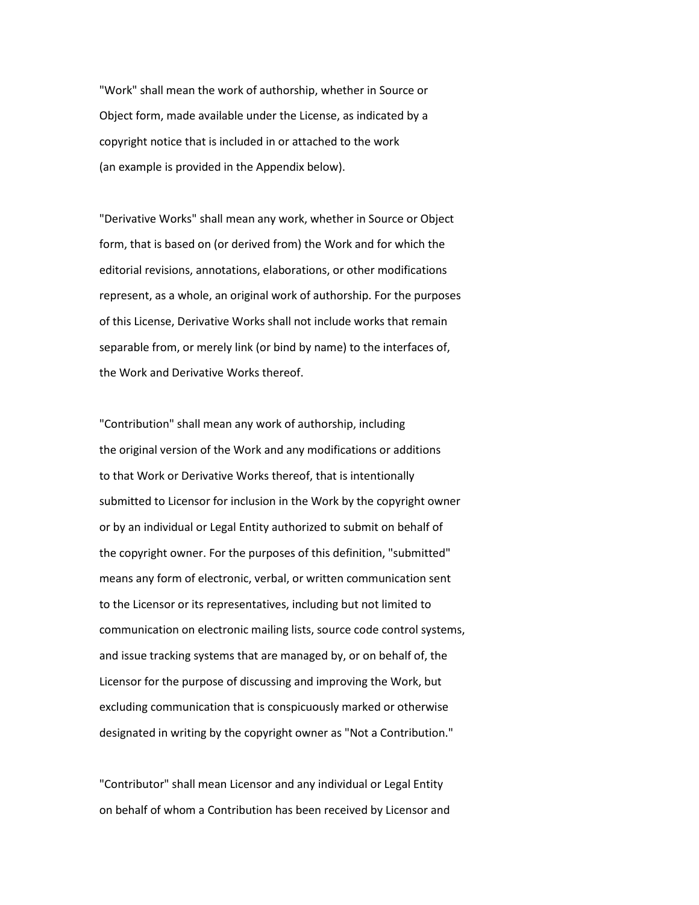"Work" shall mean the work of authorship, whether in Source or Object form, made available under the License, as indicated by a copyright notice that is included in or attached to the work (an example is provided in the Appendix below).

"Derivative Works" shall mean any work, whether in Source or Object form, that is based on (or derived from) the Work and for which the editorial revisions, annotations, elaborations, or other modifications represent, as a whole, an original work of authorship. For the purposes of this License, Derivative Works shall not include works that remain separable from, or merely link (or bind by name) to the interfaces of, the Work and Derivative Works thereof.

"Contribution" shall mean any work of authorship, including the original version of the Work and any modifications or additions to that Work or Derivative Works thereof, that is intentionally submitted to Licensor for inclusion in the Work by the copyright owner or by an individual or Legal Entity authorized to submit on behalf of the copyright owner. For the purposes of this definition, "submitted" means any form of electronic, verbal, or written communication sent to the Licensor or its representatives, including but not limited to communication on electronic mailing lists, source code control systems, and issue tracking systems that are managed by, or on behalf of, the Licensor for the purpose of discussing and improving the Work, but excluding communication that is conspicuously marked or otherwise designated in writing by the copyright owner as "Not a Contribution."

"Contributor" shall mean Licensor and any individual or Legal Entity on behalf of whom a Contribution has been received by Licensor and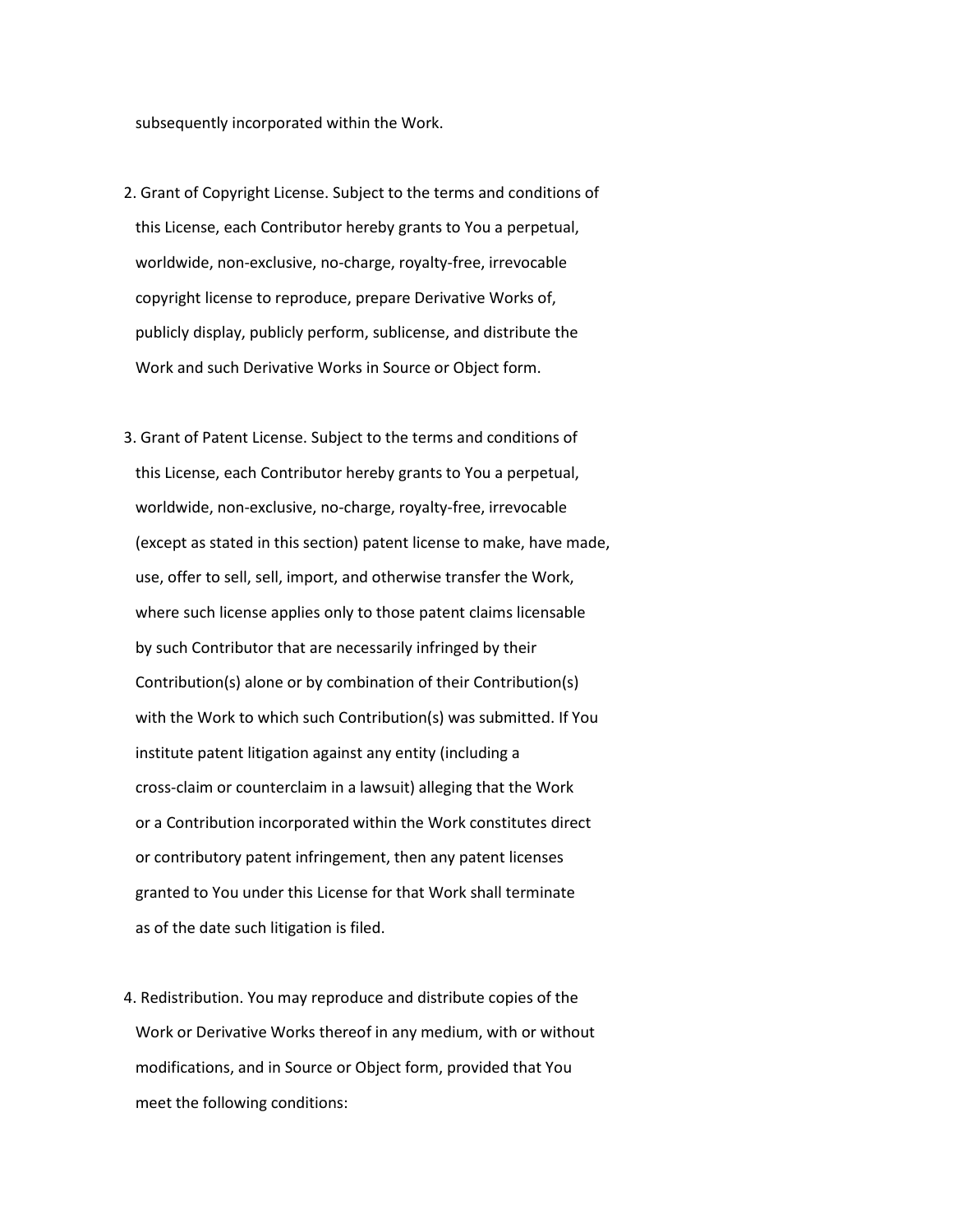subsequently incorporated within the Work.

2. Grant of Copyright License. Subject to the terms and conditions of this License, each Contributor hereby grants to You a perpetual, worldwide, non-exclusive, no-charge, royalty-free, irrevocable copyright license to reproduce, prepare Derivative Works of, publicly display, publicly perform, sublicense, and distribute the Work and such Derivative Works in Source or Object form.

3. Grant of Patent License. Subject to the terms and conditions of this License, each Contributor hereby grants to You a perpetual, worldwide, non-exclusive, no-charge, royalty-free, irrevocable (except as stated in this section) patent license to make, have made, use, offer to sell, sell, import, and otherwise transfer the Work, where such license applies only to those patent claims licensable by such Contributor that are necessarily infringed by their Contribution(s) alone or by combination of their Contribution(s) with the Work to which such Contribution(s) was submitted. If You institute patent litigation against any entity (including a cross-claim or counterclaim in a lawsuit) alleging that the Work or a Contribution incorporated within the Work constitutes direct or contributory patent infringement, then any patent licenses granted to You under this License for that Work shall terminate as of the date such litigation is filed.

4. Redistribution. You may reproduce and distribute copies of the Work or Derivative Works thereof in any medium, with or without modifications, and in Source or Object form, provided that You meet the following conditions: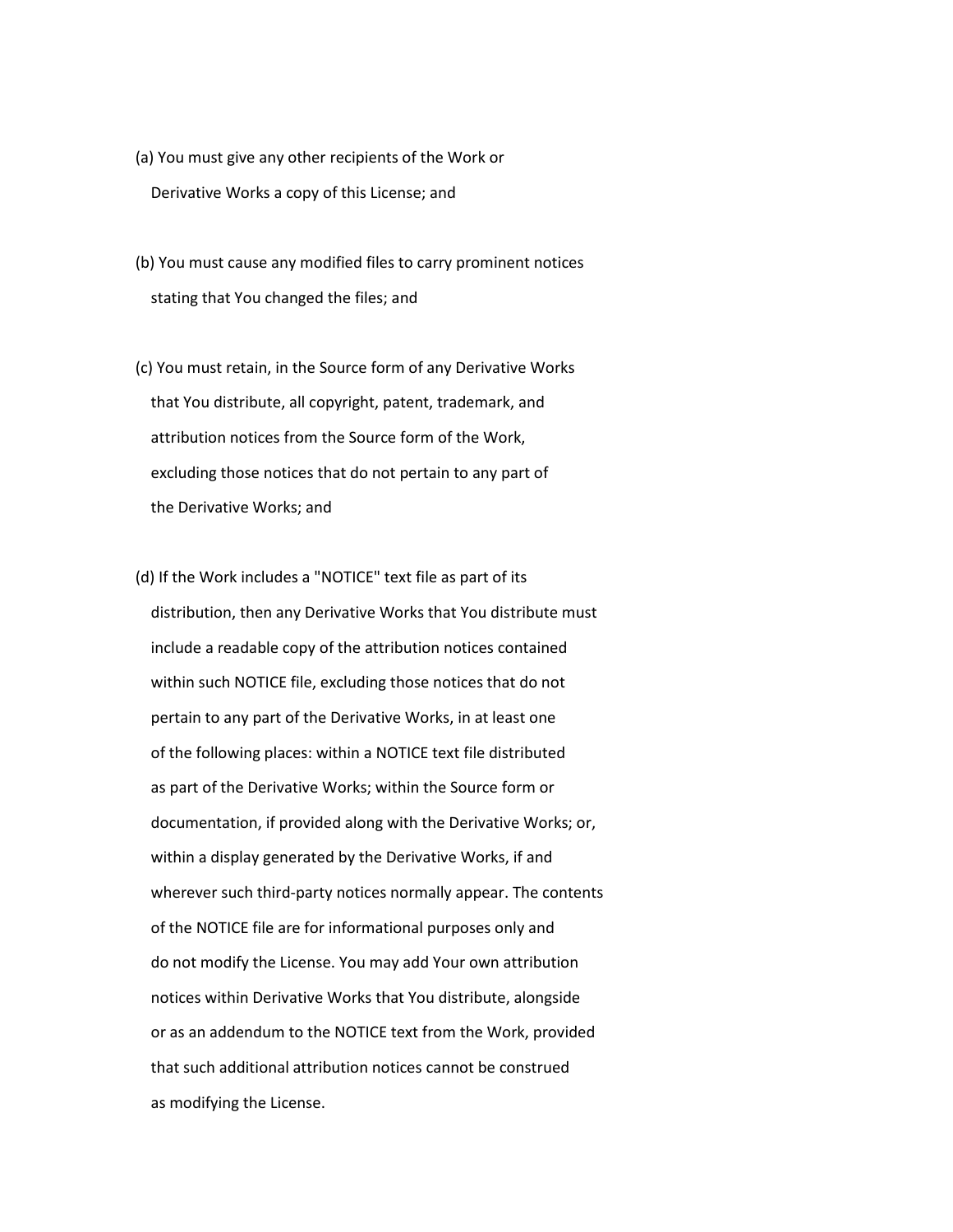(a) You must give any other recipients of the Work or
   Derivative Works a copy of this License; and

(b) You must cause any modified files to carry prominent notices
   stating that You changed the files; and

(c) You must retain, in the Source form of any Derivative Works
   that You distribute, all copyright, patent, trademark, and
   attribution notices from the Source form of the Work,
   excluding those notices that do not pertain to any part of
   the Derivative Works; and

(d) If the Work includes a "NOTICE" text file as part of its
   distribution, then any Derivative Works that You distribute must
   include a readable copy of the attribution notices contained
   within such NOTICE file, excluding those notices that do not
   pertain to any part of the Derivative Works, in at least one
   of the following places: within a NOTICE text file distributed
   as part of the Derivative Works; within the Source form or
   documentation, if provided along with the Derivative Works; or,
   within a display generated by the Derivative Works, if and
   wherever such third-party notices normally appear. The contents
   of the NOTICE file are for informational purposes only and
   do not modify the License. You may add Your own attribution
   notices within Derivative Works that You distribute, alongside
   or as an addendum to the NOTICE text from the Work, provided
   that such additional attribution notices cannot be construed
   as modifying the License.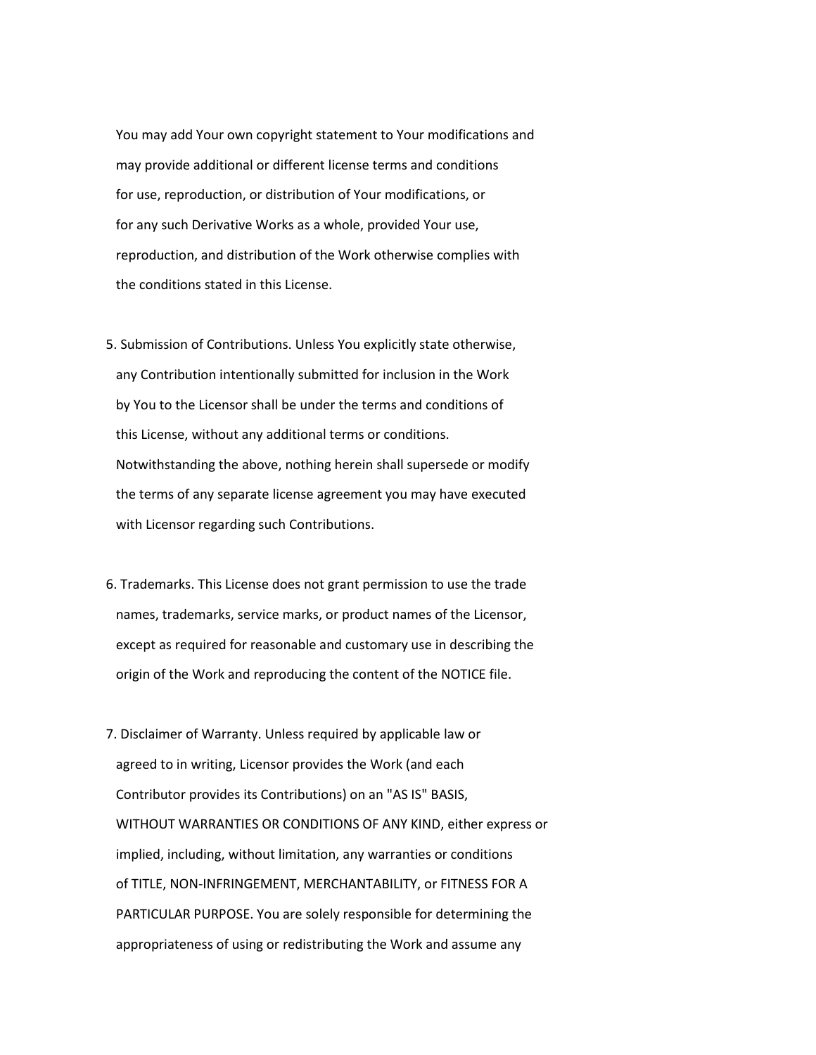You may add Your own copyright statement to Your modifications and may provide additional or different license terms and conditions for use, reproduction, or distribution of Your modifications, or for any such Derivative Works as a whole, provided Your use, reproduction, and distribution of the Work otherwise complies with the conditions stated in this License.

5. Submission of Contributions. Unless You explicitly state otherwise, any Contribution intentionally submitted for inclusion in the Work by You to the Licensor shall be under the terms and conditions of this License, without any additional terms or conditions. Notwithstanding the above, nothing herein shall supersede or modify the terms of any separate license agreement you may have executed with Licensor regarding such Contributions.

6. Trademarks. This License does not grant permission to use the trade names, trademarks, service marks, or product names of the Licensor, except as required for reasonable and customary use in describing the origin of the Work and reproducing the content of the NOTICE file.

7. Disclaimer of Warranty. Unless required by applicable law or agreed to in writing, Licensor provides the Work (and each Contributor provides its Contributions) on an "AS IS" BASIS, WITHOUT WARRANTIES OR CONDITIONS OF ANY KIND, either express or implied, including, without limitation, any warranties or conditions of TITLE, NON-INFRINGEMENT, MERCHANTABILITY, or FITNESS FOR A PARTICULAR PURPOSE. You are solely responsible for determining the appropriateness of using or redistributing the Work and assume any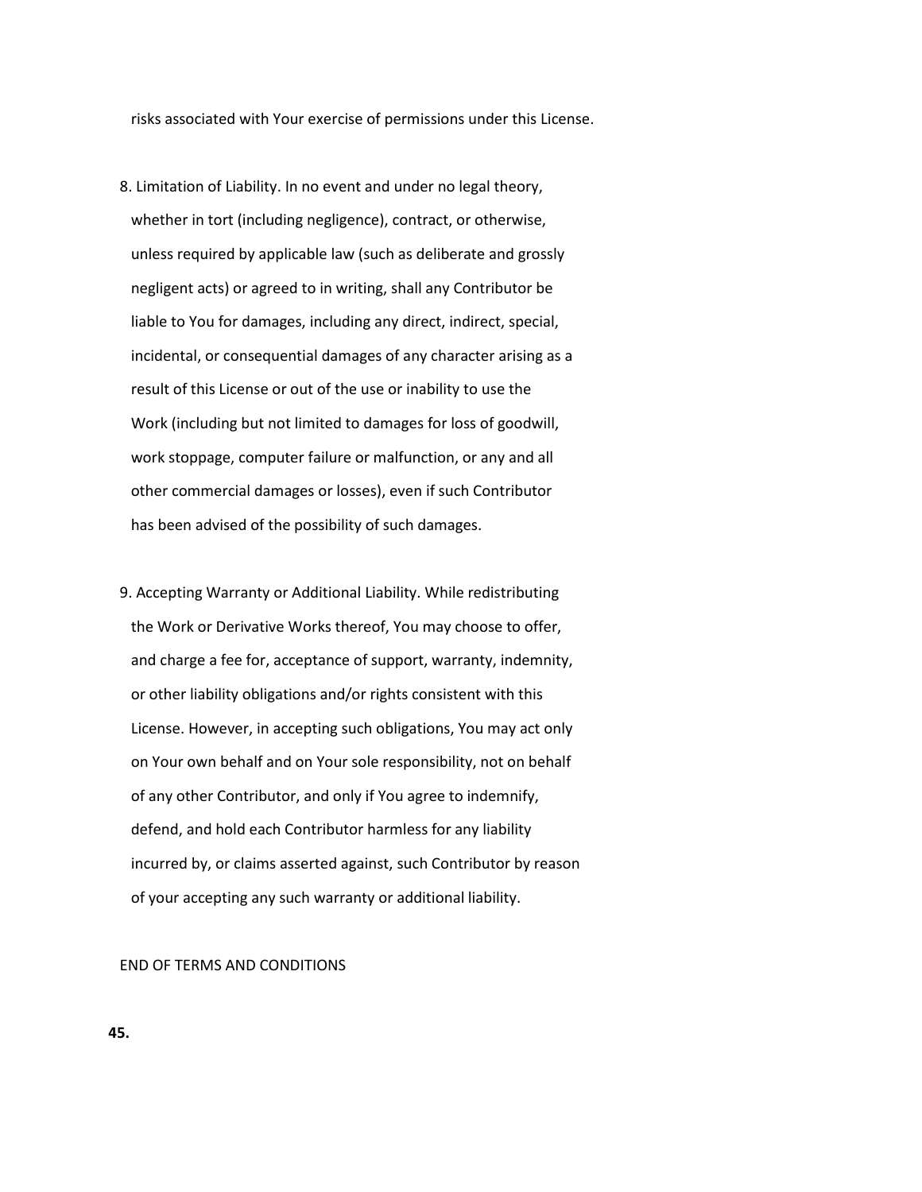risks associated with Your exercise of permissions under this License.

8. Limitation of Liability. In no event and under no legal theory, whether in tort (including negligence), contract, or otherwise, unless required by applicable law (such as deliberate and grossly negligent acts) or agreed to in writing, shall any Contributor be liable to You for damages, including any direct, indirect, special, incidental, or consequential damages of any character arising as a result of this License or out of the use or inability to use the Work (including but not limited to damages for loss of goodwill, work stoppage, computer failure or malfunction, or any and all other commercial damages or losses), even if such Contributor has been advised of the possibility of such damages.

9. Accepting Warranty or Additional Liability. While redistributing the Work or Derivative Works thereof, You may choose to offer, and charge a fee for, acceptance of support, warranty, indemnity, or other liability obligations and/or rights consistent with this License. However, in accepting such obligations, You may act only on Your own behalf and on Your sole responsibility, not on behalf of any other Contributor, and only if You agree to indemnify, defend, and hold each Contributor harmless for any liability incurred by, or claims asserted against, such Contributor by reason of your accepting any such warranty or additional liability.

END OF TERMS AND CONDITIONS

**45.**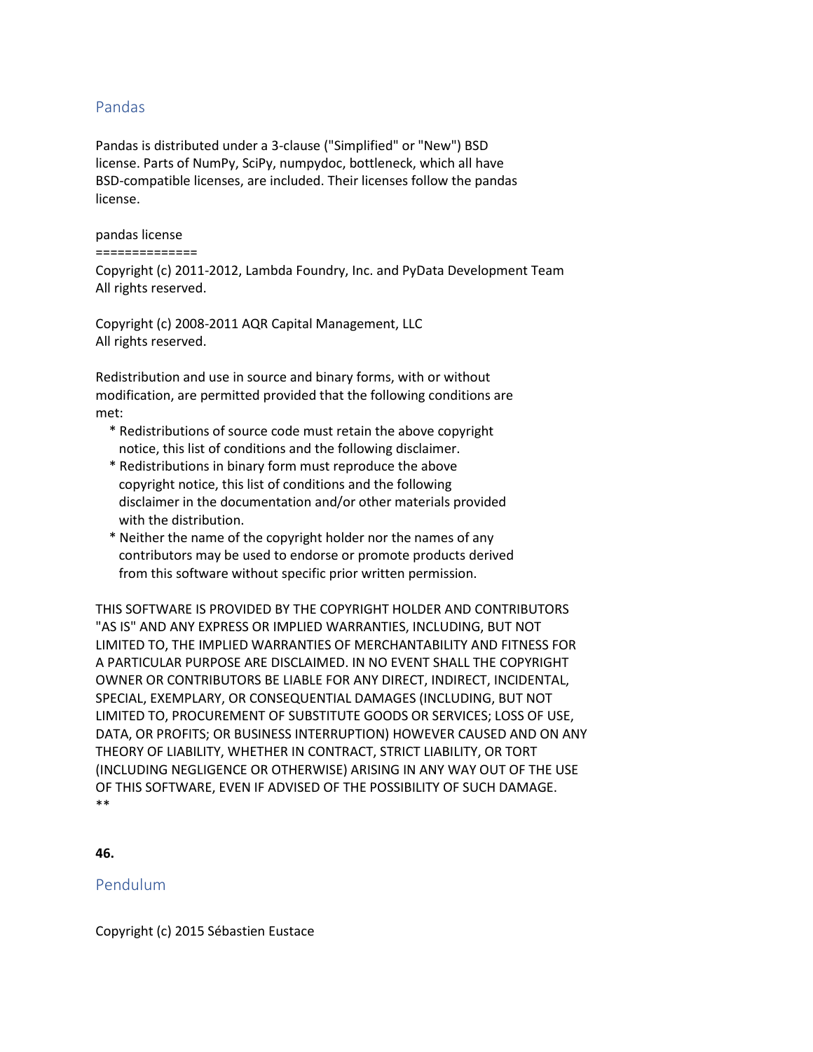## Pandas

Pandas is distributed under a 3-clause ("Simplified" or "New") BSD license. Parts of NumPy, SciPy, numpydoc, bottleneck, which all have BSD-compatible licenses, are included. Their licenses follow the pandas license.

pandas license
==============
Copyright (c) 2011-2012, Lambda Foundry, Inc. and PyData Development Team
All rights reserved.

Copyright (c) 2008-2011 AQR Capital Management, LLC
All rights reserved.

Redistribution and use in source and binary forms, with or without modification, are permitted provided that the following conditions are met:

* Redistributions of source code must retain the above copyright notice, this list of conditions and the following disclaimer.
* Redistributions in binary form must reproduce the above copyright notice, this list of conditions and the following disclaimer in the documentation and/or other materials provided with the distribution.
* Neither the name of the copyright holder nor the names of any contributors may be used to endorse or promote products derived from this software without specific prior written permission.

THIS SOFTWARE IS PROVIDED BY THE COPYRIGHT HOLDER AND CONTRIBUTORS "AS IS" AND ANY EXPRESS OR IMPLIED WARRANTIES, INCLUDING, BUT NOT LIMITED TO, THE IMPLIED WARRANTIES OF MERCHANTABILITY AND FITNESS FOR A PARTICULAR PURPOSE ARE DISCLAIMED. IN NO EVENT SHALL THE COPYRIGHT OWNER OR CONTRIBUTORS BE LIABLE FOR ANY DIRECT, INDIRECT, INCIDENTAL, SPECIAL, EXEMPLARY, OR CONSEQUENTIAL DAMAGES (INCLUDING, BUT NOT LIMITED TO, PROCUREMENT OF SUBSTITUTE GOODS OR SERVICES; LOSS OF USE, DATA, OR PROFITS; OR BUSINESS INTERRUPTION) HOWEVER CAUSED AND ON ANY THEORY OF LIABILITY, WHETHER IN CONTRACT, STRICT LIABILITY, OR TORT (INCLUDING NEGLIGENCE OR OTHERWISE) ARISING IN ANY WAY OUT OF THE USE OF THIS SOFTWARE, EVEN IF ADVISED OF THE POSSIBILITY OF SUCH DAMAGE.
**

**46.**

## Pendulum

Copyright (c) 2015 Sébastien Eustace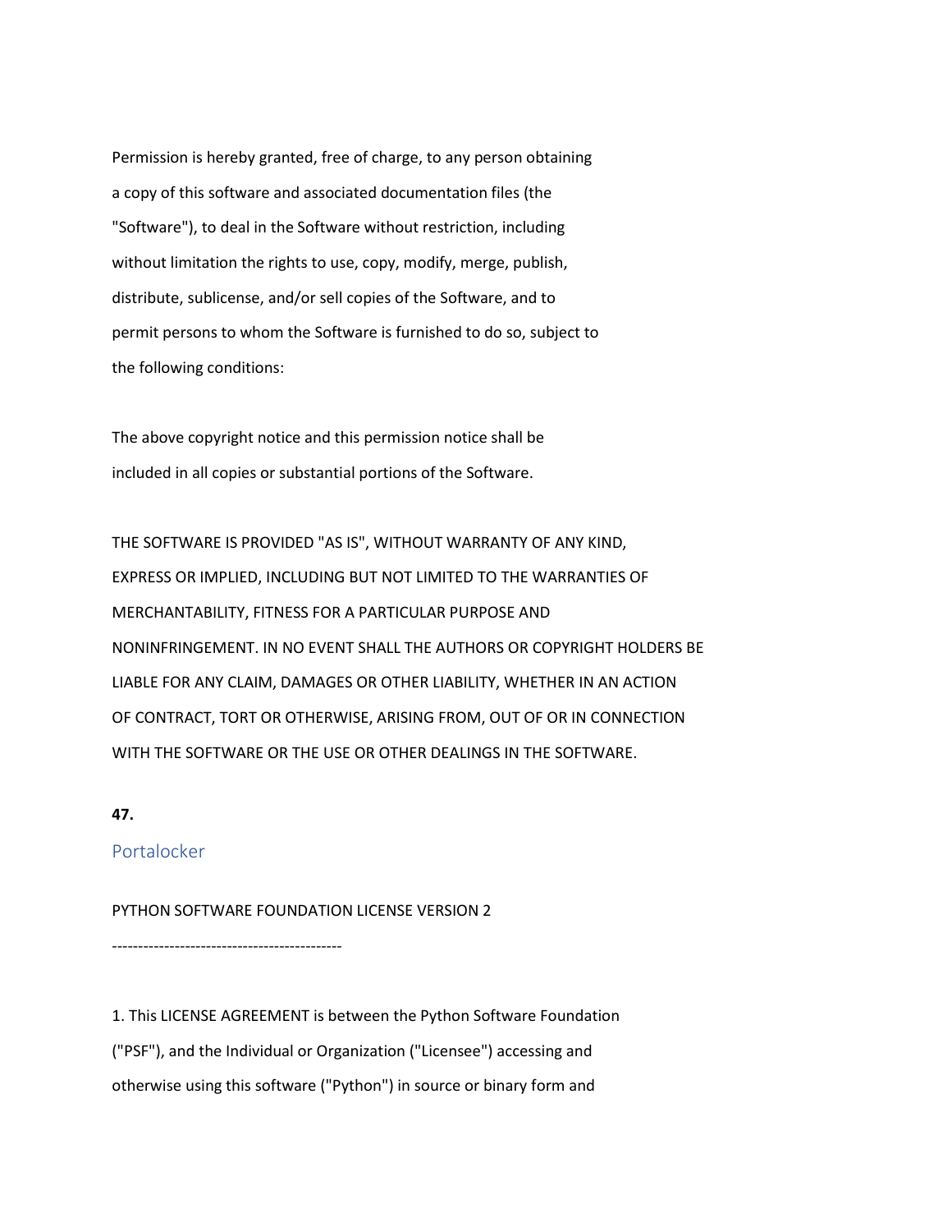Permission is hereby granted, free of charge, to any person obtaining
a copy of this software and associated documentation files (the
"Software"), to deal in the Software without restriction, including
without limitation the rights to use, copy, modify, merge, publish,
distribute, sublicense, and/or sell copies of the Software, and to
permit persons to whom the Software is furnished to do so, subject to
the following conditions:

The above copyright notice and this permission notice shall be
included in all copies or substantial portions of the Software.

THE SOFTWARE IS PROVIDED "AS IS", WITHOUT WARRANTY OF ANY KIND,
EXPRESS OR IMPLIED, INCLUDING BUT NOT LIMITED TO THE WARRANTIES OF
MERCHANTABILITY, FITNESS FOR A PARTICULAR PURPOSE AND
NONINFRINGEMENT. IN NO EVENT SHALL THE AUTHORS OR COPYRIGHT HOLDERS BE
LIABLE FOR ANY CLAIM, DAMAGES OR OTHER LIABILITY, WHETHER IN AN ACTION
OF CONTRACT, TORT OR OTHERWISE, ARISING FROM, OUT OF OR IN CONNECTION
WITH THE SOFTWARE OR THE USE OR OTHER DEALINGS IN THE SOFTWARE.

**47.**

## Portalocker

PYTHON SOFTWARE FOUNDATION LICENSE VERSION 2

--------------------------------------------

1. This LICENSE AGREEMENT is between the Python Software Foundation
("PSF"), and the Individual or Organization ("Licensee") accessing and
otherwise using this software ("Python") in source or binary form and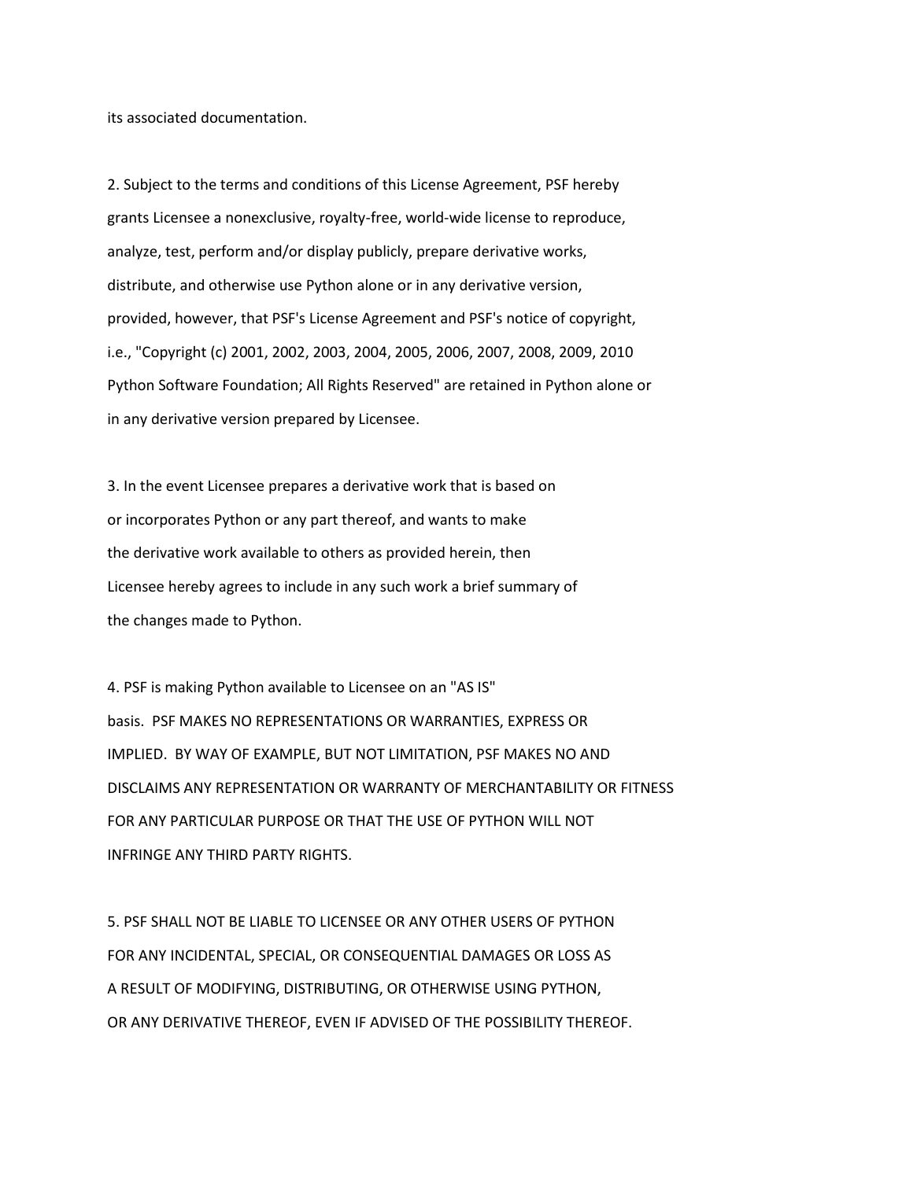its associated documentation.

2. Subject to the terms and conditions of this License Agreement, PSF hereby grants Licensee a nonexclusive, royalty-free, world-wide license to reproduce, analyze, test, perform and/or display publicly, prepare derivative works, distribute, and otherwise use Python alone or in any derivative version, provided, however, that PSF's License Agreement and PSF's notice of copyright, i.e., "Copyright (c) 2001, 2002, 2003, 2004, 2005, 2006, 2007, 2008, 2009, 2010 Python Software Foundation; All Rights Reserved" are retained in Python alone or in any derivative version prepared by Licensee.

3. In the event Licensee prepares a derivative work that is based on or incorporates Python or any part thereof, and wants to make the derivative work available to others as provided herein, then Licensee hereby agrees to include in any such work a brief summary of the changes made to Python.

4. PSF is making Python available to Licensee on an "AS IS" basis. PSF MAKES NO REPRESENTATIONS OR WARRANTIES, EXPRESS OR IMPLIED. BY WAY OF EXAMPLE, BUT NOT LIMITATION, PSF MAKES NO AND DISCLAIMS ANY REPRESENTATION OR WARRANTY OF MERCHANTABILITY OR FITNESS FOR ANY PARTICULAR PURPOSE OR THAT THE USE OF PYTHON WILL NOT INFRINGE ANY THIRD PARTY RIGHTS.

5. PSF SHALL NOT BE LIABLE TO LICENSEE OR ANY OTHER USERS OF PYTHON FOR ANY INCIDENTAL, SPECIAL, OR CONSEQUENTIAL DAMAGES OR LOSS AS A RESULT OF MODIFYING, DISTRIBUTING, OR OTHERWISE USING PYTHON, OR ANY DERIVATIVE THEREOF, EVEN IF ADVISED OF THE POSSIBILITY THEREOF.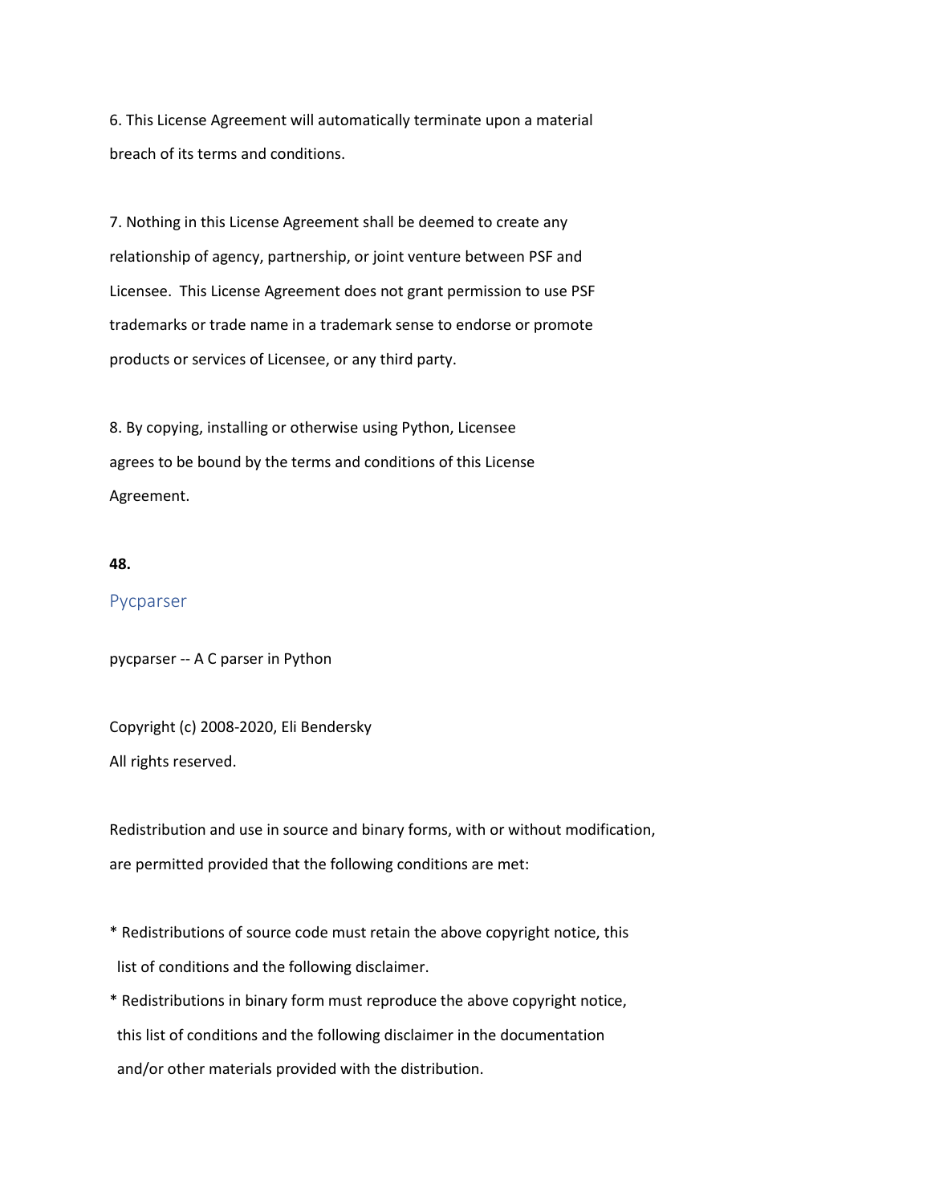6. This License Agreement will automatically terminate upon a material
breach of its terms and conditions.

7. Nothing in this License Agreement shall be deemed to create any
relationship of agency, partnership, or joint venture between PSF and
Licensee. This License Agreement does not grant permission to use PSF
trademarks or trade name in a trademark sense to endorse or promote
products or services of Licensee, or any third party.

8. By copying, installing or otherwise using Python, Licensee
agrees to be bound by the terms and conditions of this License
Agreement.

**48.**

## Pycparser

pycparser -- A C parser in Python

Copyright (c) 2008-2020, Eli Bendersky
All rights reserved.

Redistribution and use in source and binary forms, with or without modification,
are permitted provided that the following conditions are met:

* Redistributions of source code must retain the above copyright notice, this
  list of conditions and the following disclaimer.
* Redistributions in binary form must reproduce the above copyright notice,
  this list of conditions and the following disclaimer in the documentation
  and/or other materials provided with the distribution.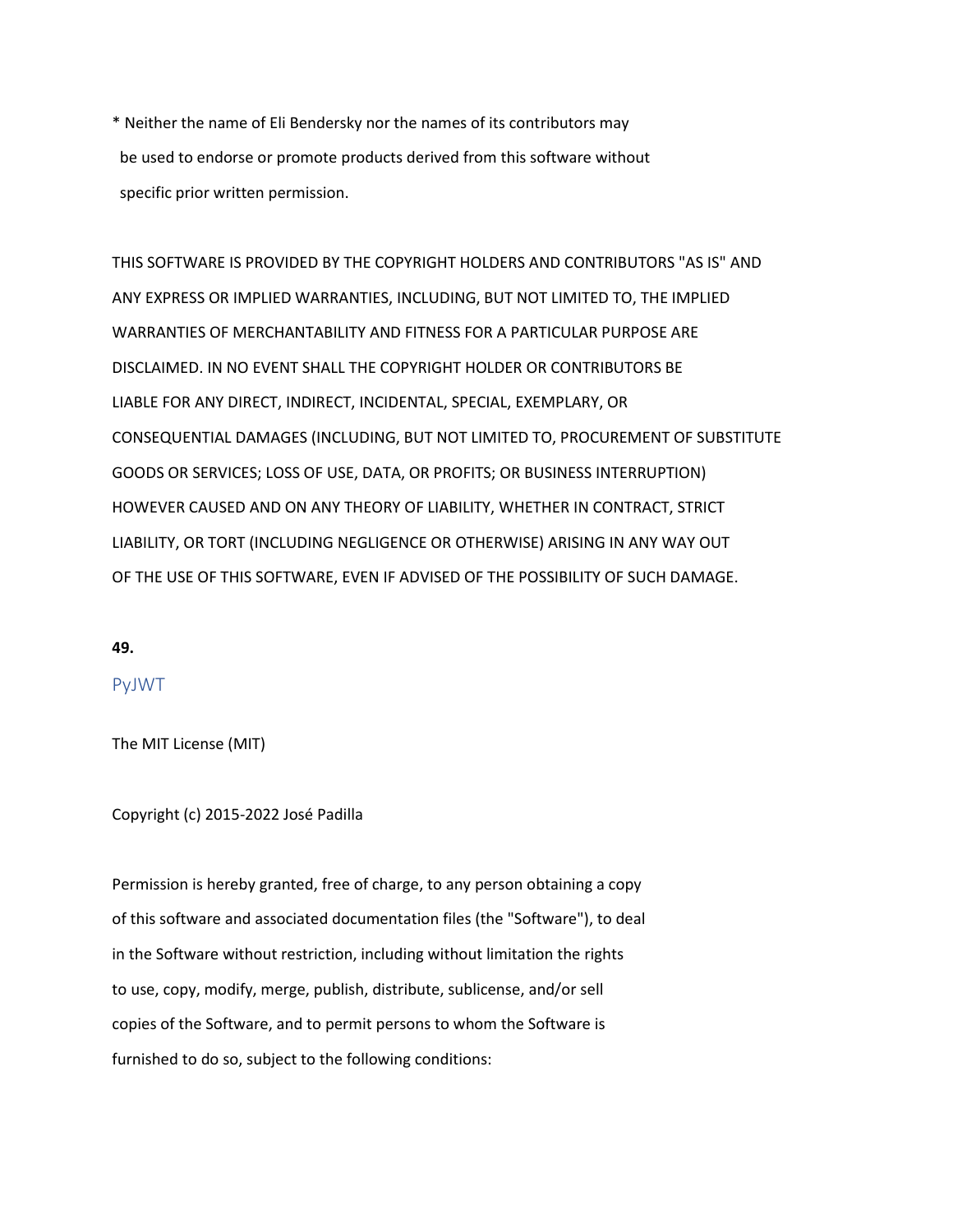* Neither the name of Eli Bendersky nor the names of its contributors may
  be used to endorse or promote products derived from this software without
  specific prior written permission.

THIS SOFTWARE IS PROVIDED BY THE COPYRIGHT HOLDERS AND CONTRIBUTORS "AS IS" AND
ANY EXPRESS OR IMPLIED WARRANTIES, INCLUDING, BUT NOT LIMITED TO, THE IMPLIED
WARRANTIES OF MERCHANTABILITY AND FITNESS FOR A PARTICULAR PURPOSE ARE
DISCLAIMED. IN NO EVENT SHALL THE COPYRIGHT HOLDER OR CONTRIBUTORS BE
LIABLE FOR ANY DIRECT, INDIRECT, INCIDENTAL, SPECIAL, EXEMPLARY, OR
CONSEQUENTIAL DAMAGES (INCLUDING, BUT NOT LIMITED TO, PROCUREMENT OF SUBSTITUTE
GOODS OR SERVICES; LOSS OF USE, DATA, OR PROFITS; OR BUSINESS INTERRUPTION)
HOWEVER CAUSED AND ON ANY THEORY OF LIABILITY, WHETHER IN CONTRACT, STRICT
LIABILITY, OR TORT (INCLUDING NEGLIGENCE OR OTHERWISE) ARISING IN ANY WAY OUT
OF THE USE OF THIS SOFTWARE, EVEN IF ADVISED OF THE POSSIBILITY OF SUCH DAMAGE.

**49.**

## PyJWT

The MIT License (MIT)

Copyright (c) 2015-2022 José Padilla

Permission is hereby granted, free of charge, to any person obtaining a copy
of this software and associated documentation files (the "Software"), to deal
in the Software without restriction, including without limitation the rights
to use, copy, modify, merge, publish, distribute, sublicense, and/or sell
copies of the Software, and to permit persons to whom the Software is
furnished to do so, subject to the following conditions: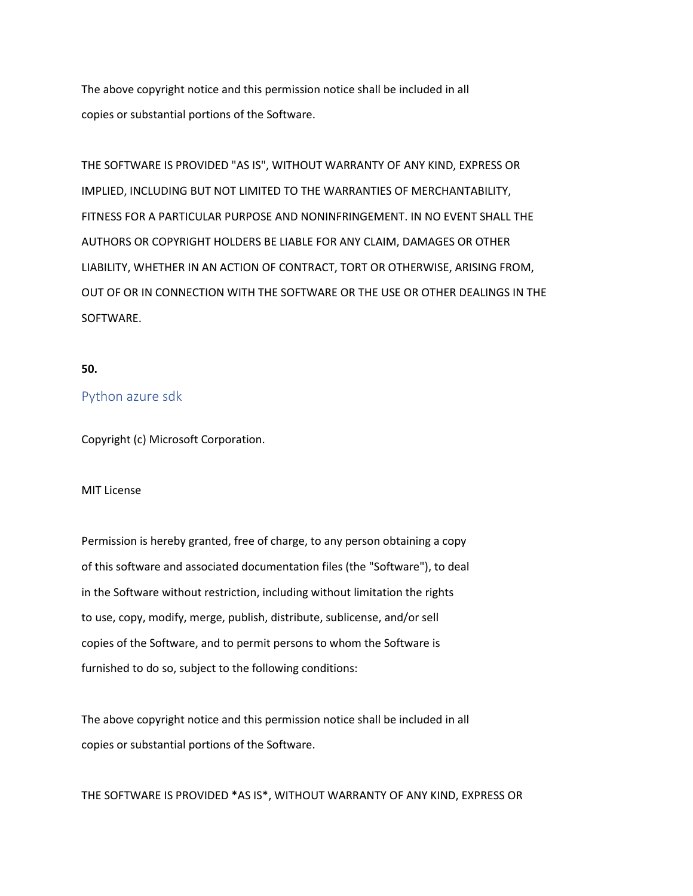The above copyright notice and this permission notice shall be included in all
copies or substantial portions of the Software.

THE SOFTWARE IS PROVIDED "AS IS", WITHOUT WARRANTY OF ANY KIND, EXPRESS OR
IMPLIED, INCLUDING BUT NOT LIMITED TO THE WARRANTIES OF MERCHANTABILITY,
FITNESS FOR A PARTICULAR PURPOSE AND NONINFRINGEMENT. IN NO EVENT SHALL THE
AUTHORS OR COPYRIGHT HOLDERS BE LIABLE FOR ANY CLAIM, DAMAGES OR OTHER
LIABILITY, WHETHER IN AN ACTION OF CONTRACT, TORT OR OTHERWISE, ARISING FROM,
OUT OF OR IN CONNECTION WITH THE SOFTWARE OR THE USE OR OTHER DEALINGS IN THE
SOFTWARE.

**50.**

## Python azure sdk

Copyright (c) Microsoft Corporation.

MIT License

Permission is hereby granted, free of charge, to any person obtaining a copy
of this software and associated documentation files (the "Software"), to deal
in the Software without restriction, including without limitation the rights
to use, copy, modify, merge, publish, distribute, sublicense, and/or sell
copies of the Software, and to permit persons to whom the Software is
furnished to do so, subject to the following conditions:

The above copyright notice and this permission notice shall be included in all
copies or substantial portions of the Software.

THE SOFTWARE IS PROVIDED *AS IS*, WITHOUT WARRANTY OF ANY KIND, EXPRESS OR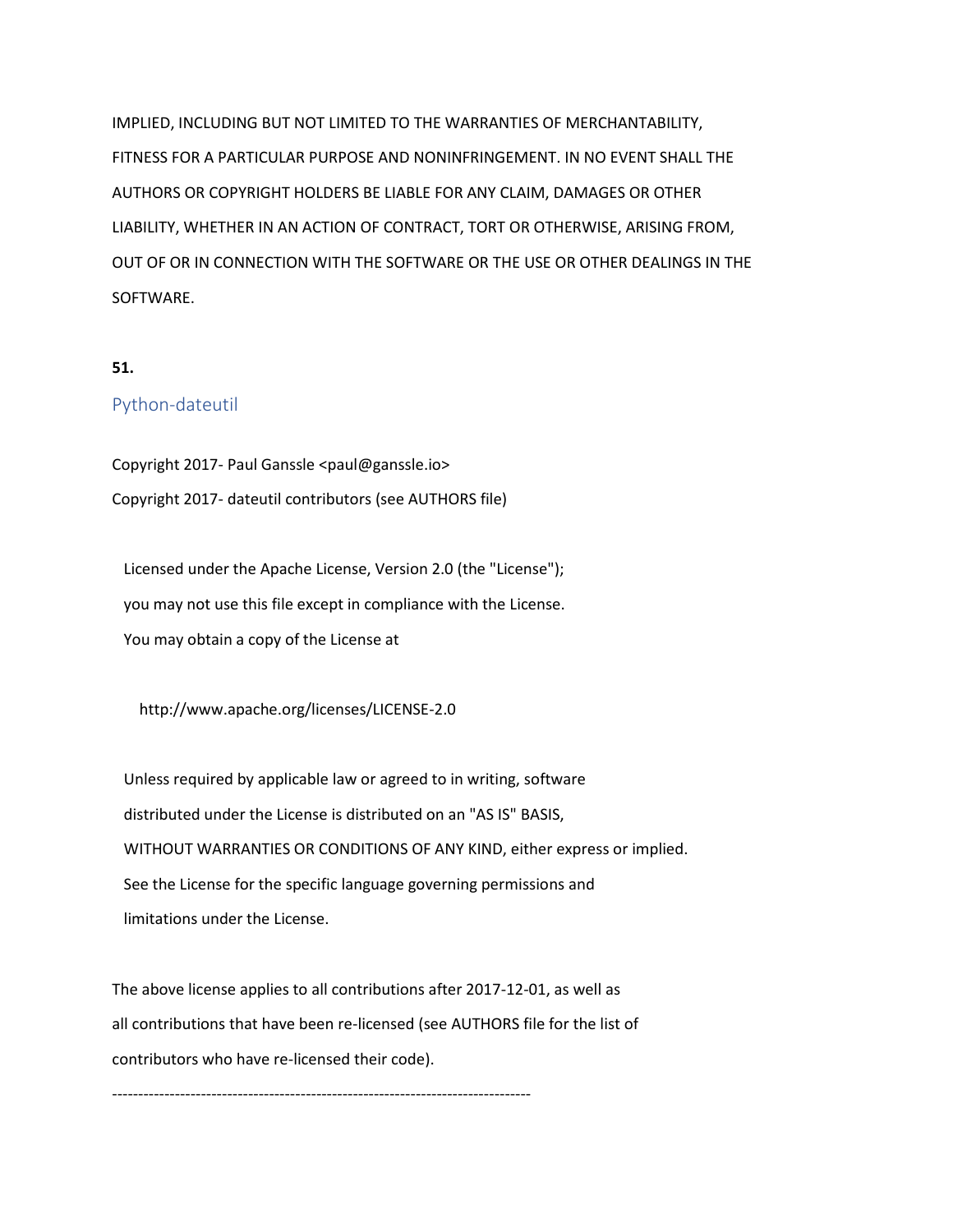IMPLIED, INCLUDING BUT NOT LIMITED TO THE WARRANTIES OF MERCHANTABILITY,
FITNESS FOR A PARTICULAR PURPOSE AND NONINFRINGEMENT. IN NO EVENT SHALL THE
AUTHORS OR COPYRIGHT HOLDERS BE LIABLE FOR ANY CLAIM, DAMAGES OR OTHER
LIABILITY, WHETHER IN AN ACTION OF CONTRACT, TORT OR OTHERWISE, ARISING FROM,
OUT OF OR IN CONNECTION WITH THE SOFTWARE OR THE USE OR OTHER DEALINGS IN THE
SOFTWARE.

**51.**

## Python-dateutil

Copyright 2017- Paul Ganssle <paul@ganssle.io>
Copyright 2017- dateutil contributors (see AUTHORS file)

Licensed under the Apache License, Version 2.0 (the "License");
you may not use this file except in compliance with the License.
You may obtain a copy of the License at

http://www.apache.org/licenses/LICENSE-2.0

Unless required by applicable law or agreed to in writing, software
distributed under the License is distributed on an "AS IS" BASIS,
WITHOUT WARRANTIES OR CONDITIONS OF ANY KIND, either express or implied.
See the License for the specific language governing permissions and
limitations under the License.

The above license applies to all contributions after 2017-12-01, as well as
all contributions that have been re-licensed (see AUTHORS file for the list of
contributors who have re-licensed their code).

--------------------------------------------------------------------------------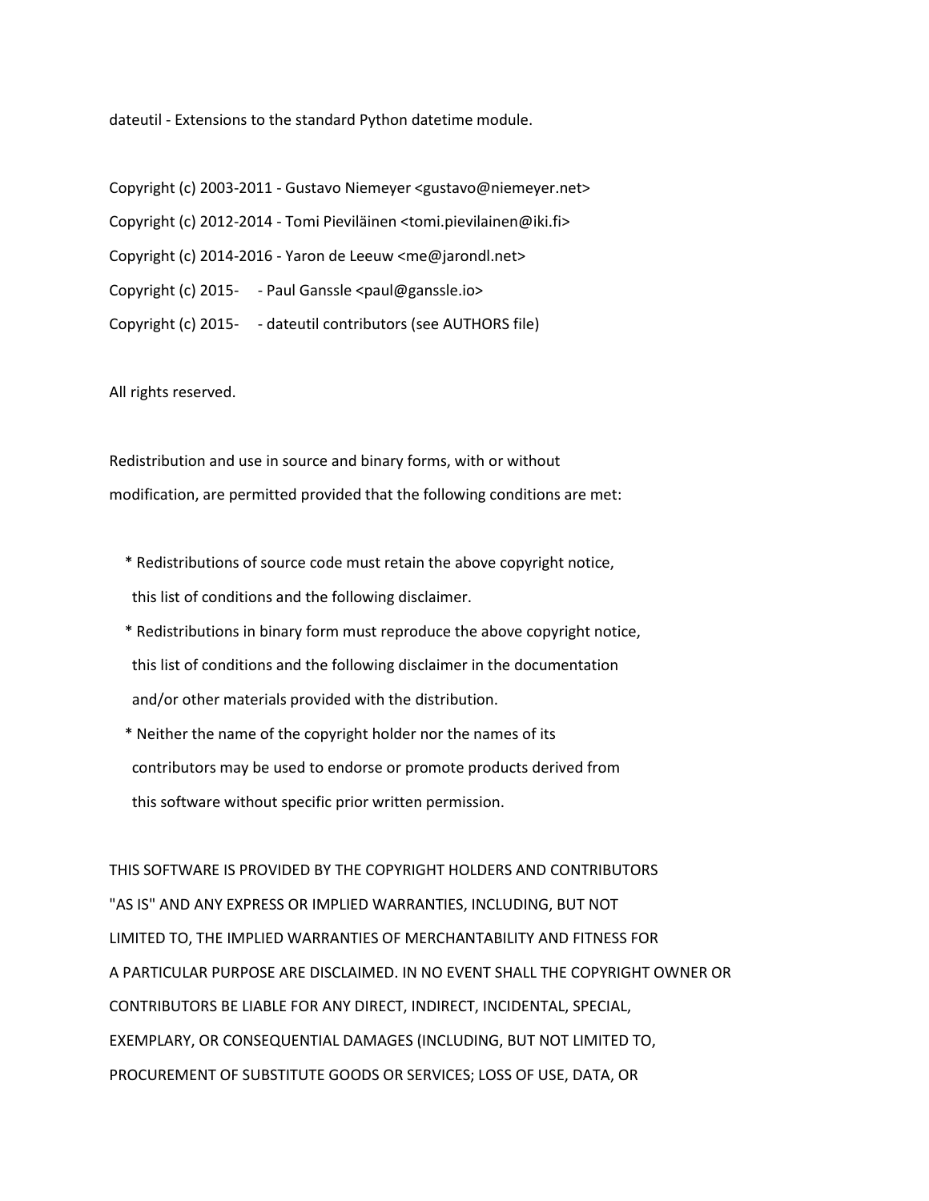dateutil - Extensions to the standard Python datetime module.

Copyright (c) 2003-2011 - Gustavo Niemeyer <gustavo@niemeyer.net>

Copyright (c) 2012-2014 - Tomi Pieviläinen <tomi.pievilainen@iki.fi>

Copyright (c) 2014-2016 - Yaron de Leeuw <me@jarondl.net>

Copyright (c) 2015- - Paul Ganssle <paul@ganssle.io>

Copyright (c) 2015- - dateutil contributors (see AUTHORS file)

All rights reserved.

Redistribution and use in source and binary forms, with or without modification, are permitted provided that the following conditions are met:

* Redistributions of source code must retain the above copyright notice, this list of conditions and the following disclaimer.
* Redistributions in binary form must reproduce the above copyright notice, this list of conditions and the following disclaimer in the documentation and/or other materials provided with the distribution.
* Neither the name of the copyright holder nor the names of its contributors may be used to endorse or promote products derived from this software without specific prior written permission.

THIS SOFTWARE IS PROVIDED BY THE COPYRIGHT HOLDERS AND CONTRIBUTORS "AS IS" AND ANY EXPRESS OR IMPLIED WARRANTIES, INCLUDING, BUT NOT LIMITED TO, THE IMPLIED WARRANTIES OF MERCHANTABILITY AND FITNESS FOR A PARTICULAR PURPOSE ARE DISCLAIMED. IN NO EVENT SHALL THE COPYRIGHT OWNER OR CONTRIBUTORS BE LIABLE FOR ANY DIRECT, INDIRECT, INCIDENTAL, SPECIAL, EXEMPLARY, OR CONSEQUENTIAL DAMAGES (INCLUDING, BUT NOT LIMITED TO, PROCUREMENT OF SUBSTITUTE GOODS OR SERVICES; LOSS OF USE, DATA, OR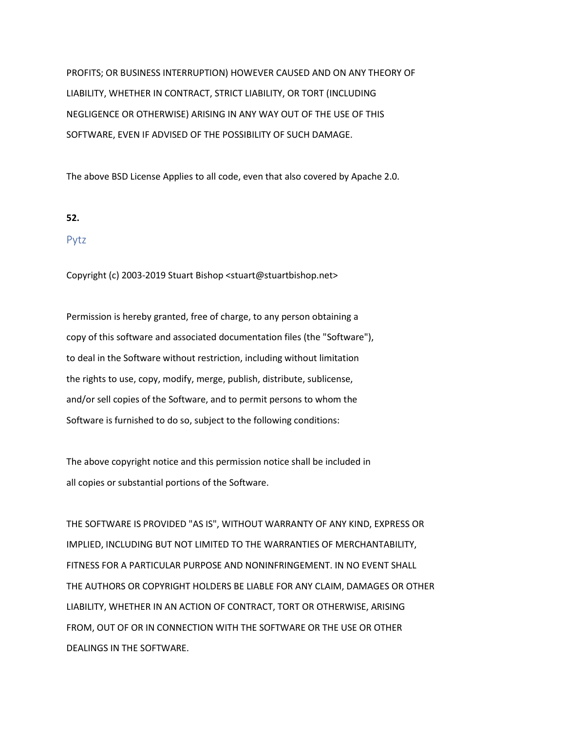PROFITS; OR BUSINESS INTERRUPTION) HOWEVER CAUSED AND ON ANY THEORY OF
LIABILITY, WHETHER IN CONTRACT, STRICT LIABILITY, OR TORT (INCLUDING
NEGLIGENCE OR OTHERWISE) ARISING IN ANY WAY OUT OF THE USE OF THIS
SOFTWARE, EVEN IF ADVISED OF THE POSSIBILITY OF SUCH DAMAGE.

The above BSD License Applies to all code, even that also covered by Apache 2.0.

**52.**

## Pytz

Copyright (c) 2003-2019 Stuart Bishop <stuart@stuartbishop.net>

Permission is hereby granted, free of charge, to any person obtaining a
copy of this software and associated documentation files (the "Software"),
to deal in the Software without restriction, including without limitation
the rights to use, copy, modify, merge, publish, distribute, sublicense,
and/or sell copies of the Software, and to permit persons to whom the
Software is furnished to do so, subject to the following conditions:

The above copyright notice and this permission notice shall be included in
all copies or substantial portions of the Software.

THE SOFTWARE IS PROVIDED "AS IS", WITHOUT WARRANTY OF ANY KIND, EXPRESS OR
IMPLIED, INCLUDING BUT NOT LIMITED TO THE WARRANTIES OF MERCHANTABILITY,
FITNESS FOR A PARTICULAR PURPOSE AND NONINFRINGEMENT. IN NO EVENT SHALL
THE AUTHORS OR COPYRIGHT HOLDERS BE LIABLE FOR ANY CLAIM, DAMAGES OR OTHER
LIABILITY, WHETHER IN AN ACTION OF CONTRACT, TORT OR OTHERWISE, ARISING
FROM, OUT OF OR IN CONNECTION WITH THE SOFTWARE OR THE USE OR OTHER
DEALINGS IN THE SOFTWARE.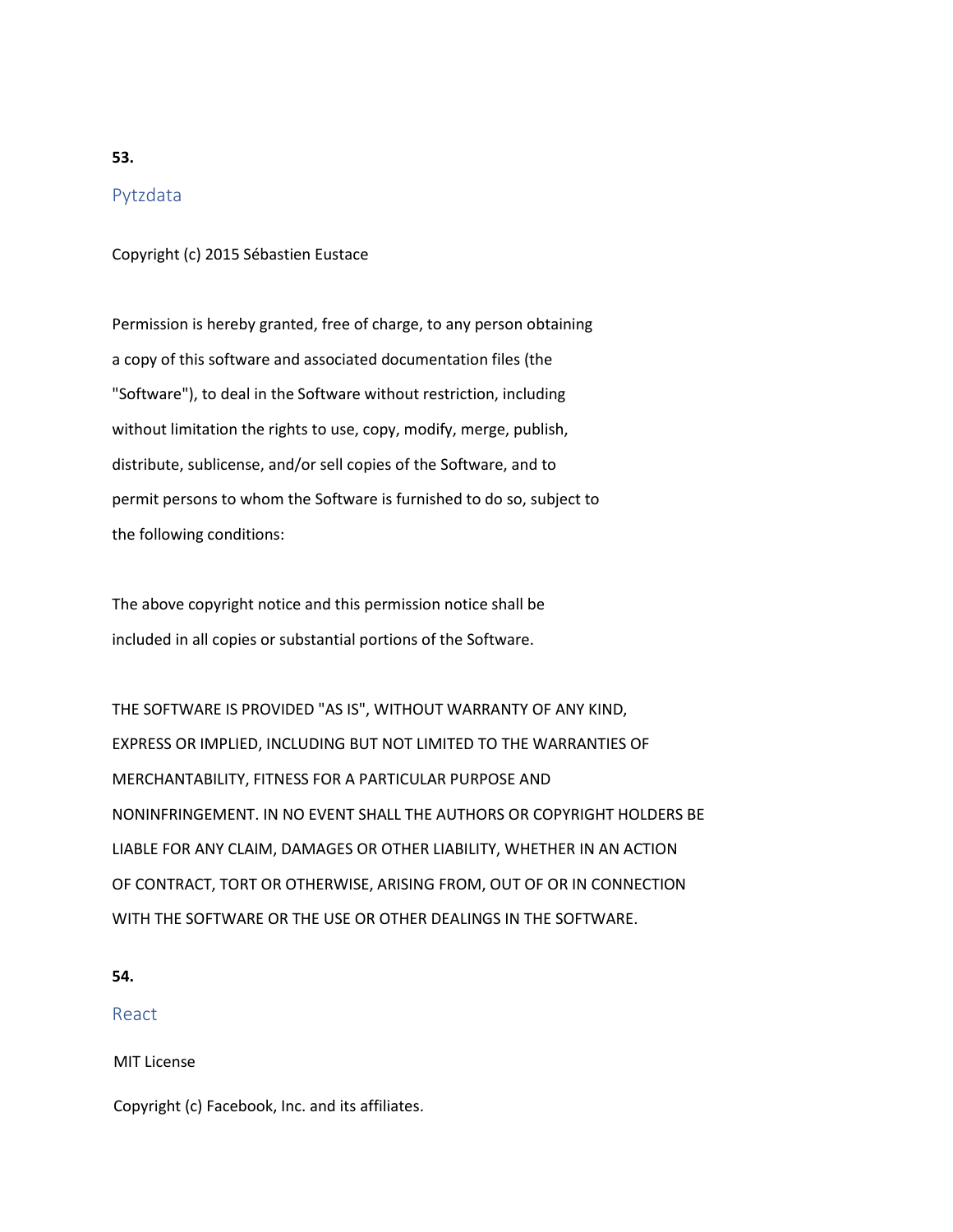**53.**

## Pytzdata

Copyright (c) 2015 Sébastien Eustace

Permission is hereby granted, free of charge, to any person obtaining
a copy of this software and associated documentation files (the
"Software"), to deal in the Software without restriction, including
without limitation the rights to use, copy, modify, merge, publish,
distribute, sublicense, and/or sell copies of the Software, and to
permit persons to whom the Software is furnished to do so, subject to
the following conditions:

The above copyright notice and this permission notice shall be
included in all copies or substantial portions of the Software.

THE SOFTWARE IS PROVIDED "AS IS", WITHOUT WARRANTY OF ANY KIND,
EXPRESS OR IMPLIED, INCLUDING BUT NOT LIMITED TO THE WARRANTIES OF
MERCHANTABILITY, FITNESS FOR A PARTICULAR PURPOSE AND
NONINFRINGEMENT. IN NO EVENT SHALL THE AUTHORS OR COPYRIGHT HOLDERS BE
LIABLE FOR ANY CLAIM, DAMAGES OR OTHER LIABILITY, WHETHER IN AN ACTION
OF CONTRACT, TORT OR OTHERWISE, ARISING FROM, OUT OF OR IN CONNECTION
WITH THE SOFTWARE OR THE USE OR OTHER DEALINGS IN THE SOFTWARE.

**54.**

## React

MIT License

Copyright (c) Facebook, Inc. and its affiliates.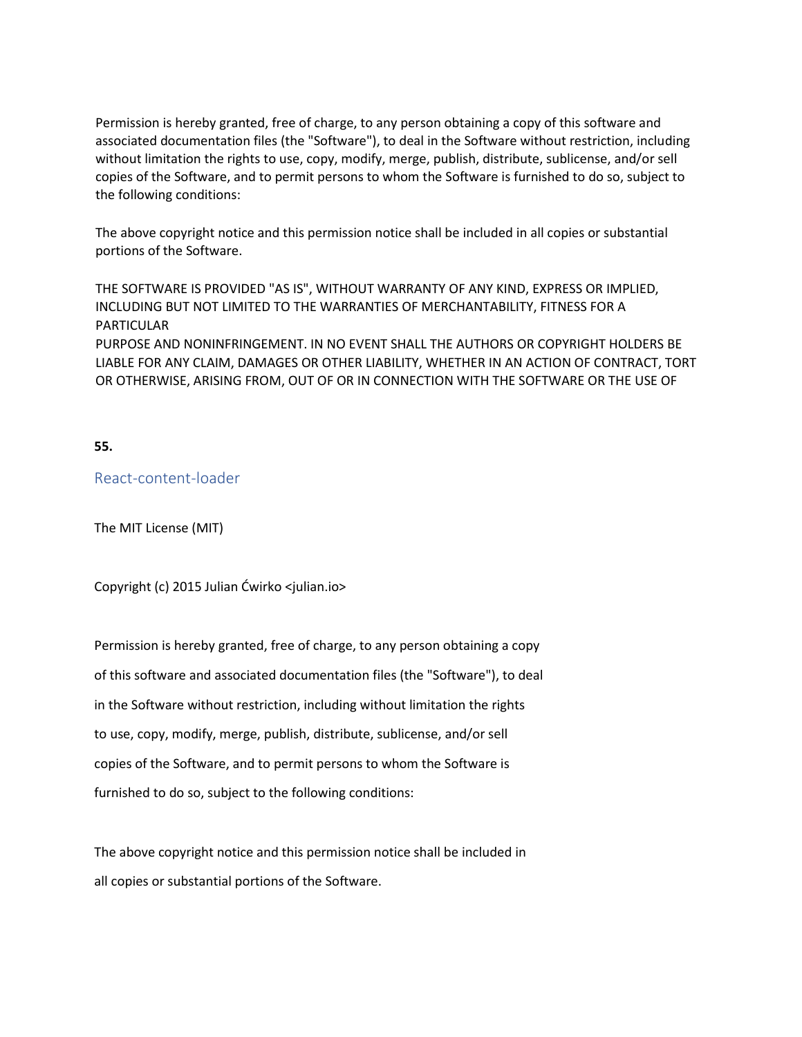Permission is hereby granted, free of charge, to any person obtaining a copy of this software and associated documentation files (the "Software"), to deal in the Software without restriction, including without limitation the rights to use, copy, modify, merge, publish, distribute, sublicense, and/or sell copies of the Software, and to permit persons to whom the Software is furnished to do so, subject to the following conditions:

The above copyright notice and this permission notice shall be included in all copies or substantial portions of the Software.

THE SOFTWARE IS PROVIDED "AS IS", WITHOUT WARRANTY OF ANY KIND, EXPRESS OR IMPLIED, INCLUDING BUT NOT LIMITED TO THE WARRANTIES OF MERCHANTABILITY, FITNESS FOR A PARTICULAR
PURPOSE AND NONINFRINGEMENT. IN NO EVENT SHALL THE AUTHORS OR COPYRIGHT HOLDERS BE LIABLE FOR ANY CLAIM, DAMAGES OR OTHER LIABILITY, WHETHER IN AN ACTION OF CONTRACT, TORT OR OTHERWISE, ARISING FROM, OUT OF OR IN CONNECTION WITH THE SOFTWARE OR THE USE OF

**55.**

## React-content-loader

The MIT License (MIT)

Copyright (c) 2015 Julian Ćwirko <julian.io>

Permission is hereby granted, free of charge, to any person obtaining a copy
of this software and associated documentation files (the "Software"), to deal
in the Software without restriction, including without limitation the rights
to use, copy, modify, merge, publish, distribute, sublicense, and/or sell
copies of the Software, and to permit persons to whom the Software is
furnished to do so, subject to the following conditions:

The above copyright notice and this permission notice shall be included in
all copies or substantial portions of the Software.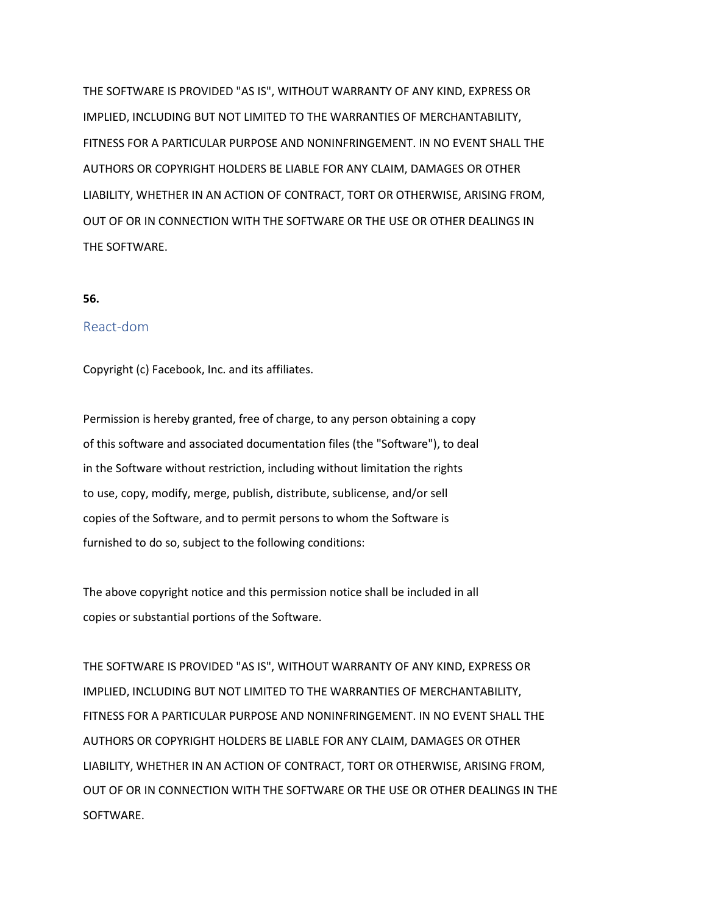THE SOFTWARE IS PROVIDED "AS IS", WITHOUT WARRANTY OF ANY KIND, EXPRESS OR IMPLIED, INCLUDING BUT NOT LIMITED TO THE WARRANTIES OF MERCHANTABILITY, FITNESS FOR A PARTICULAR PURPOSE AND NONINFRINGEMENT. IN NO EVENT SHALL THE AUTHORS OR COPYRIGHT HOLDERS BE LIABLE FOR ANY CLAIM, DAMAGES OR OTHER LIABILITY, WHETHER IN AN ACTION OF CONTRACT, TORT OR OTHERWISE, ARISING FROM, OUT OF OR IN CONNECTION WITH THE SOFTWARE OR THE USE OR OTHER DEALINGS IN THE SOFTWARE.

**56.**

## React-dom

Copyright (c) Facebook, Inc. and its affiliates.

Permission is hereby granted, free of charge, to any person obtaining a copy of this software and associated documentation files (the "Software"), to deal in the Software without restriction, including without limitation the rights to use, copy, modify, merge, publish, distribute, sublicense, and/or sell copies of the Software, and to permit persons to whom the Software is furnished to do so, subject to the following conditions:

The above copyright notice and this permission notice shall be included in all copies or substantial portions of the Software.

THE SOFTWARE IS PROVIDED "AS IS", WITHOUT WARRANTY OF ANY KIND, EXPRESS OR IMPLIED, INCLUDING BUT NOT LIMITED TO THE WARRANTIES OF MERCHANTABILITY, FITNESS FOR A PARTICULAR PURPOSE AND NONINFRINGEMENT. IN NO EVENT SHALL THE AUTHORS OR COPYRIGHT HOLDERS BE LIABLE FOR ANY CLAIM, DAMAGES OR OTHER LIABILITY, WHETHER IN AN ACTION OF CONTRACT, TORT OR OTHERWISE, ARISING FROM, OUT OF OR IN CONNECTION WITH THE SOFTWARE OR THE USE OR OTHER DEALINGS IN THE SOFTWARE.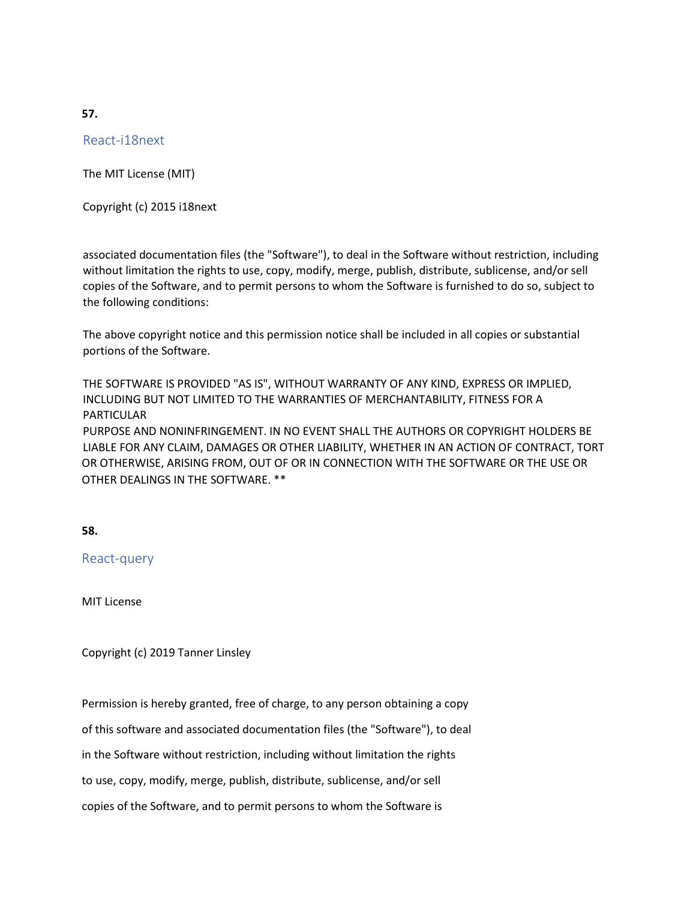**57.**

## React-i18next

The MIT License (MIT)

Copyright (c) 2015 i18next

associated documentation files (the "Software"), to deal in the Software without restriction, including without limitation the rights to use, copy, modify, merge, publish, distribute, sublicense, and/or sell copies of the Software, and to permit persons to whom the Software is furnished to do so, subject to the following conditions:

The above copyright notice and this permission notice shall be included in all copies or substantial portions of the Software.

THE SOFTWARE IS PROVIDED "AS IS", WITHOUT WARRANTY OF ANY KIND, EXPRESS OR IMPLIED, INCLUDING BUT NOT LIMITED TO THE WARRANTIES OF MERCHANTABILITY, FITNESS FOR A PARTICULAR
PURPOSE AND NONINFRINGEMENT. IN NO EVENT SHALL THE AUTHORS OR COPYRIGHT HOLDERS BE LIABLE FOR ANY CLAIM, DAMAGES OR OTHER LIABILITY, WHETHER IN AN ACTION OF CONTRACT, TORT OR OTHERWISE, ARISING FROM, OUT OF OR IN CONNECTION WITH THE SOFTWARE OR THE USE OR OTHER DEALINGS IN THE SOFTWARE. **

**58.**

## React-query

MIT License

Copyright (c) 2019 Tanner Linsley

Permission is hereby granted, free of charge, to any person obtaining a copy
of this software and associated documentation files (the "Software"), to deal
in the Software without restriction, including without limitation the rights
to use, copy, modify, merge, publish, distribute, sublicense, and/or sell
copies of the Software, and to permit persons to whom the Software is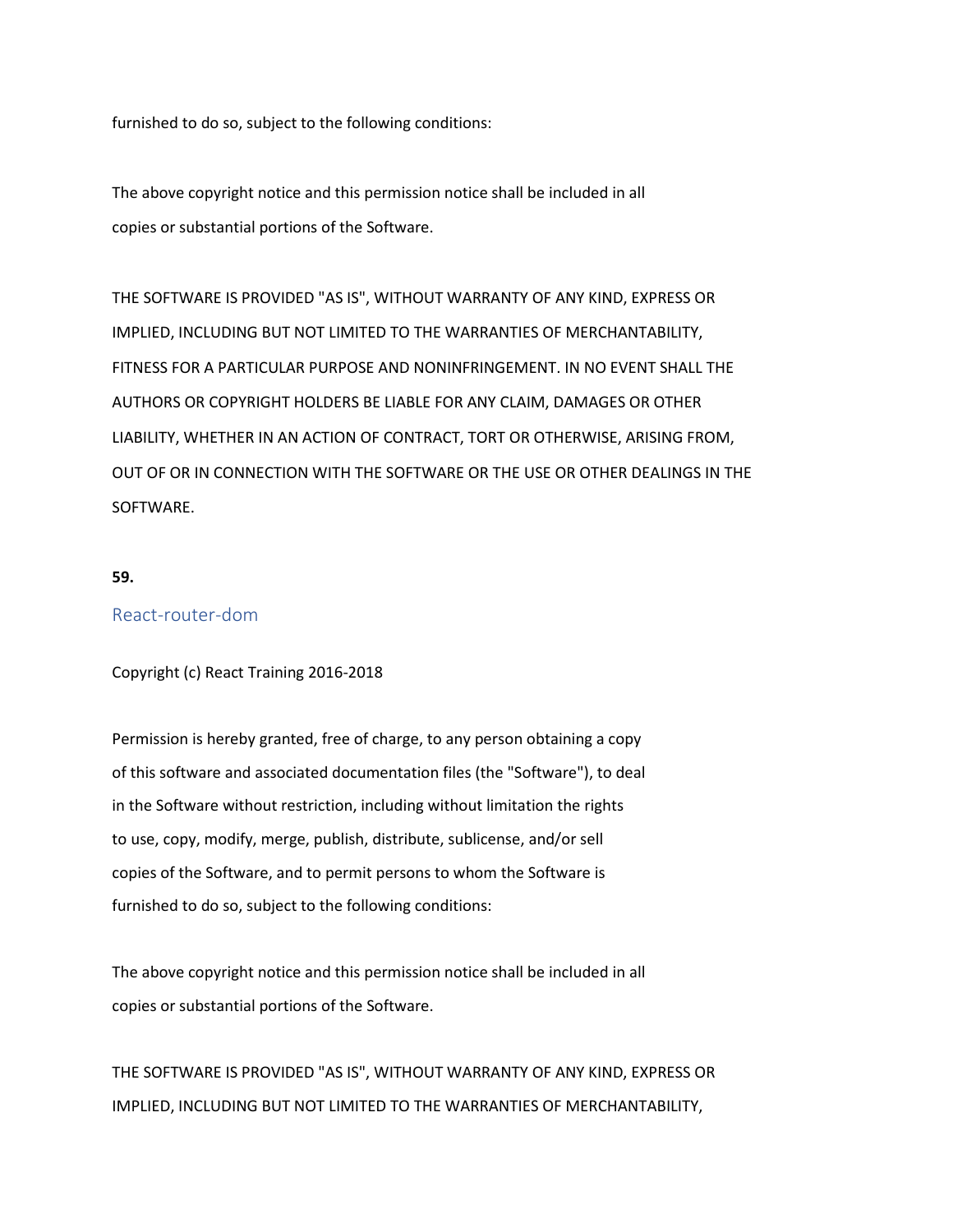furnished to do so, subject to the following conditions:

The above copyright notice and this permission notice shall be included in all copies or substantial portions of the Software.

THE SOFTWARE IS PROVIDED "AS IS", WITHOUT WARRANTY OF ANY KIND, EXPRESS OR IMPLIED, INCLUDING BUT NOT LIMITED TO THE WARRANTIES OF MERCHANTABILITY, FITNESS FOR A PARTICULAR PURPOSE AND NONINFRINGEMENT. IN NO EVENT SHALL THE AUTHORS OR COPYRIGHT HOLDERS BE LIABLE FOR ANY CLAIM, DAMAGES OR OTHER LIABILITY, WHETHER IN AN ACTION OF CONTRACT, TORT OR OTHERWISE, ARISING FROM, OUT OF OR IN CONNECTION WITH THE SOFTWARE OR THE USE OR OTHER DEALINGS IN THE SOFTWARE.

**59.**

## React-router-dom

Copyright (c) React Training 2016-2018

Permission is hereby granted, free of charge, to any person obtaining a copy of this software and associated documentation files (the "Software"), to deal in the Software without restriction, including without limitation the rights to use, copy, modify, merge, publish, distribute, sublicense, and/or sell copies of the Software, and to permit persons to whom the Software is furnished to do so, subject to the following conditions:

The above copyright notice and this permission notice shall be included in all copies or substantial portions of the Software.

THE SOFTWARE IS PROVIDED "AS IS", WITHOUT WARRANTY OF ANY KIND, EXPRESS OR IMPLIED, INCLUDING BUT NOT LIMITED TO THE WARRANTIES OF MERCHANTABILITY,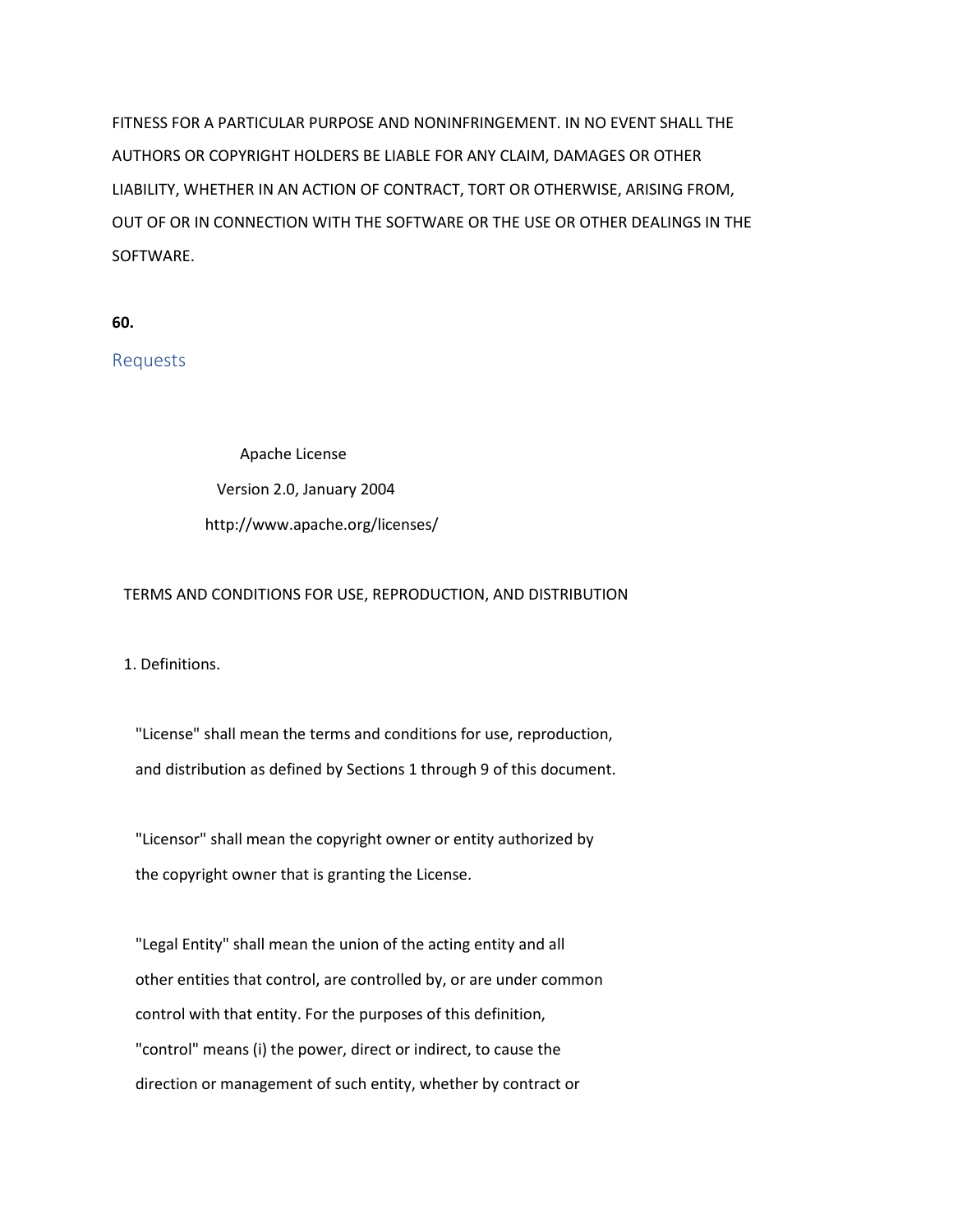FITNESS FOR A PARTICULAR PURPOSE AND NONINFRINGEMENT. IN NO EVENT SHALL THE AUTHORS OR COPYRIGHT HOLDERS BE LIABLE FOR ANY CLAIM, DAMAGES OR OTHER LIABILITY, WHETHER IN AN ACTION OF CONTRACT, TORT OR OTHERWISE, ARISING FROM, OUT OF OR IN CONNECTION WITH THE SOFTWARE OR THE USE OR OTHER DEALINGS IN THE SOFTWARE.

**60.**

## Requests

Apache License

Version 2.0, January 2004

http://www.apache.org/licenses/

TERMS AND CONDITIONS FOR USE, REPRODUCTION, AND DISTRIBUTION

1. Definitions.

"License" shall mean the terms and conditions for use, reproduction, and distribution as defined by Sections 1 through 9 of this document.

"Licensor" shall mean the copyright owner or entity authorized by the copyright owner that is granting the License.

"Legal Entity" shall mean the union of the acting entity and all other entities that control, are controlled by, or are under common control with that entity. For the purposes of this definition, "control" means (i) the power, direct or indirect, to cause the direction or management of such entity, whether by contract or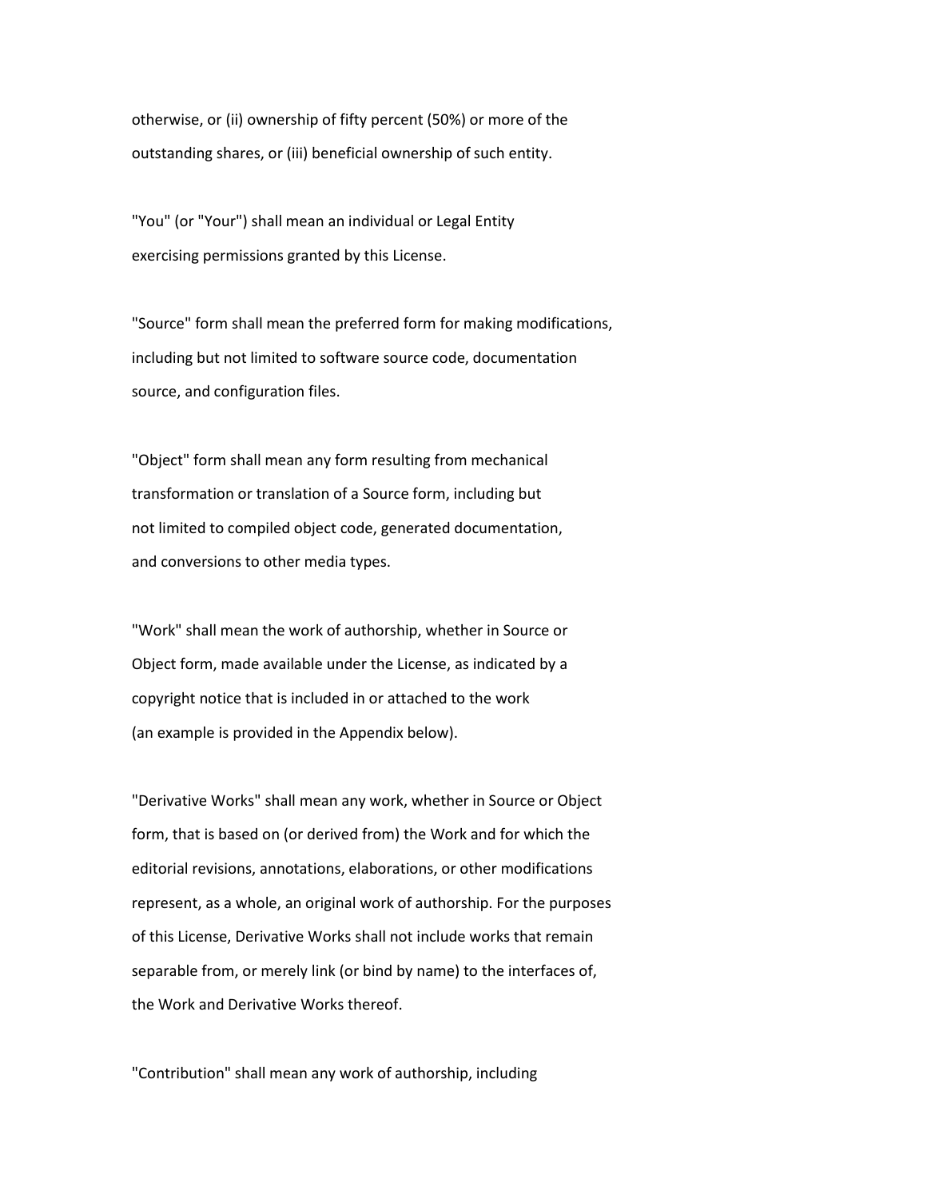otherwise, or (ii) ownership of fifty percent (50%) or more of the outstanding shares, or (iii) beneficial ownership of such entity.

"You" (or "Your") shall mean an individual or Legal Entity exercising permissions granted by this License.

"Source" form shall mean the preferred form for making modifications, including but not limited to software source code, documentation source, and configuration files.

"Object" form shall mean any form resulting from mechanical transformation or translation of a Source form, including but not limited to compiled object code, generated documentation, and conversions to other media types.

"Work" shall mean the work of authorship, whether in Source or Object form, made available under the License, as indicated by a copyright notice that is included in or attached to the work (an example is provided in the Appendix below).

"Derivative Works" shall mean any work, whether in Source or Object form, that is based on (or derived from) the Work and for which the editorial revisions, annotations, elaborations, or other modifications represent, as a whole, an original work of authorship. For the purposes of this License, Derivative Works shall not include works that remain separable from, or merely link (or bind by name) to the interfaces of, the Work and Derivative Works thereof.

"Contribution" shall mean any work of authorship, including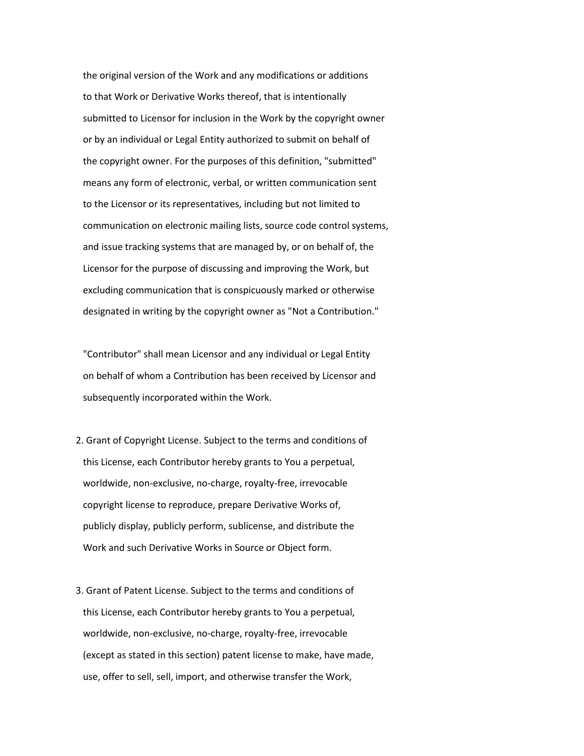the original version of the Work and any modifications or additions to that Work or Derivative Works thereof, that is intentionally submitted to Licensor for inclusion in the Work by the copyright owner or by an individual or Legal Entity authorized to submit on behalf of the copyright owner. For the purposes of this definition, "submitted" means any form of electronic, verbal, or written communication sent to the Licensor or its representatives, including but not limited to communication on electronic mailing lists, source code control systems, and issue tracking systems that are managed by, or on behalf of, the Licensor for the purpose of discussing and improving the Work, but excluding communication that is conspicuously marked or otherwise designated in writing by the copyright owner as "Not a Contribution."

"Contributor" shall mean Licensor and any individual or Legal Entity on behalf of whom a Contribution has been received by Licensor and subsequently incorporated within the Work.

2. Grant of Copyright License. Subject to the terms and conditions of this License, each Contributor hereby grants to You a perpetual, worldwide, non-exclusive, no-charge, royalty-free, irrevocable copyright license to reproduce, prepare Derivative Works of, publicly display, publicly perform, sublicense, and distribute the Work and such Derivative Works in Source or Object form.

3. Grant of Patent License. Subject to the terms and conditions of this License, each Contributor hereby grants to You a perpetual, worldwide, non-exclusive, no-charge, royalty-free, irrevocable (except as stated in this section) patent license to make, have made, use, offer to sell, sell, import, and otherwise transfer the Work,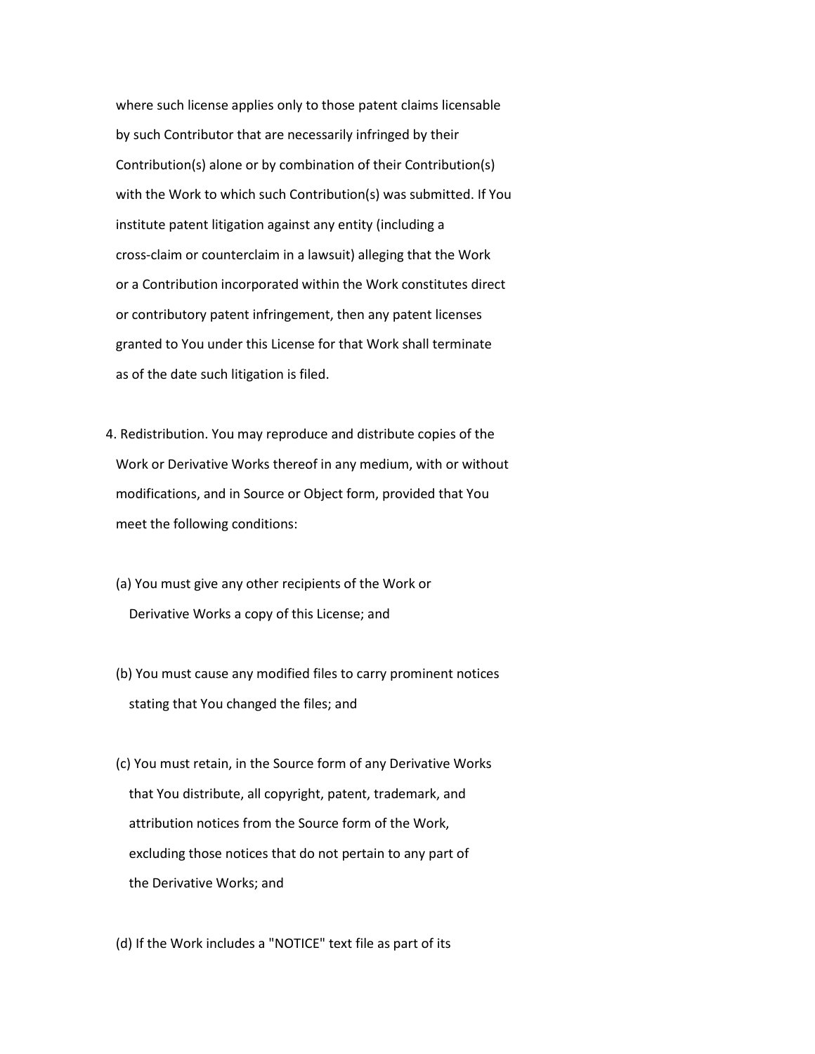where such license applies only to those patent claims licensable by such Contributor that are necessarily infringed by their Contribution(s) alone or by combination of their Contribution(s) with the Work to which such Contribution(s) was submitted. If You institute patent litigation against any entity (including a cross-claim or counterclaim in a lawsuit) alleging that the Work or a Contribution incorporated within the Work constitutes direct or contributory patent infringement, then any patent licenses granted to You under this License for that Work shall terminate as of the date such litigation is filed.

4. Redistribution. You may reproduce and distribute copies of the Work or Derivative Works thereof in any medium, with or without modifications, and in Source or Object form, provided that You meet the following conditions:

   (a) You must give any other recipients of the Work or Derivative Works a copy of this License; and

   (b) You must cause any modified files to carry prominent notices stating that You changed the files; and

   (c) You must retain, in the Source form of any Derivative Works that You distribute, all copyright, patent, trademark, and attribution notices from the Source form of the Work, excluding those notices that do not pertain to any part of the Derivative Works; and

   (d) If the Work includes a "NOTICE" text file as part of its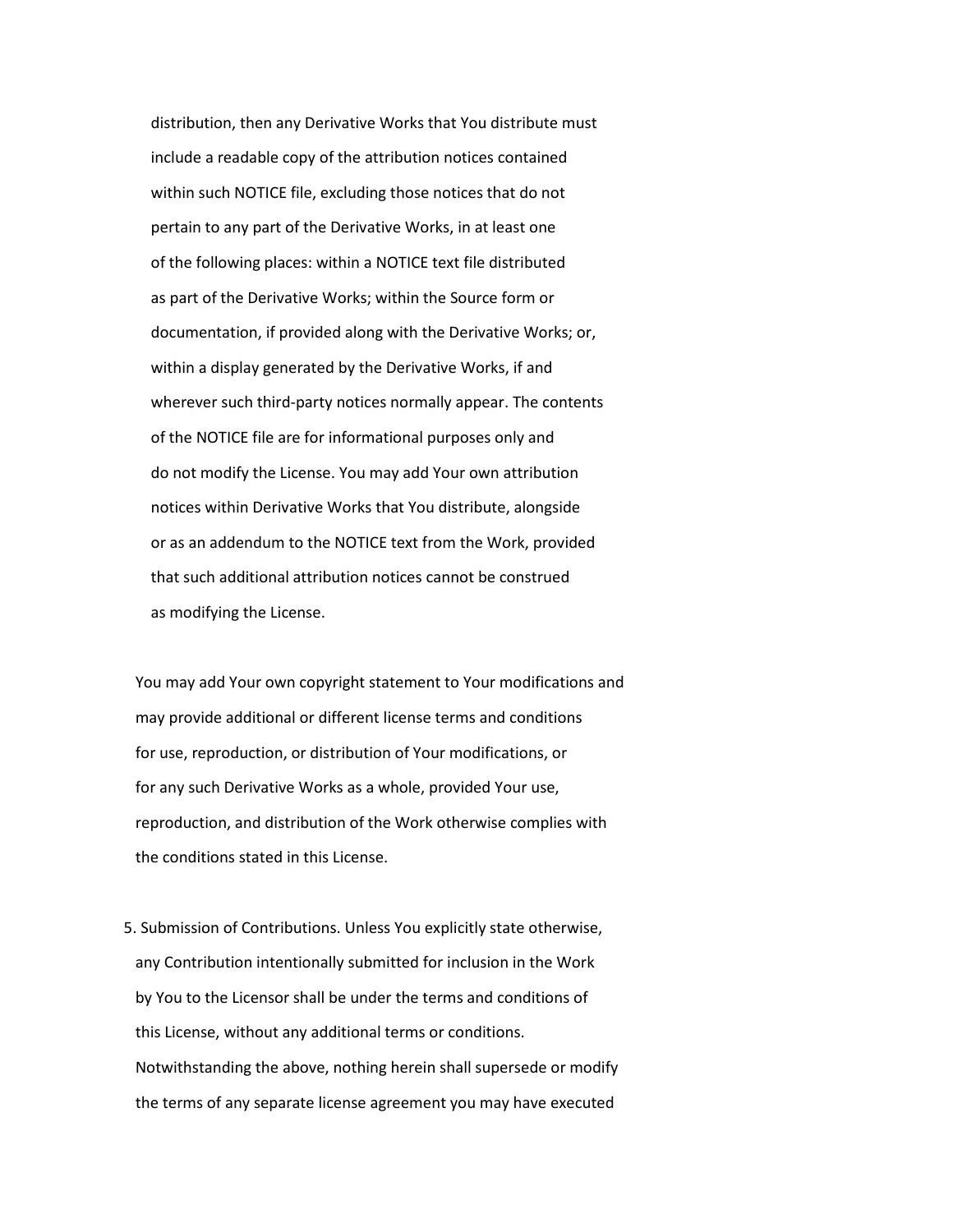distribution, then any Derivative Works that You distribute must include a readable copy of the attribution notices contained within such NOTICE file, excluding those notices that do not pertain to any part of the Derivative Works, in at least one of the following places: within a NOTICE text file distributed as part of the Derivative Works; within the Source form or documentation, if provided along with the Derivative Works; or, within a display generated by the Derivative Works, if and wherever such third-party notices normally appear. The contents of the NOTICE file are for informational purposes only and do not modify the License. You may add Your own attribution notices within Derivative Works that You distribute, alongside or as an addendum to the NOTICE text from the Work, provided that such additional attribution notices cannot be construed as modifying the License.

You may add Your own copyright statement to Your modifications and may provide additional or different license terms and conditions for use, reproduction, or distribution of Your modifications, or for any such Derivative Works as a whole, provided Your use, reproduction, and distribution of the Work otherwise complies with the conditions stated in this License.

5. Submission of Contributions. Unless You explicitly state otherwise, any Contribution intentionally submitted for inclusion in the Work by You to the Licensor shall be under the terms and conditions of this License, without any additional terms or conditions. Notwithstanding the above, nothing herein shall supersede or modify the terms of any separate license agreement you may have executed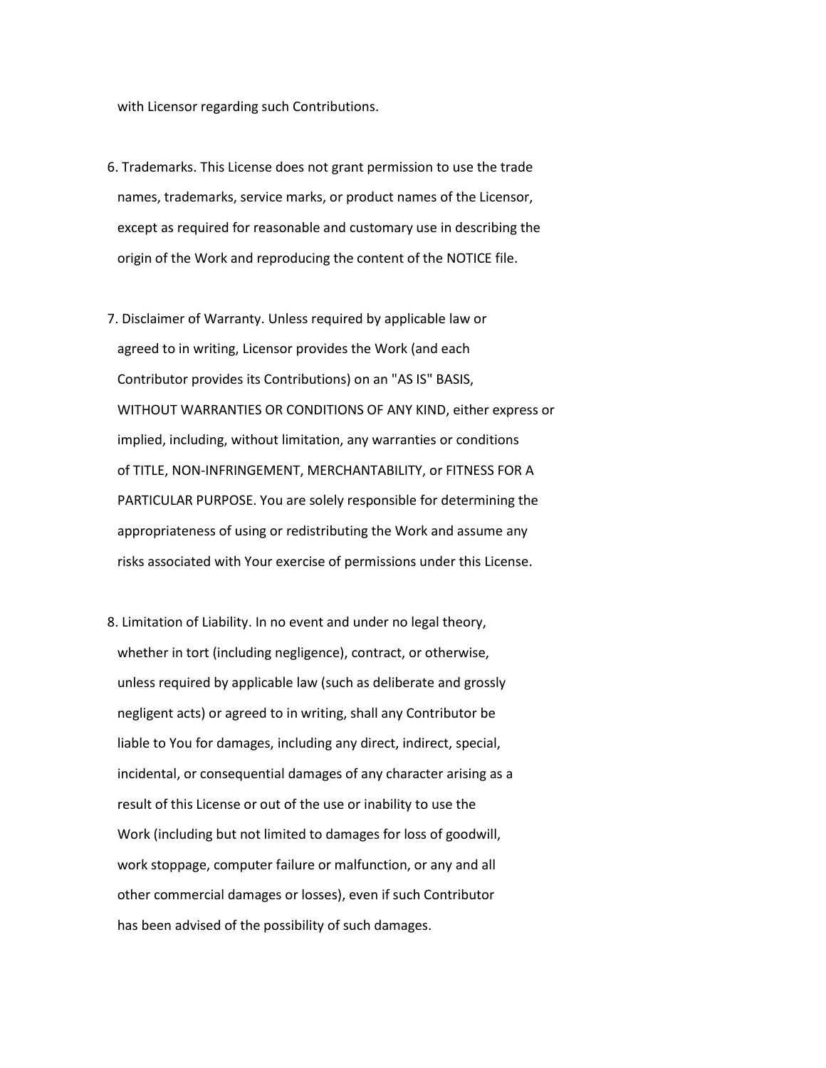with Licensor regarding such Contributions.

6. Trademarks. This License does not grant permission to use the trade names, trademarks, service marks, or product names of the Licensor, except as required for reasonable and customary use in describing the origin of the Work and reproducing the content of the NOTICE file.

7. Disclaimer of Warranty. Unless required by applicable law or agreed to in writing, Licensor provides the Work (and each Contributor provides its Contributions) on an "AS IS" BASIS, WITHOUT WARRANTIES OR CONDITIONS OF ANY KIND, either express or implied, including, without limitation, any warranties or conditions of TITLE, NON-INFRINGEMENT, MERCHANTABILITY, or FITNESS FOR A PARTICULAR PURPOSE. You are solely responsible for determining the appropriateness of using or redistributing the Work and assume any risks associated with Your exercise of permissions under this License.

8. Limitation of Liability. In no event and under no legal theory, whether in tort (including negligence), contract, or otherwise, unless required by applicable law (such as deliberate and grossly negligent acts) or agreed to in writing, shall any Contributor be liable to You for damages, including any direct, indirect, special, incidental, or consequential damages of any character arising as a result of this License or out of the use or inability to use the Work (including but not limited to damages for loss of goodwill, work stoppage, computer failure or malfunction, or any and all other commercial damages or losses), even if such Contributor has been advised of the possibility of such damages.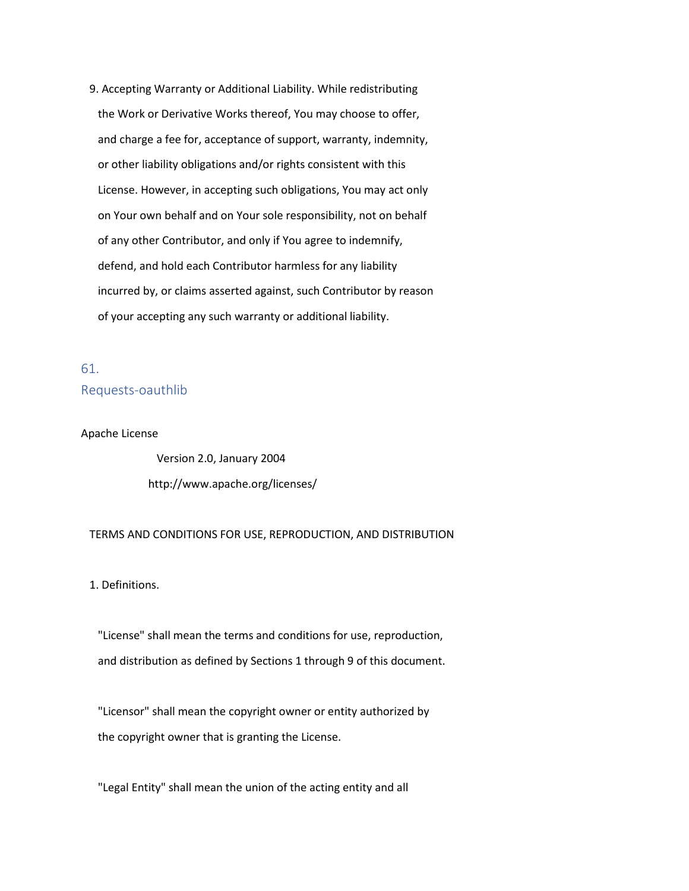9. Accepting Warranty or Additional Liability. While redistributing
   the Work or Derivative Works thereof, You may choose to offer,
   and charge a fee for, acceptance of support, warranty, indemnity,
   or other liability obligations and/or rights consistent with this
   License. However, in accepting such obligations, You may act only
   on Your own behalf and on Your sole responsibility, not on behalf
   of any other Contributor, and only if You agree to indemnify,
   defend, and hold each Contributor harmless for any liability
   incurred by, or claims asserted against, such Contributor by reason
   of your accepting any such warranty or additional liability.

## 61. Requests-oauthlib

Apache License

Version 2.0, January 2004

http://www.apache.org/licenses/

TERMS AND CONDITIONS FOR USE, REPRODUCTION, AND DISTRIBUTION

1. Definitions.

   "License" shall mean the terms and conditions for use, reproduction,
   and distribution as defined by Sections 1 through 9 of this document.

   "Licensor" shall mean the copyright owner or entity authorized by
   the copyright owner that is granting the License.

   "Legal Entity" shall mean the union of the acting entity and all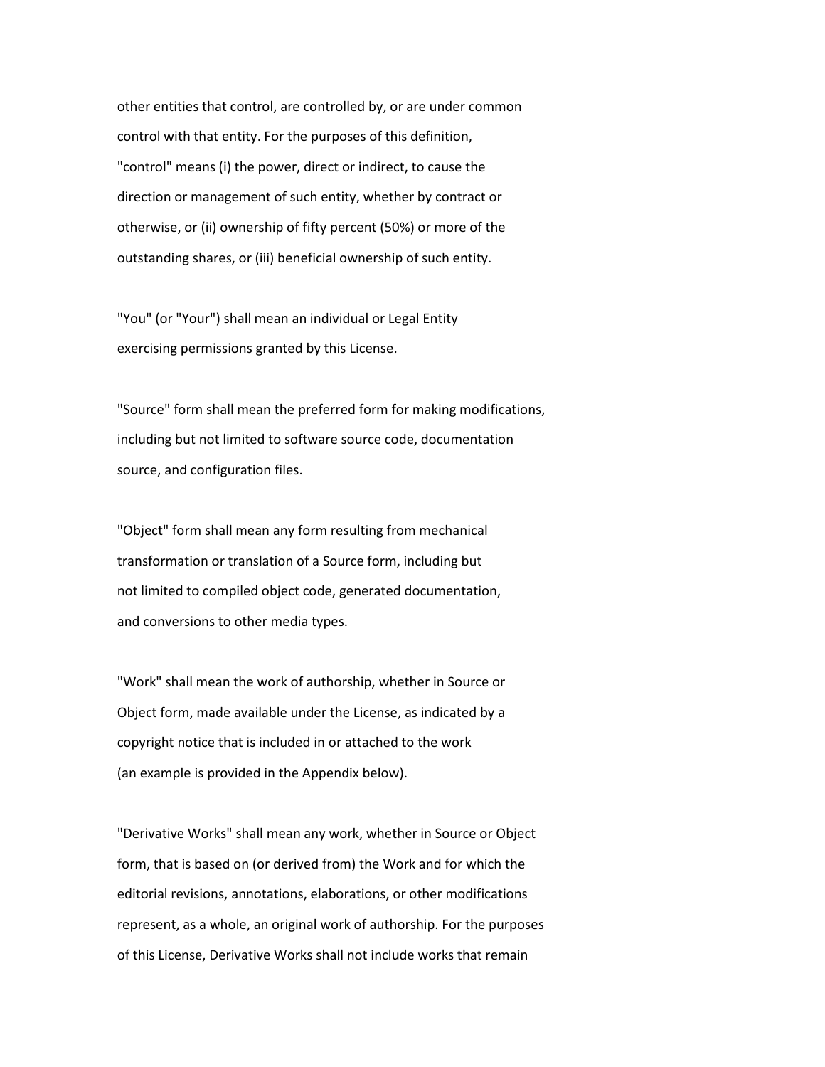other entities that control, are controlled by, or are under common control with that entity. For the purposes of this definition, "control" means (i) the power, direct or indirect, to cause the direction or management of such entity, whether by contract or otherwise, or (ii) ownership of fifty percent (50%) or more of the outstanding shares, or (iii) beneficial ownership of such entity.

"You" (or "Your") shall mean an individual or Legal Entity exercising permissions granted by this License.

"Source" form shall mean the preferred form for making modifications, including but not limited to software source code, documentation source, and configuration files.

"Object" form shall mean any form resulting from mechanical transformation or translation of a Source form, including but not limited to compiled object code, generated documentation, and conversions to other media types.

"Work" shall mean the work of authorship, whether in Source or Object form, made available under the License, as indicated by a copyright notice that is included in or attached to the work (an example is provided in the Appendix below).

"Derivative Works" shall mean any work, whether in Source or Object form, that is based on (or derived from) the Work and for which the editorial revisions, annotations, elaborations, or other modifications represent, as a whole, an original work of authorship. For the purposes of this License, Derivative Works shall not include works that remain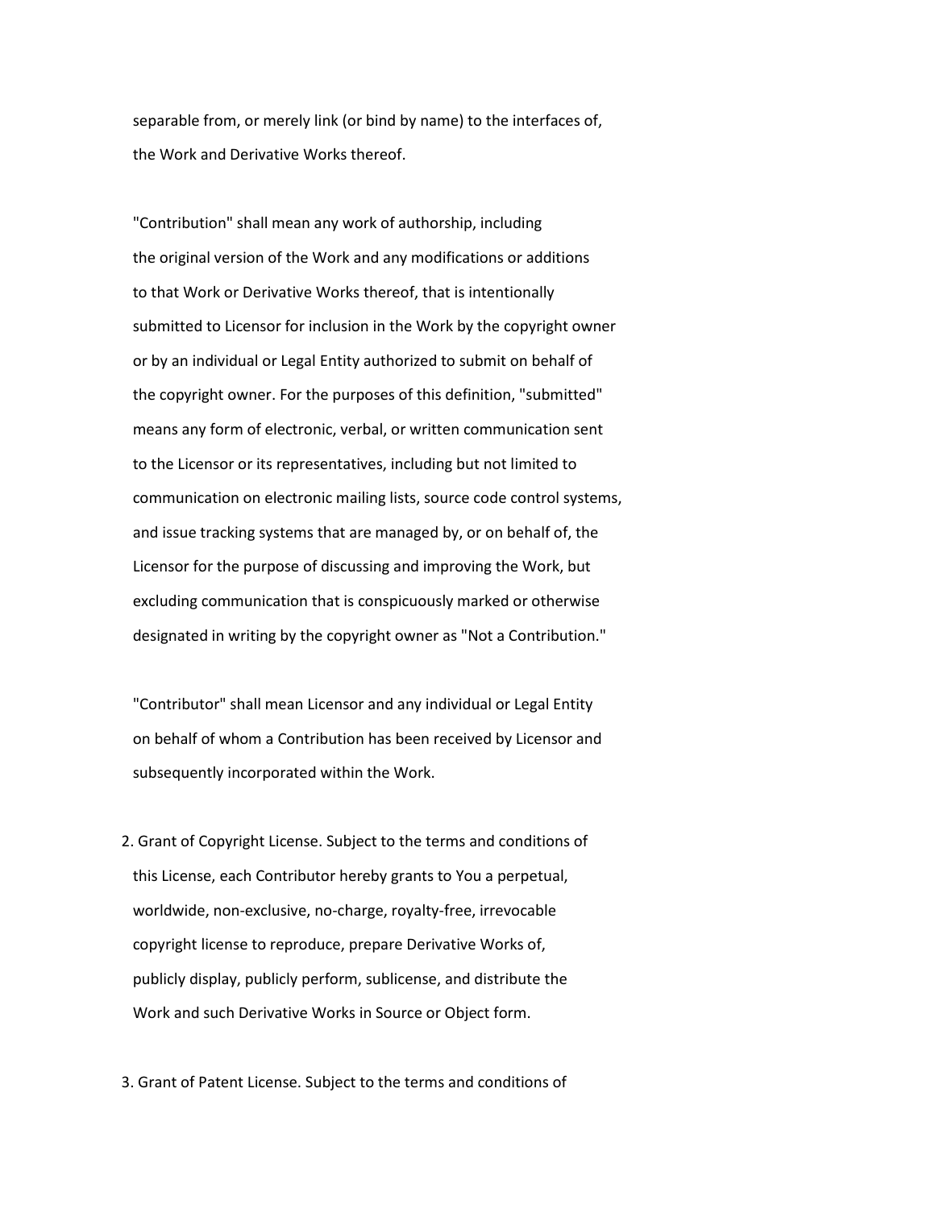separable from, or merely link (or bind by name) to the interfaces of, the Work and Derivative Works thereof.

"Contribution" shall mean any work of authorship, including the original version of the Work and any modifications or additions to that Work or Derivative Works thereof, that is intentionally submitted to Licensor for inclusion in the Work by the copyright owner or by an individual or Legal Entity authorized to submit on behalf of the copyright owner. For the purposes of this definition, "submitted" means any form of electronic, verbal, or written communication sent to the Licensor or its representatives, including but not limited to communication on electronic mailing lists, source code control systems, and issue tracking systems that are managed by, or on behalf of, the Licensor for the purpose of discussing and improving the Work, but excluding communication that is conspicuously marked or otherwise designated in writing by the copyright owner as "Not a Contribution."

"Contributor" shall mean Licensor and any individual or Legal Entity on behalf of whom a Contribution has been received by Licensor and subsequently incorporated within the Work.

2. Grant of Copyright License. Subject to the terms and conditions of this License, each Contributor hereby grants to You a perpetual, worldwide, non-exclusive, no-charge, royalty-free, irrevocable copyright license to reproduce, prepare Derivative Works of, publicly display, publicly perform, sublicense, and distribute the Work and such Derivative Works in Source or Object form.

3. Grant of Patent License. Subject to the terms and conditions of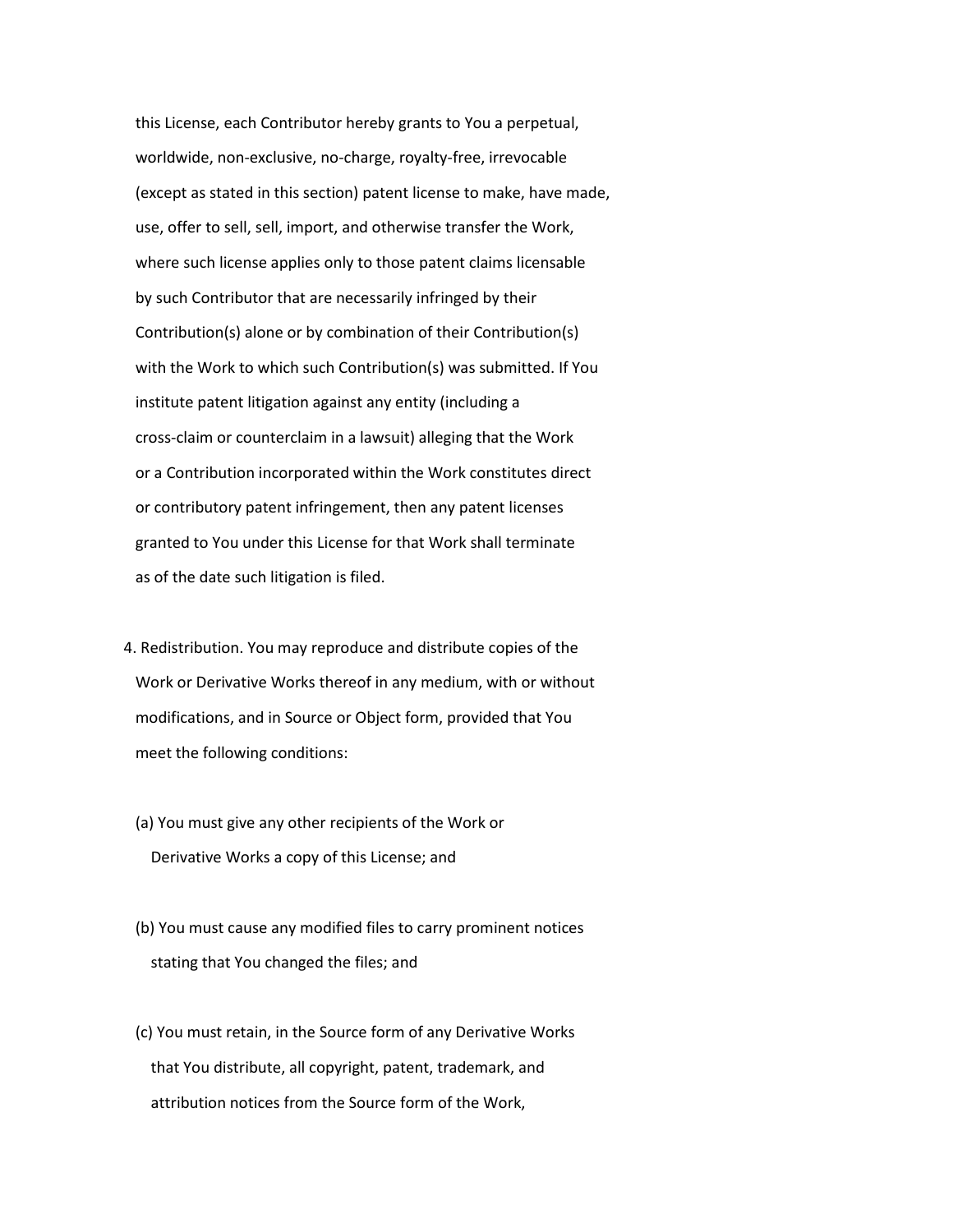this License, each Contributor hereby grants to You a perpetual, worldwide, non-exclusive, no-charge, royalty-free, irrevocable (except as stated in this section) patent license to make, have made, use, offer to sell, sell, import, and otherwise transfer the Work, where such license applies only to those patent claims licensable by such Contributor that are necessarily infringed by their Contribution(s) alone or by combination of their Contribution(s) with the Work to which such Contribution(s) was submitted. If You institute patent litigation against any entity (including a cross-claim or counterclaim in a lawsuit) alleging that the Work or a Contribution incorporated within the Work constitutes direct or contributory patent infringement, then any patent licenses granted to You under this License for that Work shall terminate as of the date such litigation is filed.

4. Redistribution. You may reproduce and distribute copies of the Work or Derivative Works thereof in any medium, with or without modifications, and in Source or Object form, provided that You meet the following conditions:

   (a) You must give any other recipients of the Work or Derivative Works a copy of this License; and

   (b) You must cause any modified files to carry prominent notices stating that You changed the files; and

   (c) You must retain, in the Source form of any Derivative Works that You distribute, all copyright, patent, trademark, and attribution notices from the Source form of the Work,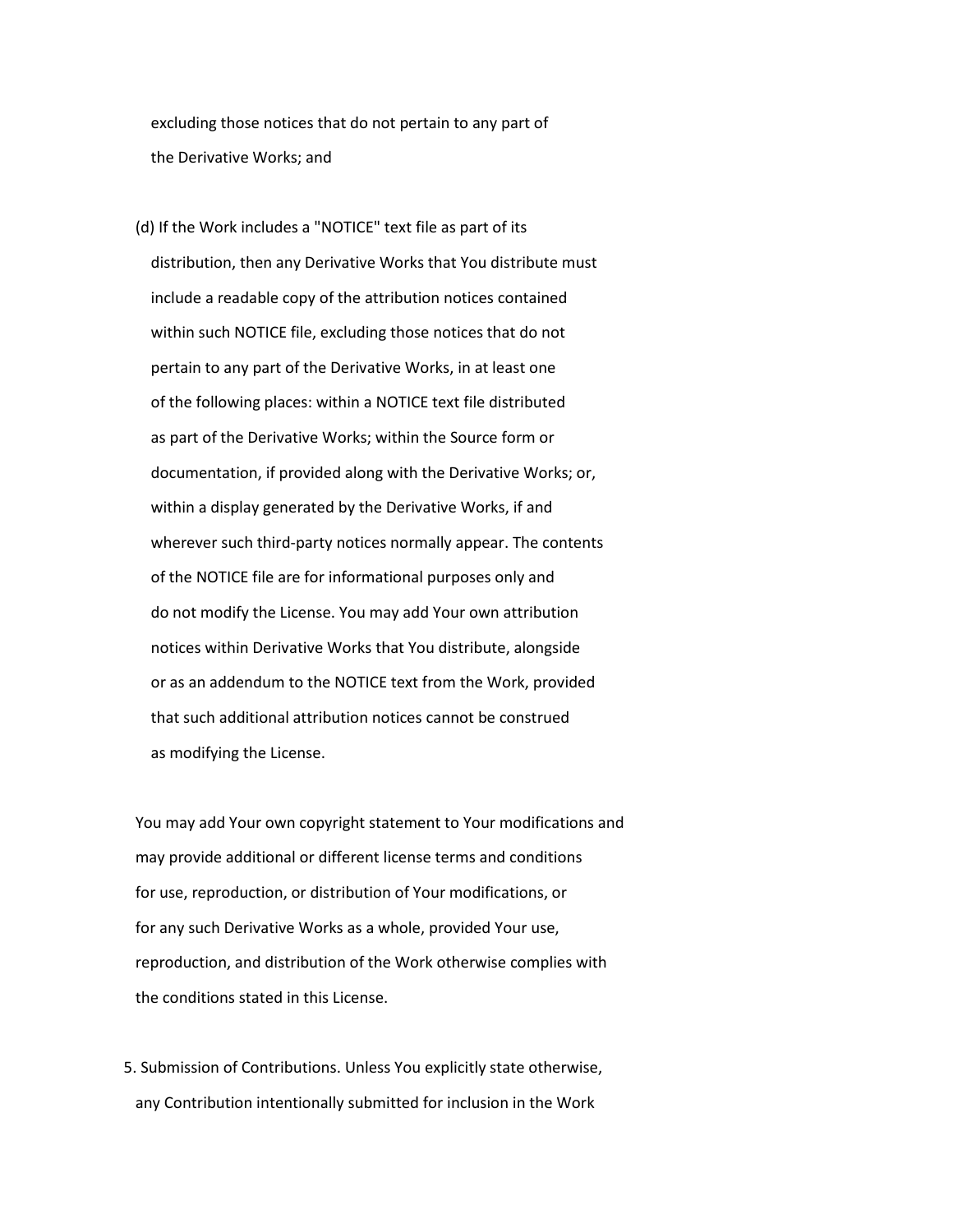excluding those notices that do not pertain to any part of the Derivative Works; and

(d) If the Work includes a "NOTICE" text file as part of its distribution, then any Derivative Works that You distribute must include a readable copy of the attribution notices contained within such NOTICE file, excluding those notices that do not pertain to any part of the Derivative Works, in at least one of the following places: within a NOTICE text file distributed as part of the Derivative Works; within the Source form or documentation, if provided along with the Derivative Works; or, within a display generated by the Derivative Works, if and wherever such third-party notices normally appear. The contents of the NOTICE file are for informational purposes only and do not modify the License. You may add Your own attribution notices within Derivative Works that You distribute, alongside or as an addendum to the NOTICE text from the Work, provided that such additional attribution notices cannot be construed as modifying the License.

You may add Your own copyright statement to Your modifications and may provide additional or different license terms and conditions for use, reproduction, or distribution of Your modifications, or for any such Derivative Works as a whole, provided Your use, reproduction, and distribution of the Work otherwise complies with the conditions stated in this License.

5. Submission of Contributions. Unless You explicitly state otherwise, any Contribution intentionally submitted for inclusion in the Work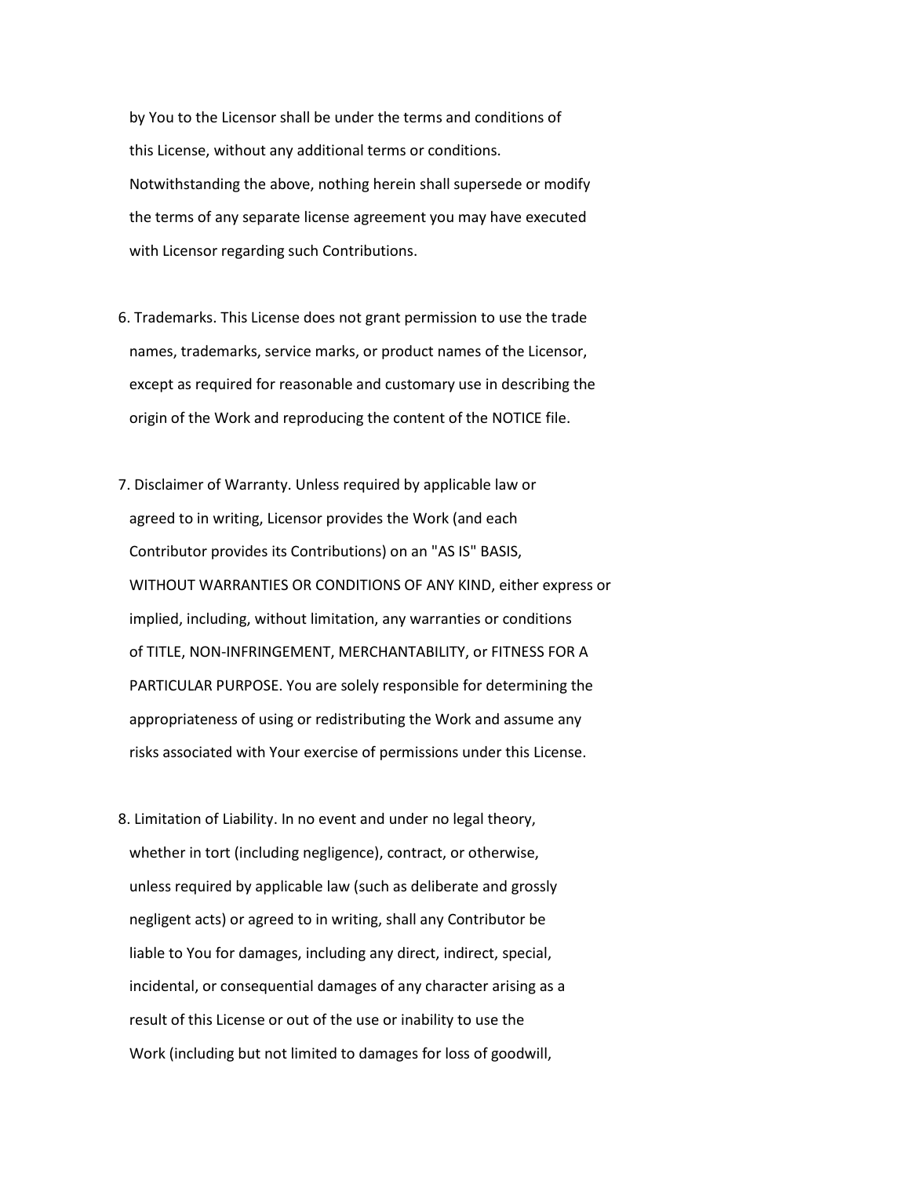by You to the Licensor shall be under the terms and conditions of this License, without any additional terms or conditions. Notwithstanding the above, nothing herein shall supersede or modify the terms of any separate license agreement you may have executed with Licensor regarding such Contributions.

6. Trademarks. This License does not grant permission to use the trade names, trademarks, service marks, or product names of the Licensor, except as required for reasonable and customary use in describing the origin of the Work and reproducing the content of the NOTICE file.

7. Disclaimer of Warranty. Unless required by applicable law or agreed to in writing, Licensor provides the Work (and each Contributor provides its Contributions) on an "AS IS" BASIS, WITHOUT WARRANTIES OR CONDITIONS OF ANY KIND, either express or implied, including, without limitation, any warranties or conditions of TITLE, NON-INFRINGEMENT, MERCHANTABILITY, or FITNESS FOR A PARTICULAR PURPOSE. You are solely responsible for determining the appropriateness of using or redistributing the Work and assume any risks associated with Your exercise of permissions under this License.

8. Limitation of Liability. In no event and under no legal theory, whether in tort (including negligence), contract, or otherwise, unless required by applicable law (such as deliberate and grossly negligent acts) or agreed to in writing, shall any Contributor be liable to You for damages, including any direct, indirect, special, incidental, or consequential damages of any character arising as a result of this License or out of the use or inability to use the Work (including but not limited to damages for loss of goodwill,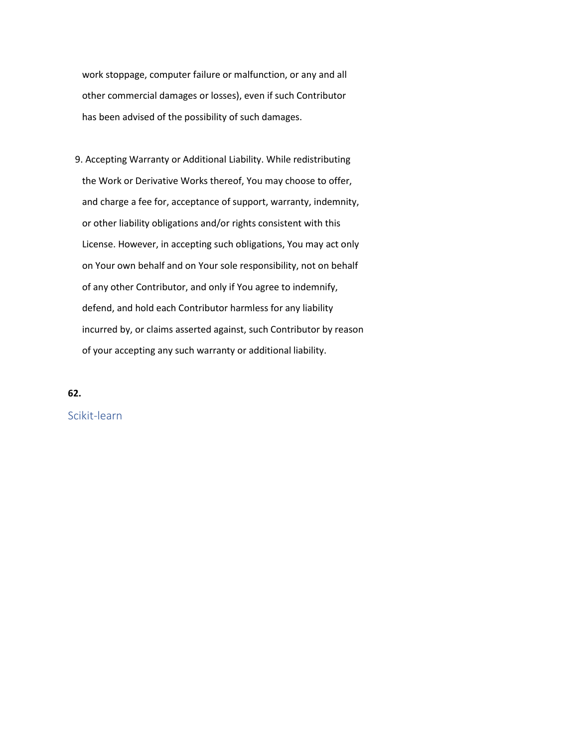work stoppage, computer failure or malfunction, or any and all
other commercial damages or losses), even if such Contributor
has been advised of the possibility of such damages.

9. Accepting Warranty or Additional Liability. While redistributing
   the Work or Derivative Works thereof, You may choose to offer,
   and charge a fee for, acceptance of support, warranty, indemnity,
   or other liability obligations and/or rights consistent with this
   License. However, in accepting such obligations, You may act only
   on Your own behalf and on Your sole responsibility, not on behalf
   of any other Contributor, and only if You agree to indemnify,
   defend, and hold each Contributor harmless for any liability
   incurred by, or claims asserted against, such Contributor by reason
   of your accepting any such warranty or additional liability.

**62.**

## Scikit-learn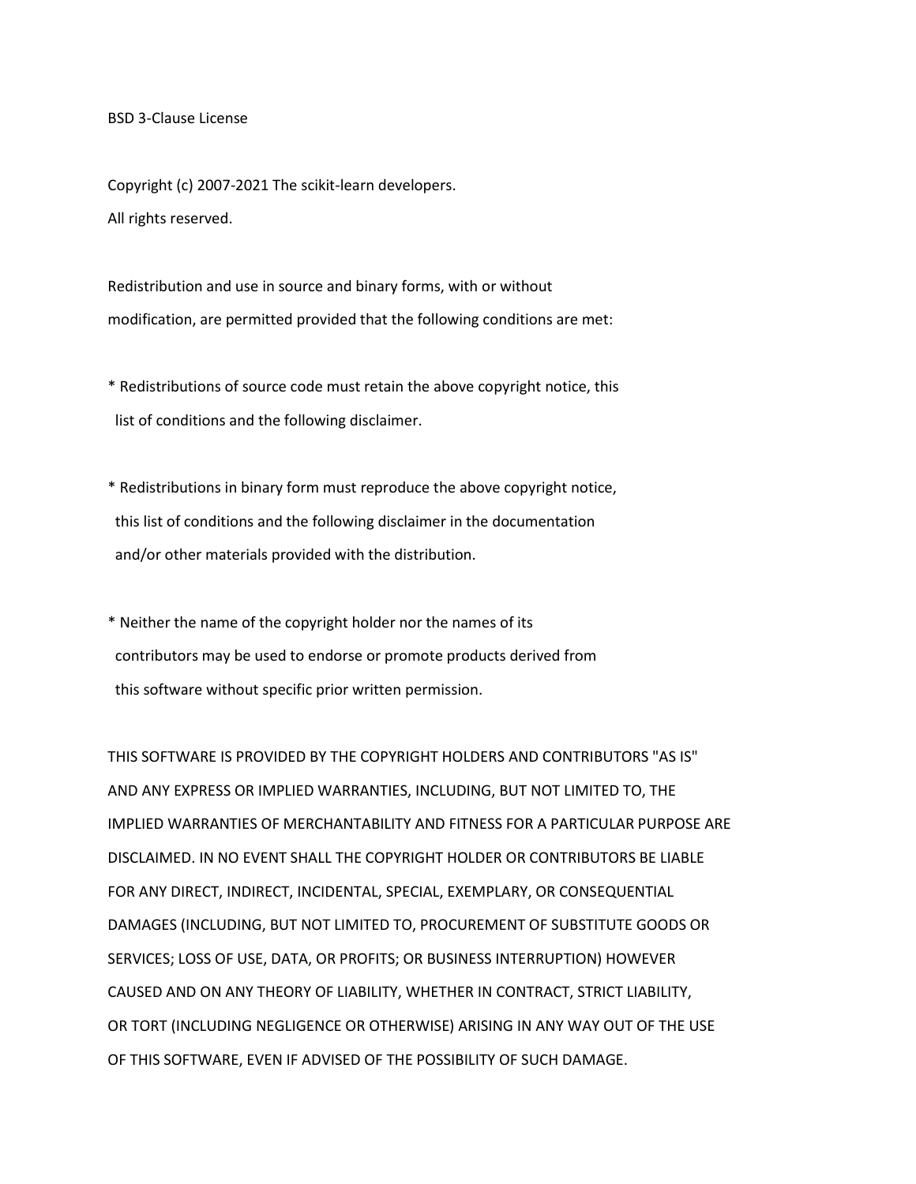BSD 3-Clause License

Copyright (c) 2007-2021 The scikit-learn developers.
All rights reserved.

Redistribution and use in source and binary forms, with or without
modification, are permitted provided that the following conditions are met:

* Redistributions of source code must retain the above copyright notice, this
  list of conditions and the following disclaimer.

* Redistributions in binary form must reproduce the above copyright notice,
  this list of conditions and the following disclaimer in the documentation
  and/or other materials provided with the distribution.

* Neither the name of the copyright holder nor the names of its
  contributors may be used to endorse or promote products derived from
  this software without specific prior written permission.

THIS SOFTWARE IS PROVIDED BY THE COPYRIGHT HOLDERS AND CONTRIBUTORS "AS IS"
AND ANY EXPRESS OR IMPLIED WARRANTIES, INCLUDING, BUT NOT LIMITED TO, THE
IMPLIED WARRANTIES OF MERCHANTABILITY AND FITNESS FOR A PARTICULAR PURPOSE ARE
DISCLAIMED. IN NO EVENT SHALL THE COPYRIGHT HOLDER OR CONTRIBUTORS BE LIABLE
FOR ANY DIRECT, INDIRECT, INCIDENTAL, SPECIAL, EXEMPLARY, OR CONSEQUENTIAL
DAMAGES (INCLUDING, BUT NOT LIMITED TO, PROCUREMENT OF SUBSTITUTE GOODS OR
SERVICES; LOSS OF USE, DATA, OR PROFITS; OR BUSINESS INTERRUPTION) HOWEVER
CAUSED AND ON ANY THEORY OF LIABILITY, WHETHER IN CONTRACT, STRICT LIABILITY,
OR TORT (INCLUDING NEGLIGENCE OR OTHERWISE) ARISING IN ANY WAY OUT OF THE USE
OF THIS SOFTWARE, EVEN IF ADVISED OF THE POSSIBILITY OF SUCH DAMAGE.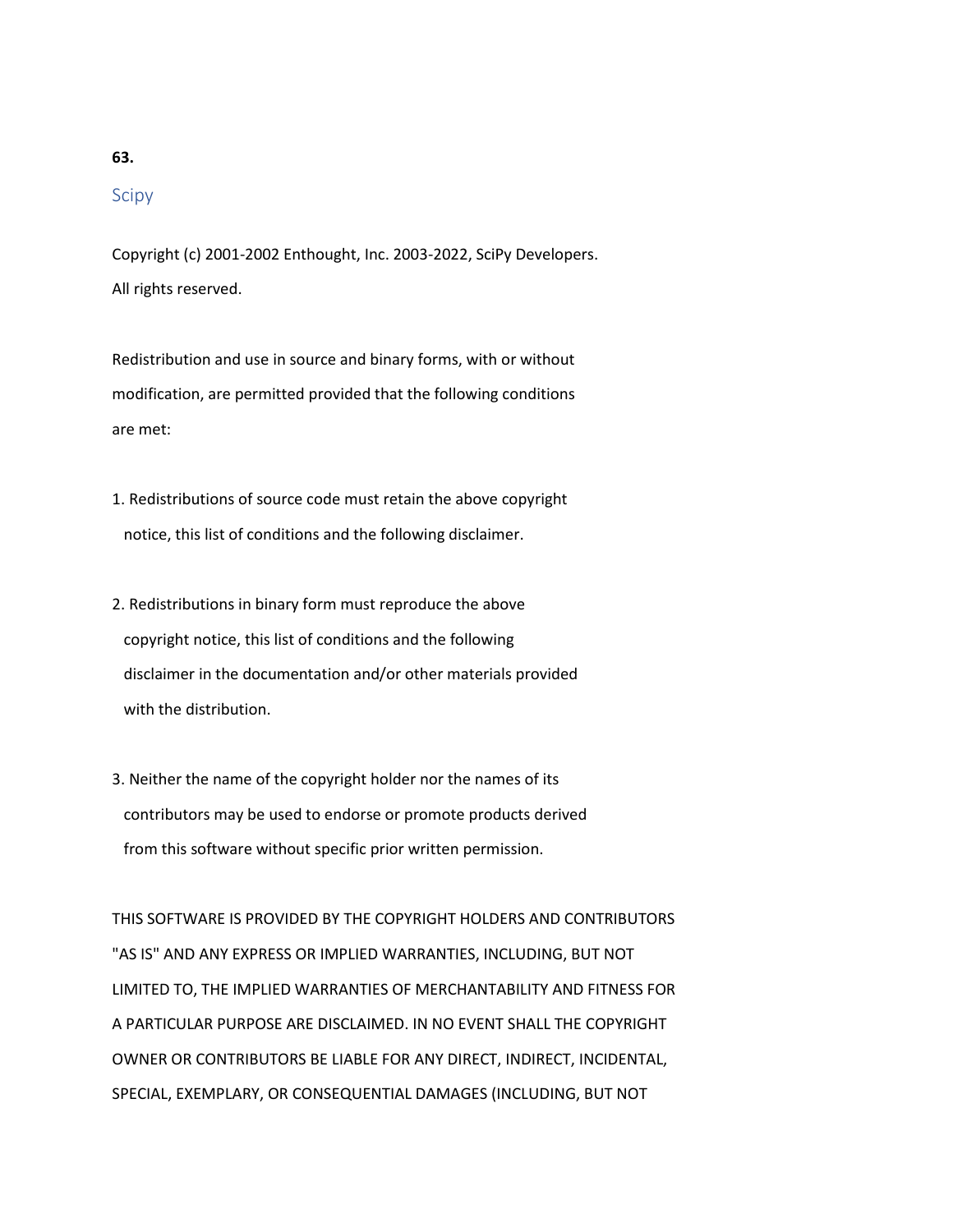**63.**

## Scipy

Copyright (c) 2001-2002 Enthought, Inc. 2003-2022, SciPy Developers.
All rights reserved.

Redistribution and use in source and binary forms, with or without modification, are permitted provided that the following conditions are met:

1. Redistributions of source code must retain the above copyright notice, this list of conditions and the following disclaimer.

2. Redistributions in binary form must reproduce the above copyright notice, this list of conditions and the following disclaimer in the documentation and/or other materials provided with the distribution.

3. Neither the name of the copyright holder nor the names of its contributors may be used to endorse or promote products derived from this software without specific prior written permission.

THIS SOFTWARE IS PROVIDED BY THE COPYRIGHT HOLDERS AND CONTRIBUTORS "AS IS" AND ANY EXPRESS OR IMPLIED WARRANTIES, INCLUDING, BUT NOT LIMITED TO, THE IMPLIED WARRANTIES OF MERCHANTABILITY AND FITNESS FOR A PARTICULAR PURPOSE ARE DISCLAIMED. IN NO EVENT SHALL THE COPYRIGHT OWNER OR CONTRIBUTORS BE LIABLE FOR ANY DIRECT, INDIRECT, INCIDENTAL, SPECIAL, EXEMPLARY, OR CONSEQUENTIAL DAMAGES (INCLUDING, BUT NOT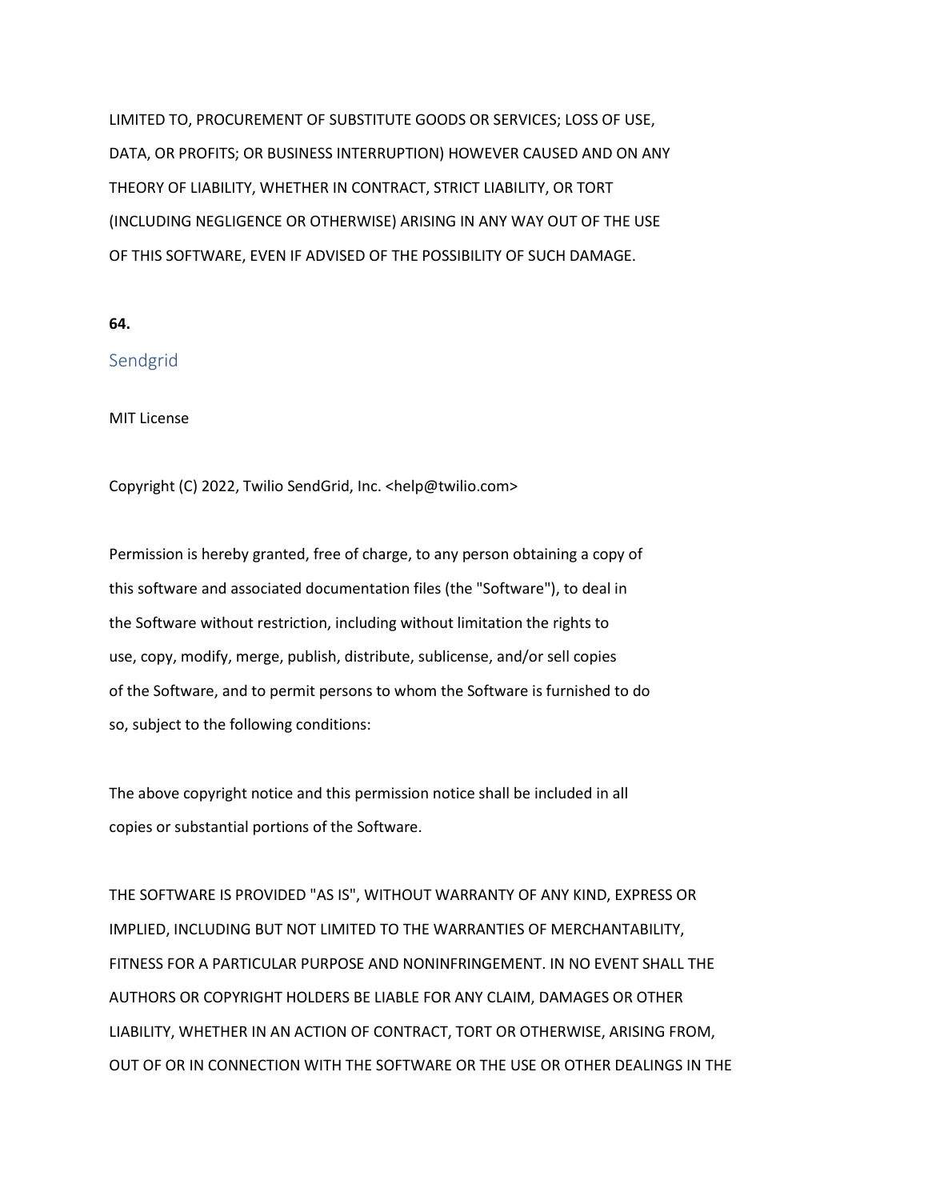LIMITED TO, PROCUREMENT OF SUBSTITUTE GOODS OR SERVICES; LOSS OF USE,

DATA, OR PROFITS; OR BUSINESS INTERRUPTION) HOWEVER CAUSED AND ON ANY

THEORY OF LIABILITY, WHETHER IN CONTRACT, STRICT LIABILITY, OR TORT

(INCLUDING NEGLIGENCE OR OTHERWISE) ARISING IN ANY WAY OUT OF THE USE

OF THIS SOFTWARE, EVEN IF ADVISED OF THE POSSIBILITY OF SUCH DAMAGE.

**64.**

## Sendgrid

MIT License

Copyright (C) 2022, Twilio SendGrid, Inc. <help@twilio.com>

Permission is hereby granted, free of charge, to any person obtaining a copy of

this software and associated documentation files (the "Software"), to deal in

the Software without restriction, including without limitation the rights to

use, copy, modify, merge, publish, distribute, sublicense, and/or sell copies

of the Software, and to permit persons to whom the Software is furnished to do

so, subject to the following conditions:

The above copyright notice and this permission notice shall be included in all

copies or substantial portions of the Software.

THE SOFTWARE IS PROVIDED "AS IS", WITHOUT WARRANTY OF ANY KIND, EXPRESS OR

IMPLIED, INCLUDING BUT NOT LIMITED TO THE WARRANTIES OF MERCHANTABILITY,

FITNESS FOR A PARTICULAR PURPOSE AND NONINFRINGEMENT. IN NO EVENT SHALL THE

AUTHORS OR COPYRIGHT HOLDERS BE LIABLE FOR ANY CLAIM, DAMAGES OR OTHER

LIABILITY, WHETHER IN AN ACTION OF CONTRACT, TORT OR OTHERWISE, ARISING FROM,

OUT OF OR IN CONNECTION WITH THE SOFTWARE OR THE USE OR OTHER DEALINGS IN THE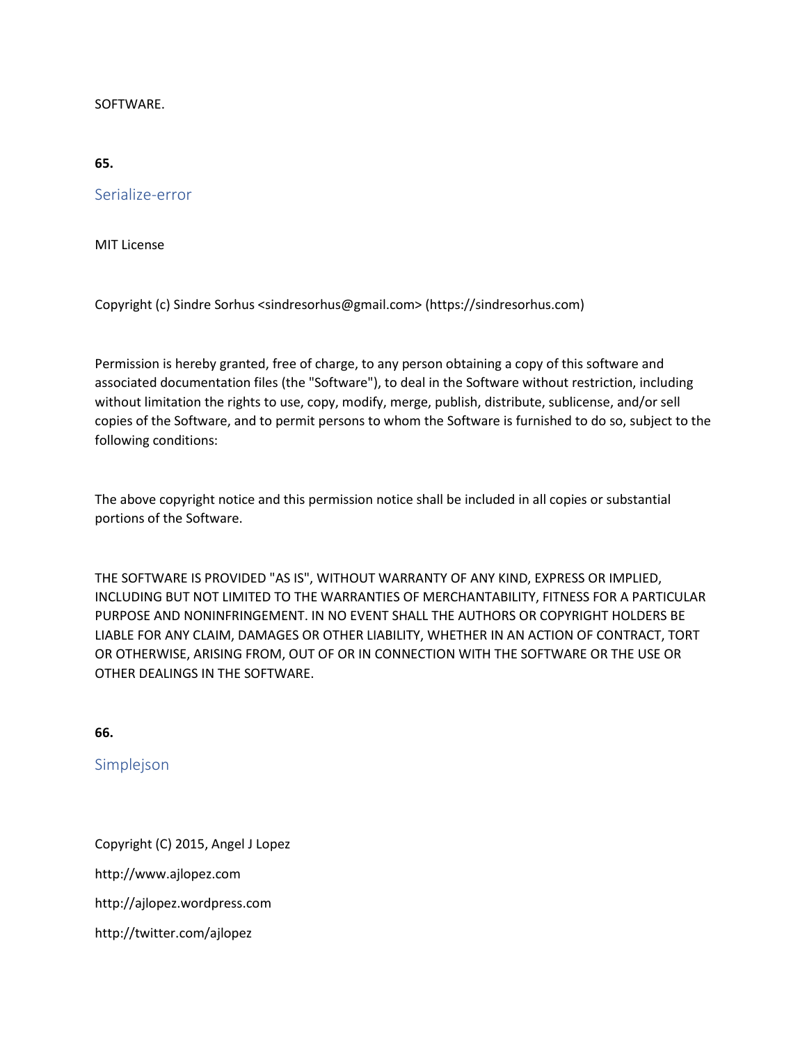SOFTWARE.

**65.**

## Serialize-error

MIT License

Copyright (c) Sindre Sorhus <sindresorhus@gmail.com> (https://sindresorhus.com)

Permission is hereby granted, free of charge, to any person obtaining a copy of this software and associated documentation files (the "Software"), to deal in the Software without restriction, including without limitation the rights to use, copy, modify, merge, publish, distribute, sublicense, and/or sell copies of the Software, and to permit persons to whom the Software is furnished to do so, subject to the following conditions:

The above copyright notice and this permission notice shall be included in all copies or substantial portions of the Software.

THE SOFTWARE IS PROVIDED "AS IS", WITHOUT WARRANTY OF ANY KIND, EXPRESS OR IMPLIED, INCLUDING BUT NOT LIMITED TO THE WARRANTIES OF MERCHANTABILITY, FITNESS FOR A PARTICULAR PURPOSE AND NONINFRINGEMENT. IN NO EVENT SHALL THE AUTHORS OR COPYRIGHT HOLDERS BE LIABLE FOR ANY CLAIM, DAMAGES OR OTHER LIABILITY, WHETHER IN AN ACTION OF CONTRACT, TORT OR OTHERWISE, ARISING FROM, OUT OF OR IN CONNECTION WITH THE SOFTWARE OR THE USE OR OTHER DEALINGS IN THE SOFTWARE.

**66.**

## Simplejson

Copyright (C) 2015, Angel J Lopez

http://www.ajlopez.com

http://ajlopez.wordpress.com

http://twitter.com/ajlopez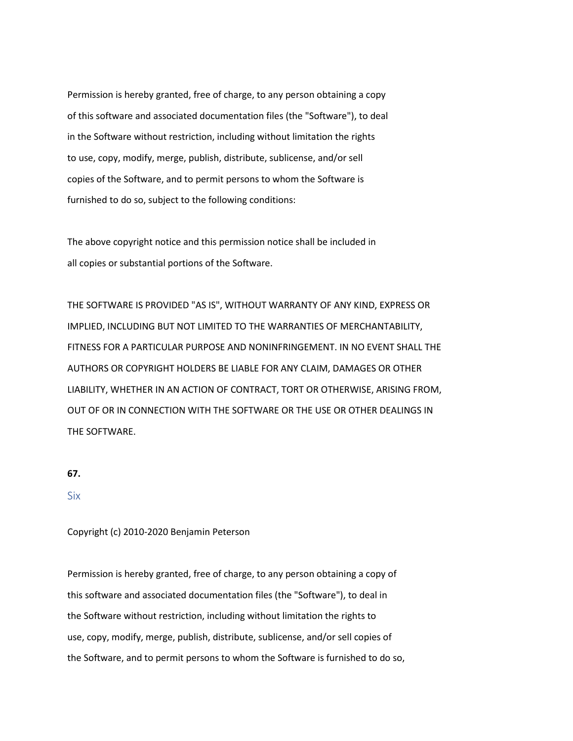Permission is hereby granted, free of charge, to any person obtaining a copy
of this software and associated documentation files (the "Software"), to deal
in the Software without restriction, including without limitation the rights
to use, copy, modify, merge, publish, distribute, sublicense, and/or sell
copies of the Software, and to permit persons to whom the Software is
furnished to do so, subject to the following conditions:

The above copyright notice and this permission notice shall be included in
all copies or substantial portions of the Software.

THE SOFTWARE IS PROVIDED "AS IS", WITHOUT WARRANTY OF ANY KIND, EXPRESS OR
IMPLIED, INCLUDING BUT NOT LIMITED TO THE WARRANTIES OF MERCHANTABILITY,
FITNESS FOR A PARTICULAR PURPOSE AND NONINFRINGEMENT. IN NO EVENT SHALL THE
AUTHORS OR COPYRIGHT HOLDERS BE LIABLE FOR ANY CLAIM, DAMAGES OR OTHER
LIABILITY, WHETHER IN AN ACTION OF CONTRACT, TORT OR OTHERWISE, ARISING FROM,
OUT OF OR IN CONNECTION WITH THE SOFTWARE OR THE USE OR OTHER DEALINGS IN
THE SOFTWARE.

**67.**

### Six

Copyright (c) 2010-2020 Benjamin Peterson

Permission is hereby granted, free of charge, to any person obtaining a copy of
this software and associated documentation files (the "Software"), to deal in
the Software without restriction, including without limitation the rights to
use, copy, modify, merge, publish, distribute, sublicense, and/or sell copies of
the Software, and to permit persons to whom the Software is furnished to do so,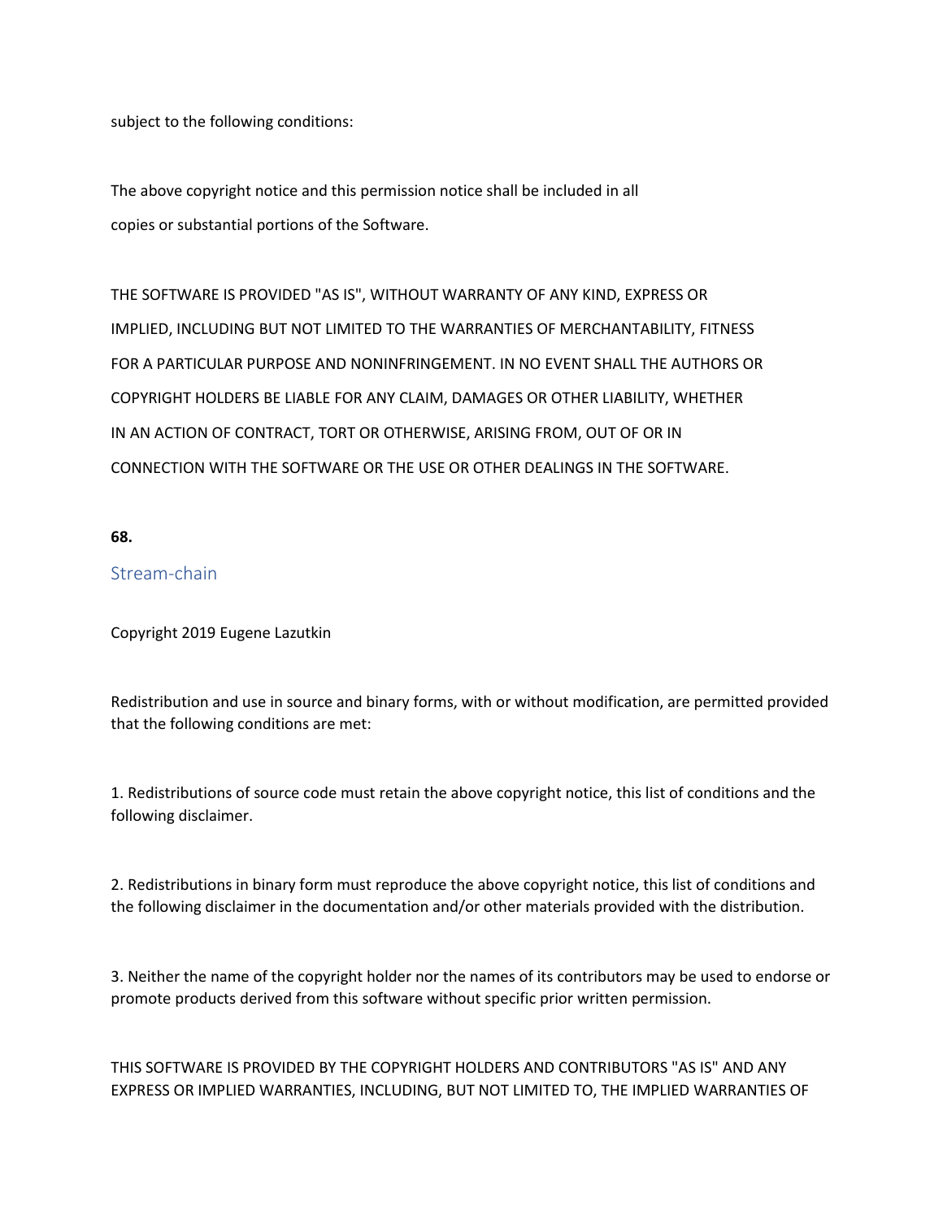subject to the following conditions:

The above copyright notice and this permission notice shall be included in all
copies or substantial portions of the Software.

THE SOFTWARE IS PROVIDED "AS IS", WITHOUT WARRANTY OF ANY KIND, EXPRESS OR
IMPLIED, INCLUDING BUT NOT LIMITED TO THE WARRANTIES OF MERCHANTABILITY, FITNESS
FOR A PARTICULAR PURPOSE AND NONINFRINGEMENT. IN NO EVENT SHALL THE AUTHORS OR
COPYRIGHT HOLDERS BE LIABLE FOR ANY CLAIM, DAMAGES OR OTHER LIABILITY, WHETHER
IN AN ACTION OF CONTRACT, TORT OR OTHERWISE, ARISING FROM, OUT OF OR IN
CONNECTION WITH THE SOFTWARE OR THE USE OR OTHER DEALINGS IN THE SOFTWARE.

**68.**

## Stream-chain

Copyright 2019 Eugene Lazutkin

Redistribution and use in source and binary forms, with or without modification, are permitted provided that the following conditions are met:

1. Redistributions of source code must retain the above copyright notice, this list of conditions and the following disclaimer.

2. Redistributions in binary form must reproduce the above copyright notice, this list of conditions and the following disclaimer in the documentation and/or other materials provided with the distribution.

3. Neither the name of the copyright holder nor the names of its contributors may be used to endorse or promote products derived from this software without specific prior written permission.

THIS SOFTWARE IS PROVIDED BY THE COPYRIGHT HOLDERS AND CONTRIBUTORS "AS IS" AND ANY EXPRESS OR IMPLIED WARRANTIES, INCLUDING, BUT NOT LIMITED TO, THE IMPLIED WARRANTIES OF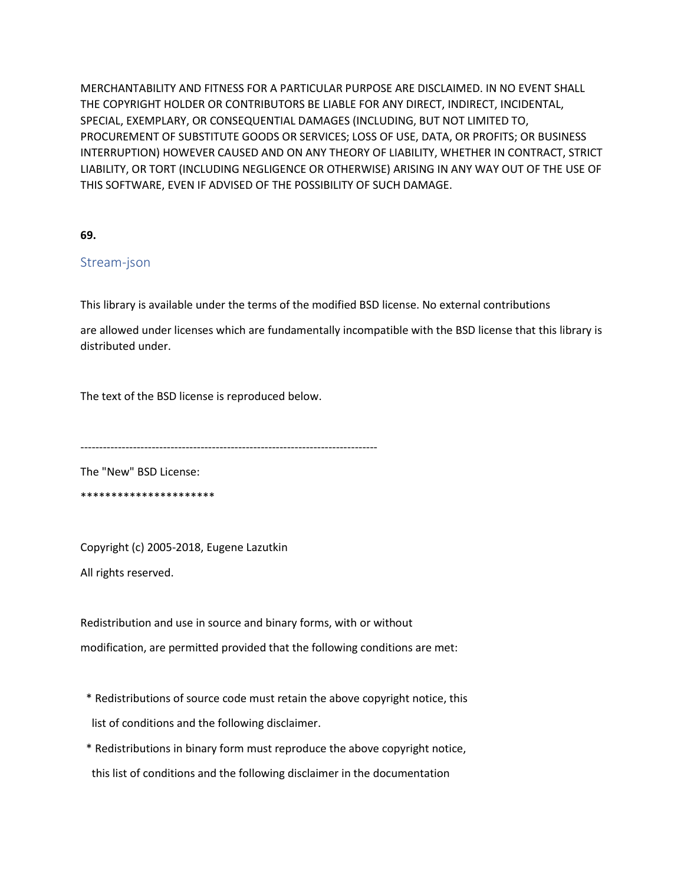MERCHANTABILITY AND FITNESS FOR A PARTICULAR PURPOSE ARE DISCLAIMED. IN NO EVENT SHALL THE COPYRIGHT HOLDER OR CONTRIBUTORS BE LIABLE FOR ANY DIRECT, INDIRECT, INCIDENTAL, SPECIAL, EXEMPLARY, OR CONSEQUENTIAL DAMAGES (INCLUDING, BUT NOT LIMITED TO, PROCUREMENT OF SUBSTITUTE GOODS OR SERVICES; LOSS OF USE, DATA, OR PROFITS; OR BUSINESS INTERRUPTION) HOWEVER CAUSED AND ON ANY THEORY OF LIABILITY, WHETHER IN CONTRACT, STRICT LIABILITY, OR TORT (INCLUDING NEGLIGENCE OR OTHERWISE) ARISING IN ANY WAY OUT OF THE USE OF THIS SOFTWARE, EVEN IF ADVISED OF THE POSSIBILITY OF SUCH DAMAGE.

**69.**

## Stream-json

This library is available under the terms of the modified BSD license. No external contributions

are allowed under licenses which are fundamentally incompatible with the BSD license that this library is distributed under.

The text of the BSD license is reproduced below.

-------------------------------------------------------------------------------

The "New" BSD License:

**********************

Copyright (c) 2005-2018, Eugene Lazutkin

All rights reserved.

Redistribution and use in source and binary forms, with or without

modification, are permitted provided that the following conditions are met:

* Redistributions of source code must retain the above copyright notice, this

  list of conditions and the following disclaimer.

* Redistributions in binary form must reproduce the above copyright notice,

  this list of conditions and the following disclaimer in the documentation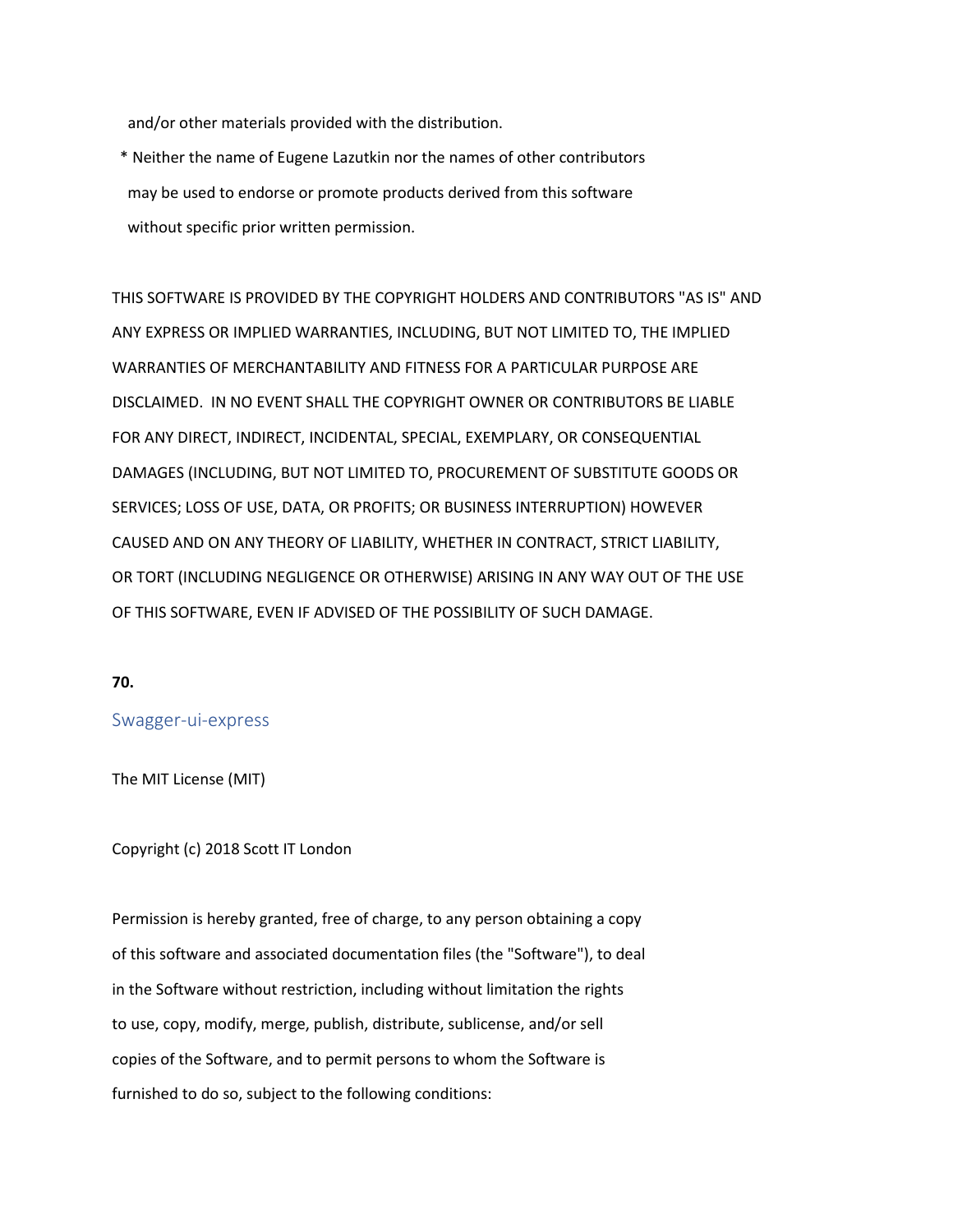and/or other materials provided with the distribution.

* Neither the name of Eugene Lazutkin nor the names of other contributors
  may be used to endorse or promote products derived from this software
  without specific prior written permission.

THIS SOFTWARE IS PROVIDED BY THE COPYRIGHT HOLDERS AND CONTRIBUTORS "AS IS" AND ANY EXPRESS OR IMPLIED WARRANTIES, INCLUDING, BUT NOT LIMITED TO, THE IMPLIED WARRANTIES OF MERCHANTABILITY AND FITNESS FOR A PARTICULAR PURPOSE ARE DISCLAIMED. IN NO EVENT SHALL THE COPYRIGHT OWNER OR CONTRIBUTORS BE LIABLE FOR ANY DIRECT, INDIRECT, INCIDENTAL, SPECIAL, EXEMPLARY, OR CONSEQUENTIAL DAMAGES (INCLUDING, BUT NOT LIMITED TO, PROCUREMENT OF SUBSTITUTE GOODS OR SERVICES; LOSS OF USE, DATA, OR PROFITS; OR BUSINESS INTERRUPTION) HOWEVER CAUSED AND ON ANY THEORY OF LIABILITY, WHETHER IN CONTRACT, STRICT LIABILITY, OR TORT (INCLUDING NEGLIGENCE OR OTHERWISE) ARISING IN ANY WAY OUT OF THE USE OF THIS SOFTWARE, EVEN IF ADVISED OF THE POSSIBILITY OF SUCH DAMAGE.

**70.**

## Swagger-ui-express

The MIT License (MIT)

Copyright (c) 2018 Scott IT London

Permission is hereby granted, free of charge, to any person obtaining a copy of this software and associated documentation files (the "Software"), to deal in the Software without restriction, including without limitation the rights to use, copy, modify, merge, publish, distribute, sublicense, and/or sell copies of the Software, and to permit persons to whom the Software is furnished to do so, subject to the following conditions: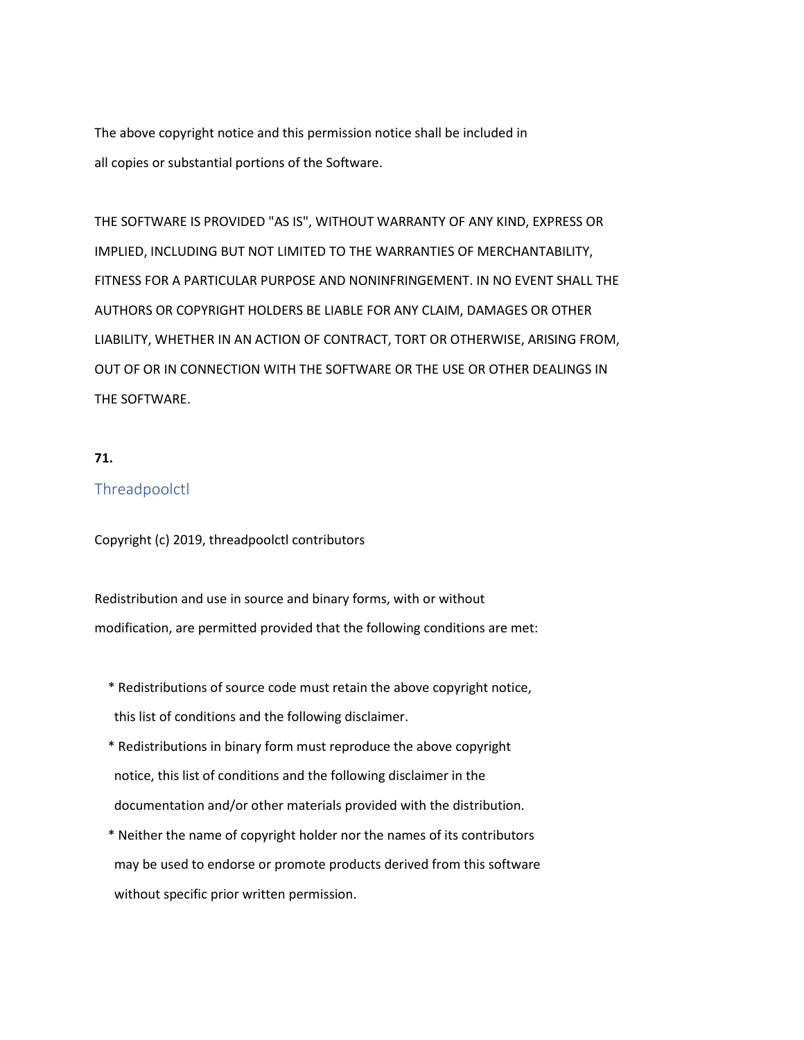The above copyright notice and this permission notice shall be included in
all copies or substantial portions of the Software.

THE SOFTWARE IS PROVIDED "AS IS", WITHOUT WARRANTY OF ANY KIND, EXPRESS OR
IMPLIED, INCLUDING BUT NOT LIMITED TO THE WARRANTIES OF MERCHANTABILITY,
FITNESS FOR A PARTICULAR PURPOSE AND NONINFRINGEMENT. IN NO EVENT SHALL THE
AUTHORS OR COPYRIGHT HOLDERS BE LIABLE FOR ANY CLAIM, DAMAGES OR OTHER
LIABILITY, WHETHER IN AN ACTION OF CONTRACT, TORT OR OTHERWISE, ARISING FROM,
OUT OF OR IN CONNECTION WITH THE SOFTWARE OR THE USE OR OTHER DEALINGS IN
THE SOFTWARE.

**71.**

## Threadpoolctl

Copyright (c) 2019, threadpoolctl contributors

Redistribution and use in source and binary forms, with or without
modification, are permitted provided that the following conditions are met:

* Redistributions of source code must retain the above copyright notice,
  this list of conditions and the following disclaimer.
* Redistributions in binary form must reproduce the above copyright
  notice, this list of conditions and the following disclaimer in the
  documentation and/or other materials provided with the distribution.
* Neither the name of copyright holder nor the names of its contributors
  may be used to endorse or promote products derived from this software
  without specific prior written permission.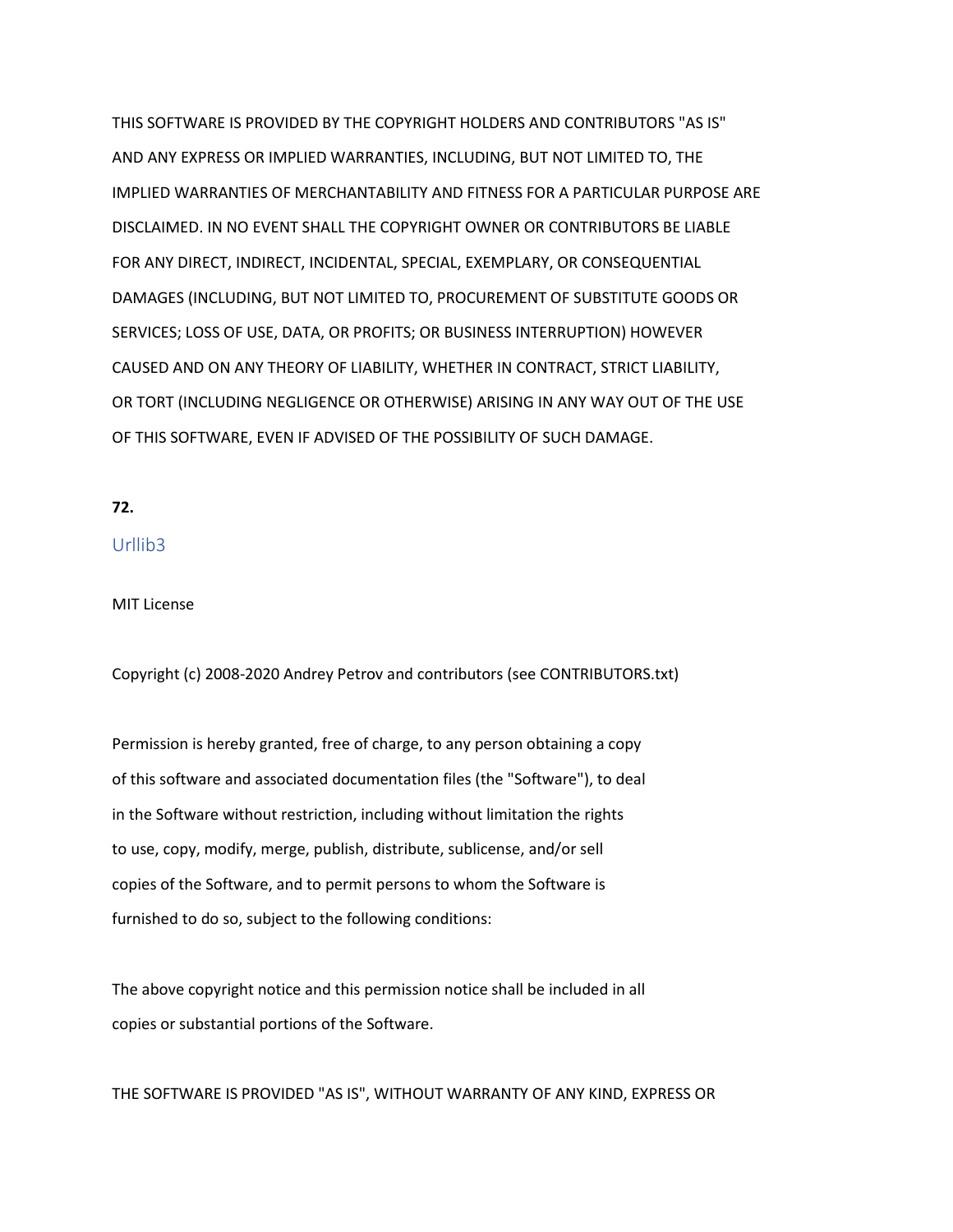THIS SOFTWARE IS PROVIDED BY THE COPYRIGHT HOLDERS AND CONTRIBUTORS "AS IS"
AND ANY EXPRESS OR IMPLIED WARRANTIES, INCLUDING, BUT NOT LIMITED TO, THE
IMPLIED WARRANTIES OF MERCHANTABILITY AND FITNESS FOR A PARTICULAR PURPOSE ARE
DISCLAIMED. IN NO EVENT SHALL THE COPYRIGHT OWNER OR CONTRIBUTORS BE LIABLE
FOR ANY DIRECT, INDIRECT, INCIDENTAL, SPECIAL, EXEMPLARY, OR CONSEQUENTIAL
DAMAGES (INCLUDING, BUT NOT LIMITED TO, PROCUREMENT OF SUBSTITUTE GOODS OR
SERVICES; LOSS OF USE, DATA, OR PROFITS; OR BUSINESS INTERRUPTION) HOWEVER
CAUSED AND ON ANY THEORY OF LIABILITY, WHETHER IN CONTRACT, STRICT LIABILITY,
OR TORT (INCLUDING NEGLIGENCE OR OTHERWISE) ARISING IN ANY WAY OUT OF THE USE
OF THIS SOFTWARE, EVEN IF ADVISED OF THE POSSIBILITY OF SUCH DAMAGE.

**72.**

## Urllib3

MIT License

Copyright (c) 2008-2020 Andrey Petrov and contributors (see CONTRIBUTORS.txt)

Permission is hereby granted, free of charge, to any person obtaining a copy
of this software and associated documentation files (the "Software"), to deal
in the Software without restriction, including without limitation the rights
to use, copy, modify, merge, publish, distribute, sublicense, and/or sell
copies of the Software, and to permit persons to whom the Software is
furnished to do so, subject to the following conditions:

The above copyright notice and this permission notice shall be included in all
copies or substantial portions of the Software.

THE SOFTWARE IS PROVIDED "AS IS", WITHOUT WARRANTY OF ANY KIND, EXPRESS OR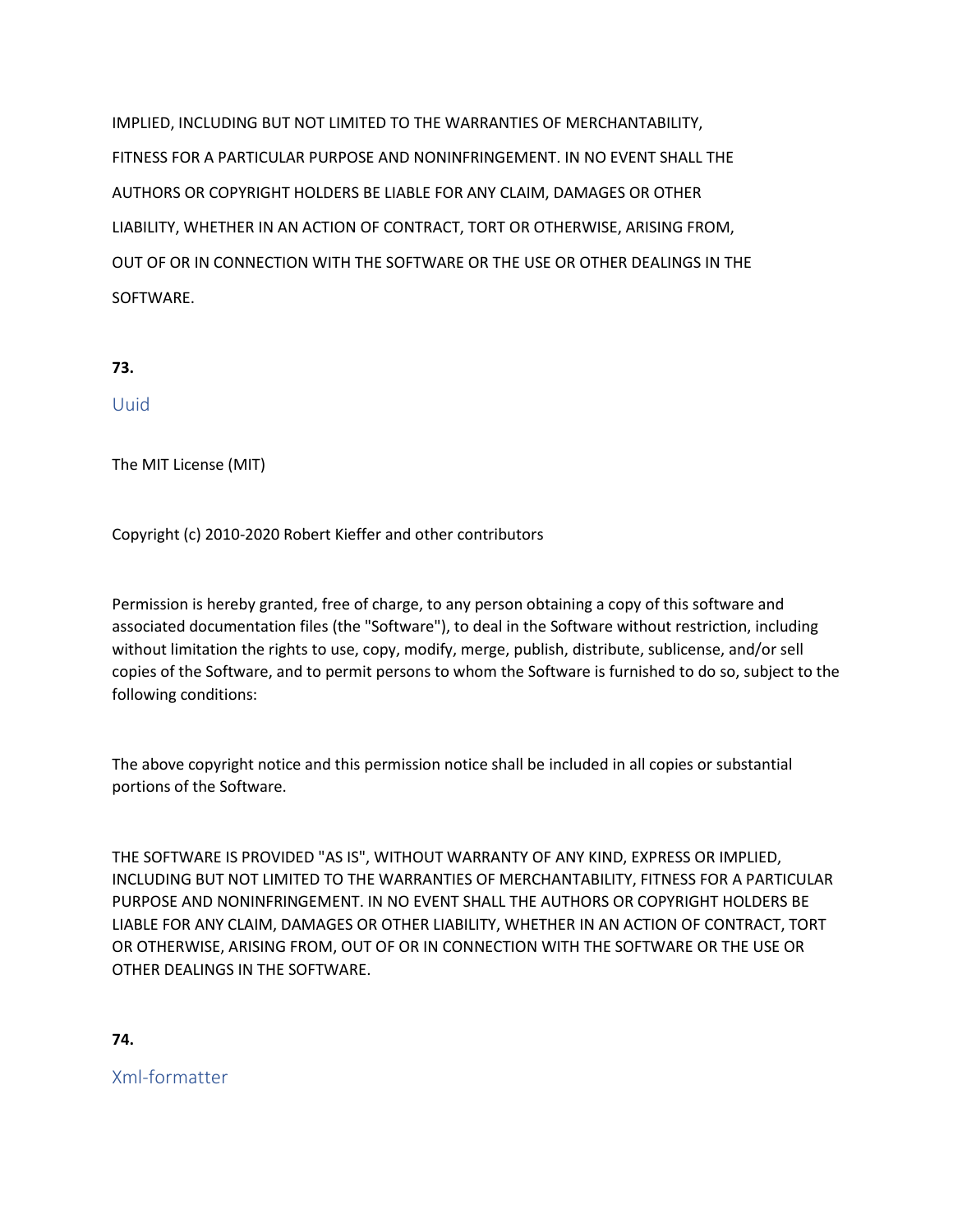IMPLIED, INCLUDING BUT NOT LIMITED TO THE WARRANTIES OF MERCHANTABILITY, FITNESS FOR A PARTICULAR PURPOSE AND NONINFRINGEMENT. IN NO EVENT SHALL THE AUTHORS OR COPYRIGHT HOLDERS BE LIABLE FOR ANY CLAIM, DAMAGES OR OTHER LIABILITY, WHETHER IN AN ACTION OF CONTRACT, TORT OR OTHERWISE, ARISING FROM, OUT OF OR IN CONNECTION WITH THE SOFTWARE OR THE USE OR OTHER DEALINGS IN THE SOFTWARE.

**73.**

## Uuid

The MIT License (MIT)

Copyright (c) 2010-2020 Robert Kieffer and other contributors

Permission is hereby granted, free of charge, to any person obtaining a copy of this software and associated documentation files (the "Software"), to deal in the Software without restriction, including without limitation the rights to use, copy, modify, merge, publish, distribute, sublicense, and/or sell copies of the Software, and to permit persons to whom the Software is furnished to do so, subject to the following conditions:

The above copyright notice and this permission notice shall be included in all copies or substantial portions of the Software.

THE SOFTWARE IS PROVIDED "AS IS", WITHOUT WARRANTY OF ANY KIND, EXPRESS OR IMPLIED, INCLUDING BUT NOT LIMITED TO THE WARRANTIES OF MERCHANTABILITY, FITNESS FOR A PARTICULAR PURPOSE AND NONINFRINGEMENT. IN NO EVENT SHALL THE AUTHORS OR COPYRIGHT HOLDERS BE LIABLE FOR ANY CLAIM, DAMAGES OR OTHER LIABILITY, WHETHER IN AN ACTION OF CONTRACT, TORT OR OTHERWISE, ARISING FROM, OUT OF OR IN CONNECTION WITH THE SOFTWARE OR THE USE OR OTHER DEALINGS IN THE SOFTWARE.

**74.**

## Xml-formatter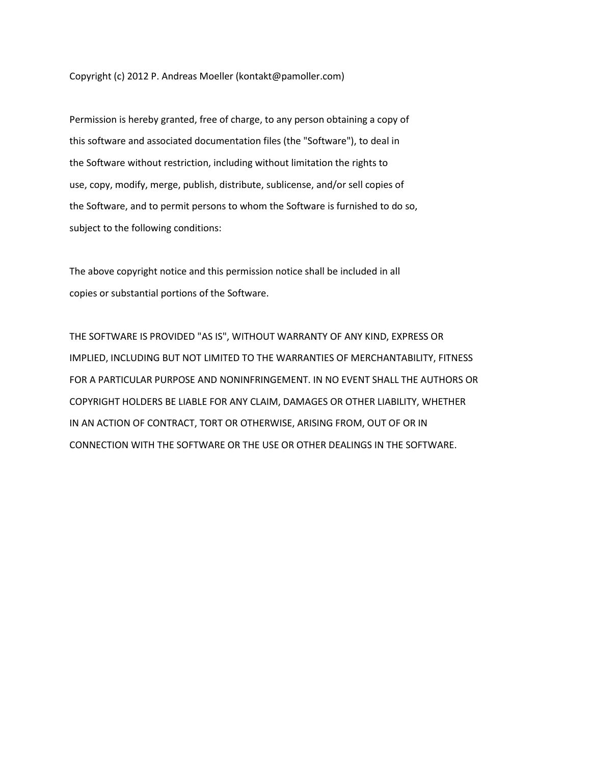Copyright (c) 2012 P. Andreas Moeller (kontakt@pamoller.com)

Permission is hereby granted, free of charge, to any person obtaining a copy of this software and associated documentation files (the "Software"), to deal in the Software without restriction, including without limitation the rights to use, copy, modify, merge, publish, distribute, sublicense, and/or sell copies of the Software, and to permit persons to whom the Software is furnished to do so, subject to the following conditions:

The above copyright notice and this permission notice shall be included in all copies or substantial portions of the Software.

THE SOFTWARE IS PROVIDED "AS IS", WITHOUT WARRANTY OF ANY KIND, EXPRESS OR IMPLIED, INCLUDING BUT NOT LIMITED TO THE WARRANTIES OF MERCHANTABILITY, FITNESS FOR A PARTICULAR PURPOSE AND NONINFRINGEMENT. IN NO EVENT SHALL THE AUTHORS OR COPYRIGHT HOLDERS BE LIABLE FOR ANY CLAIM, DAMAGES OR OTHER LIABILITY, WHETHER IN AN ACTION OF CONTRACT, TORT OR OTHERWISE, ARISING FROM, OUT OF OR IN CONNECTION WITH THE SOFTWARE OR THE USE OR OTHER DEALINGS IN THE SOFTWARE.